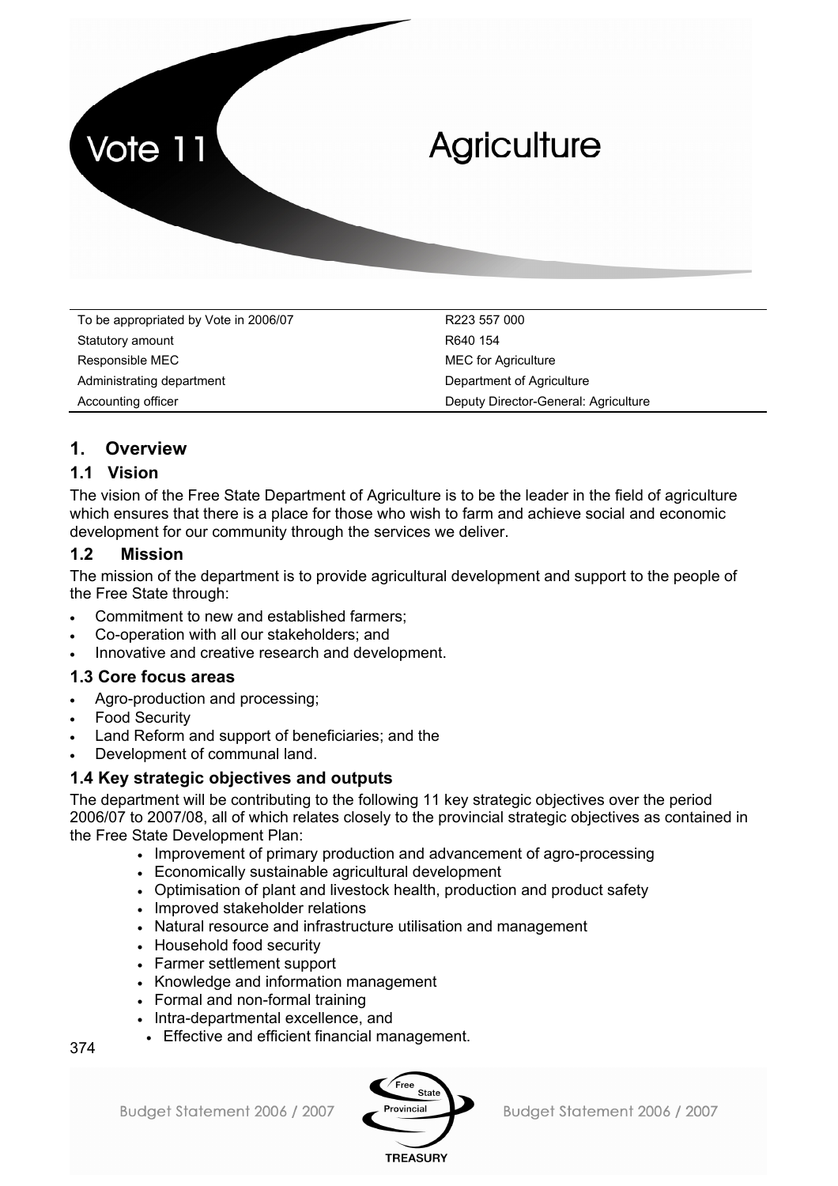# Vote 11 Agriculture

| | |
|---|---|
| To be appropriated by Vote in 2006/07 | R223 557 000 |
| Statutory amount | R640 154 |
| Responsible MEC | MEC for Agriculture |
| Administrating department | Department of Agriculture |
| Accounting officer | Deputy Director-General: Agriculture |

## 1. Overview

### 1.1 Vision

The vision of the Free State Department of Agriculture is to be the leader in the field of agriculture which ensures that there is a place for those who wish to farm and achieve social and economic development for our community through the services we deliver.

### 1.2 Mission

The mission of the department is to provide agricultural development and support to the people of the Free State through:

- Commitment to new and established farmers;
- Co-operation with all our stakeholders; and
- Innovative and creative research and development.

### 1.3 Core focus areas

- Agro-production and processing;
- Food Security
- Land Reform and support of beneficiaries; and the
- Development of communal land.

### 1.4 Key strategic objectives and outputs

The department will be contributing to the following 11 key strategic objectives over the period 2006/07 to 2007/08, all of which relates closely to the provincial strategic objectives as contained in the Free State Development Plan:

- Improvement of primary production and advancement of agro-processing
- Economically sustainable agricultural development
- Optimisation of plant and livestock health, production and product safety
- Improved stakeholder relations
- Natural resource and infrastructure utilisation and management
- Household food security
- Farmer settlement support
- Knowledge and information management
- Formal and non-formal training
- Intra-departmental excellence, and
- Effective and efficient financial management.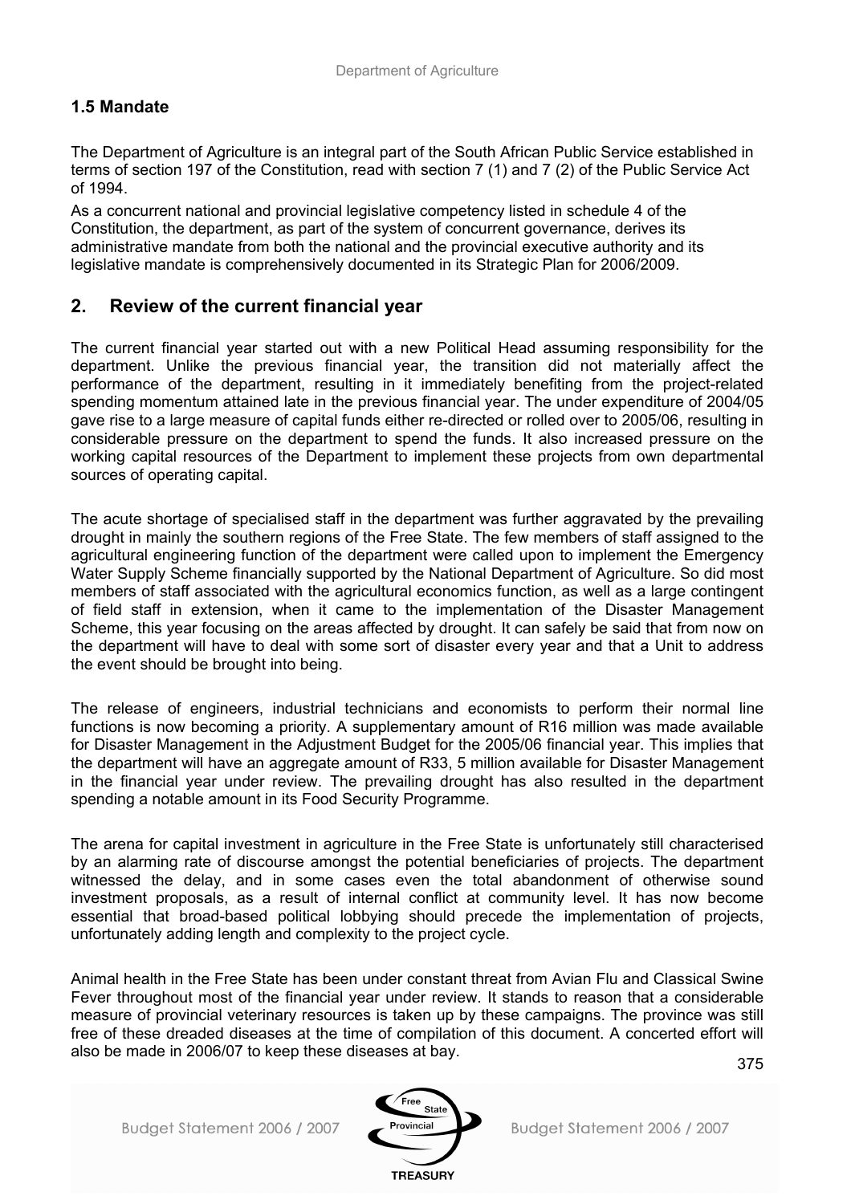### 1.5 Mandate

The Department of Agriculture is an integral part of the South African Public Service established in terms of section 197 of the Constitution, read with section 7 (1) and 7 (2) of the Public Service Act of 1994.

As a concurrent national and provincial legislative competency listed in schedule 4 of the Constitution, the department, as part of the system of concurrent governance, derives its administrative mandate from both the national and the provincial executive authority and its legislative mandate is comprehensively documented in its Strategic Plan for 2006/2009.

## 2. Review of the current financial year

The current financial year started out with a new Political Head assuming responsibility for the department. Unlike the previous financial year, the transition did not materially affect the performance of the department, resulting in it immediately benefiting from the project-related spending momentum attained late in the previous financial year. The under expenditure of 2004/05 gave rise to a large measure of capital funds either re-directed or rolled over to 2005/06, resulting in considerable pressure on the department to spend the funds. It also increased pressure on the working capital resources of the Department to implement these projects from own departmental sources of operating capital.

The acute shortage of specialised staff in the department was further aggravated by the prevailing drought in mainly the southern regions of the Free State. The few members of staff assigned to the agricultural engineering function of the department were called upon to implement the Emergency Water Supply Scheme financially supported by the National Department of Agriculture. So did most members of staff associated with the agricultural economics function, as well as a large contingent of field staff in extension, when it came to the implementation of the Disaster Management Scheme, this year focusing on the areas affected by drought. It can safely be said that from now on the department will have to deal with some sort of disaster every year and that a Unit to address the event should be brought into being.

The release of engineers, industrial technicians and economists to perform their normal line functions is now becoming a priority. A supplementary amount of R16 million was made available for Disaster Management in the Adjustment Budget for the 2005/06 financial year. This implies that the department will have an aggregate amount of R33, 5 million available for Disaster Management in the financial year under review. The prevailing drought has also resulted in the department spending a notable amount in its Food Security Programme.

The arena for capital investment in agriculture in the Free State is unfortunately still characterised by an alarming rate of discourse amongst the potential beneficiaries of projects. The department witnessed the delay, and in some cases even the total abandonment of otherwise sound investment proposals, as a result of internal conflict at community level. It has now become essential that broad-based political lobbying should precede the implementation of projects, unfortunately adding length and complexity to the project cycle.

Animal health in the Free State has been under constant threat from Avian Flu and Classical Swine Fever throughout most of the financial year under review. It stands to reason that a considerable measure of provincial veterinary resources is taken up by these campaigns. The province was still free of these dreaded diseases at the time of compilation of this document. A concerted effort will also be made in 2006/07 to keep these diseases at bay.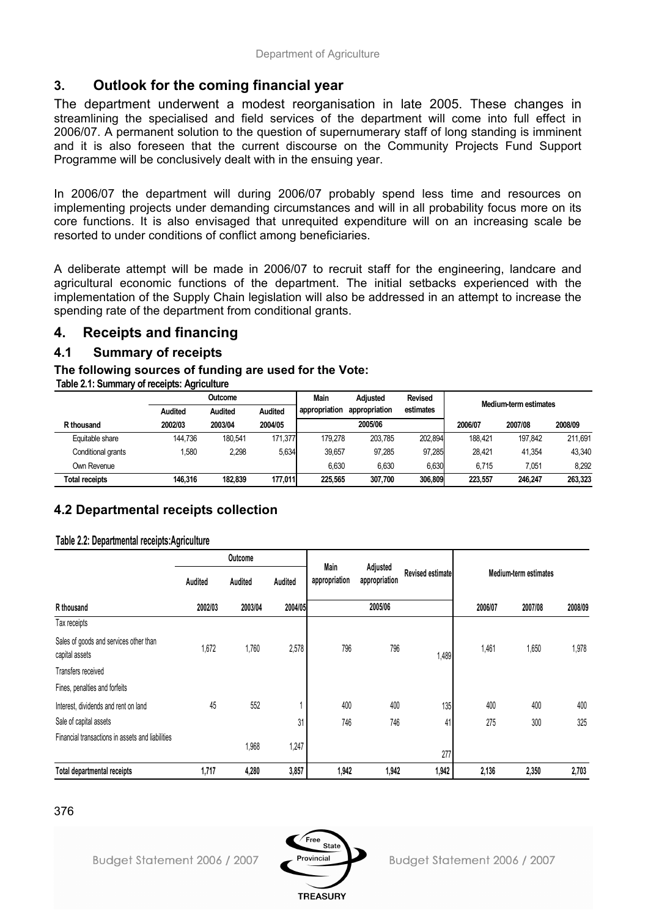## 3. Outlook for the coming financial year

The department underwent a modest reorganisation in late 2005. These changes in streamlining the specialised and field services of the department will come into full effect in 2006/07. A permanent solution to the question of supernumerary staff of long standing is imminent and it is also foreseen that the current discourse on the Community Projects Fund Support Programme will be conclusively dealt with in the ensuing year.

In 2006/07 the department will during 2006/07 probably spend less time and resources on implementing projects under demanding circumstances and will in all probability focus more on its core functions. It is also envisaged that unrequited expenditure will on an increasing scale be resorted to under conditions of conflict among beneficiaries.

A deliberate attempt will be made in 2006/07 to recruit staff for the engineering, landcare and agricultural economic functions of the department. The initial setbacks experienced with the implementation of the Supply Chain legislation will also be addressed in an attempt to increase the spending rate of the department from conditional grants.

## 4. Receipts and financing

### 4.1 Summary of receipts

**The following sources of funding are used for the Vote:**

**Table 2.1: Summary of receipts: Agriculture**

| | Outcome | | | Main appropriation | Adjusted appropriation | Revised estimates | Medium-term estimates | | |
|---|---|---|---|---|---|---|---|---|---|
| | Audited | Audited | Audited | | | | | | |
| R thousand | 2002/03 | 2003/04 | 2004/05 | 2005/06 | | | 2006/07 | 2007/08 | 2008/09 |
| Equitable share | 144,736 | 180,541 | 171,377 | 179,278 | 203,785 | 202,894 | 188,421 | 197,842 | 211,691 |
| Conditional grants | 1,580 | 2,298 | 5,634 | 39,657 | 97,285 | 97,285 | 28,421 | 41,354 | 43,340 |
| Own Revenue | | | | 6,630 | 6,630 | 6,630 | 6,715 | 7,051 | 8,292 |
| **Total receipts** | **146,316** | **182,839** | **177,011** | **225,565** | **307,700** | **306,809** | **223,557** | **246,247** | **263,323** |

## 4.2 Departmental receipts collection

**Table 2.2: Departmental receipts:Agriculture**

| | Outcome | | | Main appropriation | Adjusted appropriation | Revised estimate | Medium-term estimates | | |
|---|---|---|---|---|---|---|---|---|---|
| | Audited | Audited | Audited | | | | | | |
| R thousand | 2002/03 | 2003/04 | 2004/05 | 2005/06 | | | 2006/07 | 2007/08 | 2008/09 |
| Tax receipts | | | | | | | | | |
| Sales of goods and services other than capital assets | 1,672 | 1,760 | 2,578 | 796 | 796 | 1,489 | 1,461 | 1,650 | 1,978 |
| Transfers received | | | | | | | | | |
| Fines, penalties and forfeits | | | | | | | | | |
| Interest, dividends and rent on land | 45 | 552 | 1 | 400 | 400 | 135 | 400 | 400 | 400 |
| Sale of capital assets | | | 31 | 746 | 746 | 41 | 275 | 300 | 325 |
| Financial transactions in assets and liabilities | | 1,968 | 1,247 | | | 277 | | | |
| **Total departmental receipts** | **1,717** | **4,280** | **3,857** | **1,942** | **1,942** | **1,942** | **2,136** | **2,350** | **2,703** |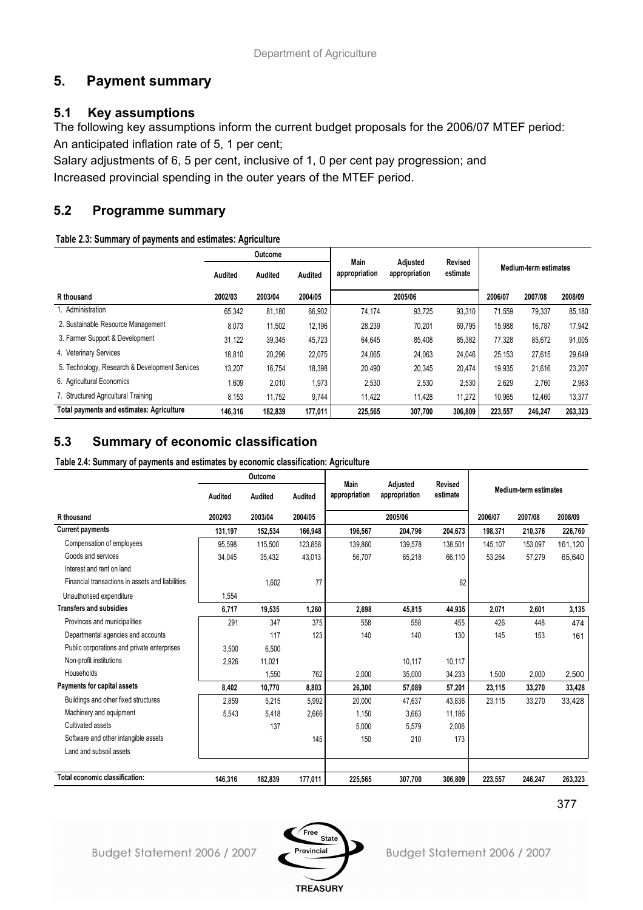## 5. Payment summary

### 5.1 Key assumptions

The following key assumptions inform the current budget proposals for the 2006/07 MTEF period:

An anticipated inflation rate of 5, 1 per cent;

Salary adjustments of 6, 5 per cent, inclusive of 1, 0 per cent pay progression; and

Increased provincial spending in the outer years of the MTEF period.

### 5.2 Programme summary

**Table 2.3: Summary of payments and estimates: Agriculture**

| | Outcome | | | Main appropriation | Adjusted appropriation | Revised estimate | Medium-term estimates | | |
|---|---|---|---|---|---|---|---|---|---|
| | Audited | Audited | Audited | | | | | | |
| R thousand | 2002/03 | 2003/04 | 2004/05 | | 2005/06 | | 2006/07 | 2007/08 | 2008/09 |
| 1. Administration | 65,342 | 81,180 | 66,902 | 74,174 | 93,725 | 93,310 | 71,559 | 79,337 | 85,180 |
| 2. Sustainable Resource Management | 8,073 | 11,502 | 12,196 | 28,239 | 70,201 | 69,795 | 15,988 | 16,787 | 17,942 |
| 3. Farmer Support & Development | 31,122 | 39,345 | 45,723 | 64,645 | 85,408 | 85,382 | 77,328 | 85,672 | 91,005 |
| 4. Veterinary Services | 18,810 | 20,296 | 22,075 | 24,065 | 24,063 | 24,046 | 25,153 | 27,615 | 29,649 |
| 5. Technology, Research & Development Services | 13,207 | 16,754 | 18,398 | 20,490 | 20,345 | 20,474 | 19,935 | 21,616 | 23,207 |
| 6. Agricultural Economics | 1,609 | 2,010 | 1,973 | 2,530 | 2,530 | 2,530 | 2,629 | 2,760 | 2,963 |
| 7. Structured Agricultural Training | 8,153 | 11,752 | 9,744 | 11,422 | 11,428 | 11,272 | 10,965 | 12,460 | 13,377 |
| **Total payments and estimates: Agriculture** | **146,316** | **182,839** | **177,011** | **225,565** | **307,700** | **306,809** | **223,557** | **246,247** | **263,323** |

### 5.3 Summary of economic classification

**Table 2.4: Summary of payments and estimates by economic classification: Agriculture**

| | Outcome | | | Main appropriation | Adjusted appropriation | Revised estimate | Medium-term estimates | | |
|---|---|---|---|---|---|---|---|---|---|
| | Audited | Audited | Audited | | | | | | |
| R thousand | 2002/03 | 2003/04 | 2004/05 | | 2005/06 | | 2006/07 | 2007/08 | 2008/09 |
| **Current payments** | **131,197** | **152,534** | **166,948** | **196,567** | **204,796** | **204,673** | **198,371** | **210,376** | **226,760** |
| Compensation of employees | 95,598 | 115,500 | 123,858 | 139,860 | 139,578 | 138,501 | 145,107 | 153,097 | 161,120 |
| Goods and services | 34,045 | 35,432 | 43,013 | 56,707 | 65,218 | 66,110 | 53,264 | 57,279 | 65,640 |
| Interest and rent on land | | | | | | | | | |
| Financial transactions in assets and liabilities | | 1,602 | 77 | | | 62 | | | |
| Unauthorised expenditure | 1,554 | | | | | | | | |
| **Transfers and subsidies** | **6,717** | **19,535** | **1,260** | **2,698** | **45,815** | **44,935** | **2,071** | **2,601** | **3,135** |
| Provinces and municipalities | 291 | 347 | 375 | 558 | 558 | 455 | 426 | 448 | 474 |
| Departmental agencies and accounts | | 117 | 123 | 140 | 140 | 130 | 145 | 153 | 161 |
| Public corporations and private enterprises | 3,500 | 6,500 | | | | | | | |
| Non-profit institutions | 2,926 | 11,021 | | | 10,117 | 10,117 | | | |
| Households | | 1,550 | 762 | 2,000 | 35,000 | 34,233 | 1,500 | 2,000 | 2,500 |
| **Payments for capital assets** | **8,402** | **10,770** | **8,803** | **26,300** | **57,089** | **57,201** | **23,115** | **33,270** | **33,428** |
| Buildings and other fixed structures | 2,859 | 5,215 | 5,992 | 20,000 | 47,637 | 43,836 | 23,115 | 33,270 | 33,428 |
| Machinery and equipment | 5,543 | 5,418 | 2,666 | 1,150 | 3,663 | 11,186 | | | |
| Cultivated assets | | 137 | | 5,000 | 5,579 | 2,006 | | | |
| Software and other intangible assets | | | 145 | 150 | 210 | 173 | | | |
| Land and subsoil assets | | | | | | | | | |
| **Total economic classification:** | **146,316** | **182,839** | **177,011** | **225,565** | **307,700** | **306,809** | **223,557** | **246,247** | **263,323** |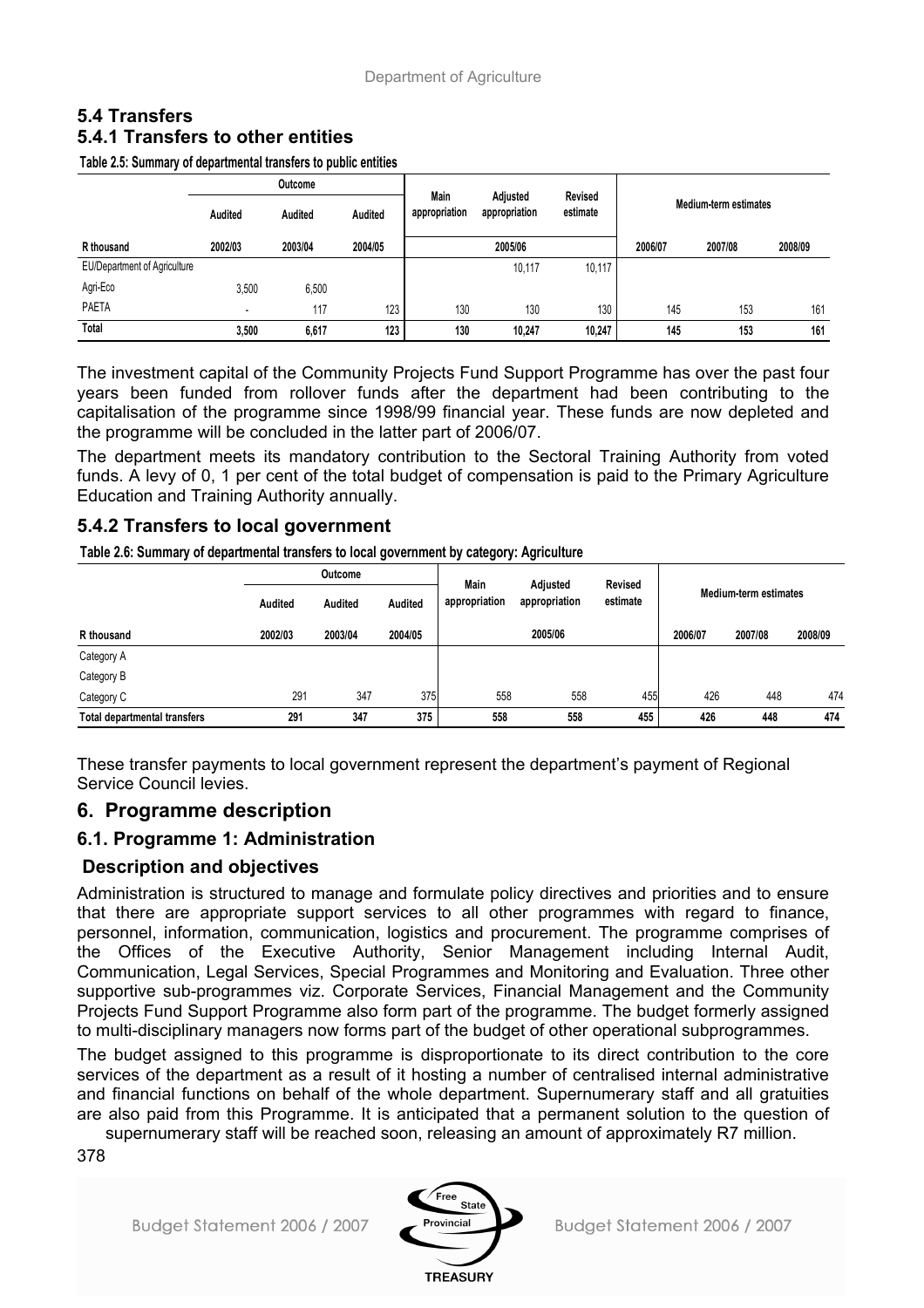## 5.4 Transfers

### 5.4.1 Transfers to other entities

**Table 2.5: Summary of departmental transfers to public entities**

| | Outcome | | | Main appropriation | Adjusted appropriation | Revised estimate | Medium-term estimates | | |
|---|---|---|---|---|---|---|---|---|---|
| | Audited | Audited | Audited | | | | | | |
| R thousand | 2002/03 | 2003/04 | 2004/05 | 2005/06 | | | 2006/07 | 2007/08 | 2008/09 |
| EU/Department of Agriculture | | | | | 10,117 | 10,117 | | | |
| Agri-Eco | 3,500 | 6,500 | | | | | | | |
| PAETA | - | 117 | 123 | 130 | 130 | 130 | 145 | 153 | 161 |
| Total | 3,500 | 6,617 | 123 | 130 | 10,247 | 10,247 | 145 | 153 | 161 |

The investment capital of the Community Projects Fund Support Programme has over the past four years been funded from rollover funds after the department had been contributing to the capitalisation of the programme since 1998/99 financial year. These funds are now depleted and the programme will be concluded in the latter part of 2006/07.

The department meets its mandatory contribution to the Sectoral Training Authority from voted funds. A levy of 0, 1 per cent of the total budget of compensation is paid to the Primary Agriculture Education and Training Authority annually.

### 5.4.2 Transfers to local government

**Table 2.6: Summary of departmental transfers to local government by category: Agriculture**

| | Outcome | | | Main appropriation | Adjusted appropriation | Revised estimate | Medium-term estimates | | |
|---|---|---|---|---|---|---|---|---|---|
| | Audited | Audited | Audited | | | | | | |
| R thousand | 2002/03 | 2003/04 | 2004/05 | 2005/06 | | | 2006/07 | 2007/08 | 2008/09 |
| Category A | | | | | | | | | |
| Category B | | | | | | | | | |
| Category C | 291 | 347 | 375 | 558 | 558 | 455 | 426 | 448 | 474 |
| Total departmental transfers | 291 | 347 | 375 | 558 | 558 | 455 | 426 | 448 | 474 |

These transfer payments to local government represent the department's payment of Regional Service Council levies.

## 6. Programme description

### 6.1. Programme 1: Administration

### Description and objectives

Administration is structured to manage and formulate policy directives and priorities and to ensure that there are appropriate support services to all other programmes with regard to finance, personnel, information, communication, logistics and procurement. The programme comprises of the Offices of the Executive Authority, Senior Management including Internal Audit, Communication, Legal Services, Special Programmes and Monitoring and Evaluation. Three other supportive sub-programmes viz. Corporate Services, Financial Management and the Community Projects Fund Support Programme also form part of the programme. The budget formerly assigned to multi-disciplinary managers now forms part of the budget of other operational subprogrammes.

The budget assigned to this programme is disproportionate to its direct contribution to the core services of the department as a result of it hosting a number of centralised internal administrative and financial functions on behalf of the whole department. Supernumerary staff and all gratuities are also paid from this Programme. It is anticipated that a permanent solution to the question of supernumerary staff will be reached soon, releasing an amount of approximately R7 million.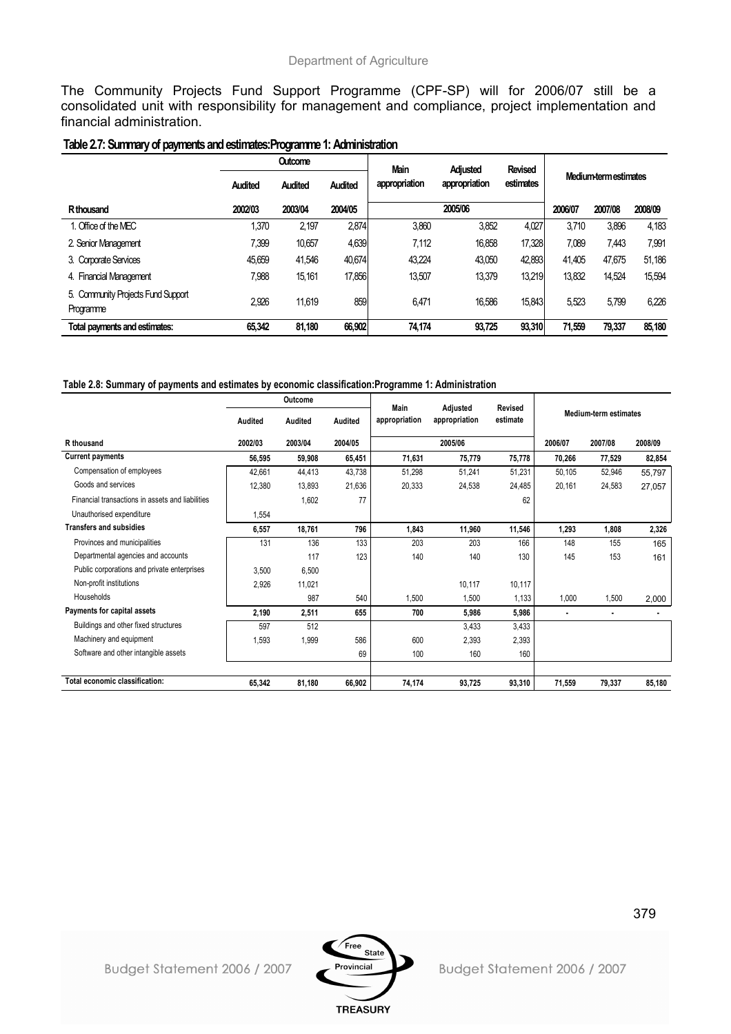The Community Projects Fund Support Programme (CPF-SP) will for 2006/07 still be a consolidated unit with responsibility for management and compliance, project implementation and financial administration.

**Table 2.7: Summary of payments and estimates:Programme 1: Administration**

| | Outcome | | | Main appropriation | Adjusted appropriation | Revised estimates | Medium-term estimates | | |
|---|---|---|---|---|---|---|---|---|---|
| | Audited | Audited | Audited | | | | | | |
| R thousand | 2002/03 | 2003/04 | 2004/05 | 2005/06 | | | 2006/07 | 2007/08 | 2008/09 |
| 1. Office of the MEC | 1,370 | 2,197 | 2,874 | 3,860 | 3,852 | 4,027 | 3,710 | 3,896 | 4,183 |
| 2. Senior Management | 7,399 | 10,657 | 4,639 | 7,112 | 16,858 | 17,328 | 7,089 | 7,443 | 7,991 |
| 3. Corporate Services | 45,659 | 41,546 | 40,674 | 43,224 | 43,050 | 42,893 | 41,405 | 47,675 | 51,186 |
| 4. Financial Management | 7,988 | 15,161 | 17,856 | 13,507 | 13,379 | 13,219 | 13,832 | 14,524 | 15,594 |
| 5. Community Projects Fund Support Programme | 2,926 | 11,619 | 859 | 6,471 | 16,586 | 15,843 | 5,523 | 5,799 | 6,226 |
| **Total payments and estimates:** | **65,342** | **81,180** | **66,902** | **74,174** | **93,725** | **93,310** | **71,559** | **79,337** | **85,180** |

**Table 2.8: Summary of payments and estimates by economic classification:Programme 1: Administration**

| | Outcome | | | Main appropriation | Adjusted appropriation | Revised estimate | Medium-term estimates | | |
|---|---|---|---|---|---|---|---|---|---|
| | Audited | Audited | Audited | | | | | | |
| R thousand | 2002/03 | 2003/04 | 2004/05 | 2005/06 | | | 2006/07 | 2007/08 | 2008/09 |
| **Current payments** | **56,595** | **59,908** | **65,451** | **71,631** | **75,779** | **75,778** | **70,266** | **77,529** | **82,854** |
| Compensation of employees | 42,661 | 44,413 | 43,738 | 51,298 | 51,241 | 51,231 | 50,105 | 52,946 | 55,797 |
| Goods and services | 12,380 | 13,893 | 21,636 | 20,333 | 24,538 | 24,485 | 20,161 | 24,583 | 27,057 |
| Financial transactions in assets and liabilities | | 1,602 | 77 | | | 62 | | | |
| Unauthorised expenditure | 1,554 | | | | | | | | |
| **Transfers and subsidies** | **6,557** | **18,761** | **796** | **1,843** | **11,960** | **11,546** | **1,293** | **1,808** | **2,326** |
| Provinces and municipalities | 131 | 136 | 133 | 203 | 203 | 166 | 148 | 155 | 165 |
| Departmental agencies and accounts | | 117 | 123 | 140 | 140 | 130 | 145 | 153 | 161 |
| Public corporations and private enterprises | 3,500 | 6,500 | | | | | | | |
| Non-profit institutions | 2,926 | 11,021 | | | 10,117 | 10,117 | | | |
| Households | | 987 | 540 | 1,500 | 1,500 | 1,133 | 1,000 | 1,500 | 2,000 |
| **Payments for capital assets** | **2,190** | **2,511** | **655** | **700** | **5,986** | **5,986** | **-** | **-** | **-** |
| Buildings and other fixed structures | 597 | 512 | | | 3,433 | 3,433 | | | |
| Machinery and equipment | 1,593 | 1,999 | 586 | 600 | 2,393 | 2,393 | | | |
| Software and other intangible assets | | | 69 | 100 | 160 | 160 | | | |
| **Total economic classification:** | **65,342** | **81,180** | **66,902** | **74,174** | **93,725** | **93,310** | **71,559** | **79,337** | **85,180** |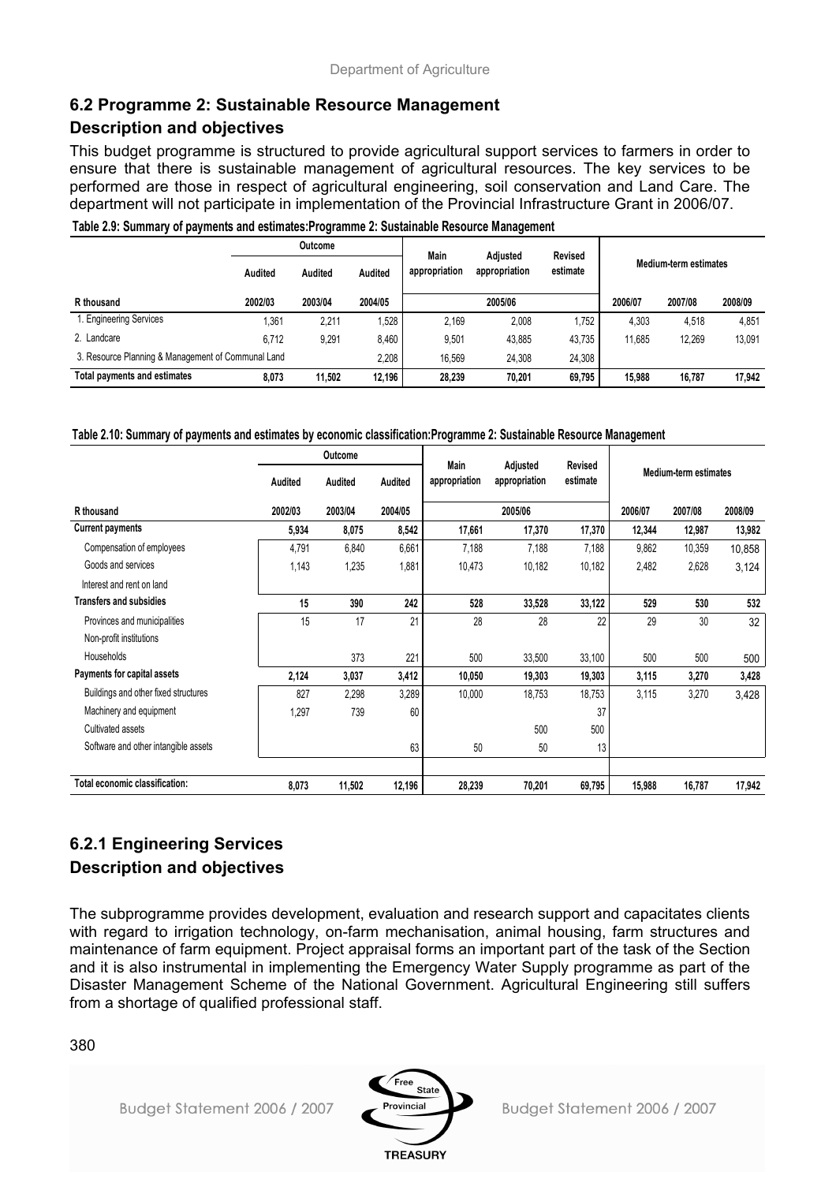## 6.2 Programme 2: Sustainable Resource Management

### Description and objectives

This budget programme is structured to provide agricultural support services to farmers in order to ensure that there is sustainable management of agricultural resources. The key services to be performed are those in respect of agricultural engineering, soil conservation and Land Care. The department will not participate in implementation of the Provincial Infrastructure Grant in 2006/07.

**Table 2.9: Summary of payments and estimates:Programme 2: Sustainable Resource Management**

| | Outcome | | | Main appropriation | Adjusted appropriation | Revised estimate | Medium-term estimates | | |
|---|---|---|---|---|---|---|---|---|---|
| | Audited | Audited | Audited | | | | | | |
| R thousand | 2002/03 | 2003/04 | 2004/05 | 2005/06 | | | 2006/07 | 2007/08 | 2008/09 |
| 1. Engineering Services | 1,361 | 2,211 | 1,528 | 2,169 | 2,008 | 1,752 | 4,303 | 4,518 | 4,851 |
| 2. Landcare | 6,712 | 9,291 | 8,460 | 9,501 | 43,885 | 43,735 | 11,685 | 12,269 | 13,091 |
| 3. Resource Planning & Management of Communal Land | | | 2,208 | 16,569 | 24,308 | 24,308 | | | |
| **Total payments and estimates** | **8,073** | **11,502** | **12,196** | **28,239** | **70,201** | **69,795** | **15,988** | **16,787** | **17,942** |

**Table 2.10: Summary of payments and estimates by economic classification:Programme 2: Sustainable Resource Management**

| | Outcome | | | Main appropriation | Adjusted appropriation | Revised estimate | Medium-term estimates | | |
|---|---|---|---|---|---|---|---|---|---|
| | Audited | Audited | Audited | | | | | | |
| R thousand | 2002/03 | 2003/04 | 2004/05 | 2005/06 | | | 2006/07 | 2007/08 | 2008/09 |
| **Current payments** | **5,934** | **8,075** | **8,542** | **17,661** | **17,370** | **17,370** | **12,344** | **12,987** | **13,982** |
| Compensation of employees | 4,791 | 6,840 | 6,661 | 7,188 | 7,188 | 7,188 | 9,862 | 10,359 | 10,858 |
| Goods and services | 1,143 | 1,235 | 1,881 | 10,473 | 10,182 | 10,182 | 2,482 | 2,628 | 3,124 |
| Interest and rent on land | | | | | | | | | |
| **Transfers and subsidies** | **15** | **390** | **242** | **528** | **33,528** | **33,122** | **529** | **530** | **532** |
| Provinces and municipalities | 15 | 17 | 21 | 28 | 28 | 22 | 29 | 30 | 32 |
| Non-profit institutions | | | | | | | | | |
| Households | | 373 | 221 | 500 | 33,500 | 33,100 | 500 | 500 | 500 |
| **Payments for capital assets** | **2,124** | **3,037** | **3,412** | **10,050** | **19,303** | **19,303** | **3,115** | **3,270** | **3,428** |
| Buildings and other fixed structures | 827 | 2,298 | 3,289 | 10,000 | 18,753 | 18,753 | 3,115 | 3,270 | 3,428 |
| Machinery and equipment | 1,297 | 739 | 60 | | | 37 | | | |
| Cultivated assets | | | | | 500 | 500 | | | |
| Software and other intangible assets | | | 63 | 50 | 50 | 13 | | | |
| **Total economic classification:** | **8,073** | **11,502** | **12,196** | **28,239** | **70,201** | **69,795** | **15,988** | **16,787** | **17,942** |

## 6.2.1 Engineering Services

### Description and objectives

The subprogramme provides development, evaluation and research support and capacitates clients with regard to irrigation technology, on-farm mechanisation, animal housing, farm structures and maintenance of farm equipment. Project appraisal forms an important part of the task of the Section and it is also instrumental in implementing the Emergency Water Supply programme as part of the Disaster Management Scheme of the National Government. Agricultural Engineering still suffers from a shortage of qualified professional staff.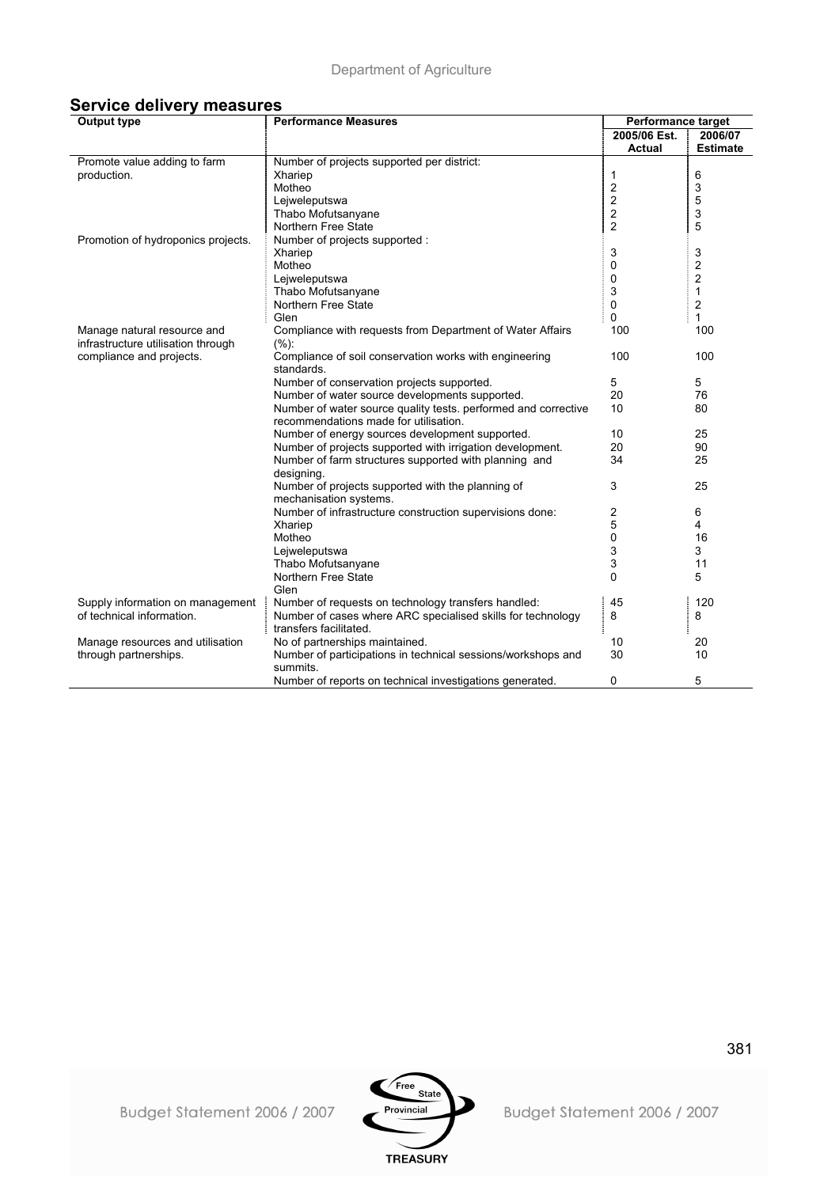## Service delivery measures

| Output type | Performance Measures | Performance target | |
|---|---|---|---|
| | | 2005/06 Est. Actual | 2006/07 Estimate |
| Promote value adding to farm production. | Number of projects supported per district: | | |
| | Xhariep | 1 | 6 |
| | Motheo | 2 | 3 |
| | Lejweleputswa | 2 | 5 |
| | Thabo Mofutsanyane | 2 | 3 |
| | Northern Free State | 2 | 5 |
| Promotion of hydroponics projects. | Number of projects supported : | | |
| | Xhariep | 3 | 3 |
| | Motheo | 0 | 2 |
| | Lejweleputswa | 0 | 2 |
| | Thabo Mofutsanyane | 3 | 1 |
| | Northern Free State | 0 | 2 |
| | Glen | 0 | 1 |
| Manage natural resource and infrastructure utilisation through compliance and projects. | Compliance with requests from Department of Water Affairs (%): | 100 | 100 |
| | Compliance of soil conservation works with engineering standards. | 100 | 100 |
| | Number of conservation projects supported. | 5 | 5 |
| | Number of water source developments supported. | 20 | 76 |
| | Number of water source quality tests. performed and corrective recommendations made for utilisation. | 10 | 80 |
| | Number of energy sources development supported. | 10 | 25 |
| | Number of projects supported with irrigation development. | 20 | 90 |
| | Number of farm structures supported with planning and designing. | 34 | 25 |
| | Number of projects supported with the planning of mechanisation systems. | 3 | 25 |
| | Number of infrastructure construction supervisions done: | 2 | 6 |
| | Xhariep | 5 | 4 |
| | Motheo | 0 | 16 |
| | Lejweleputswa | 3 | 3 |
| | Thabo Mofutsanyane | 3 | 11 |
| | Northern Free State | 0 | 5 |
| | Glen | | |
| Supply information on management of technical information. | Number of requests on technology transfers handled: | 45 | 120 |
| | Number of cases where ARC specialised skills for technology transfers facilitated. | 8 | 8 |
| Manage resources and utilisation through partnerships. | No of partnerships maintained. | 10 | 20 |
| | Number of participations in technical sessions/workshops and summits. | 30 | 10 |
| | Number of reports on technical investigations generated. | 0 | 5 |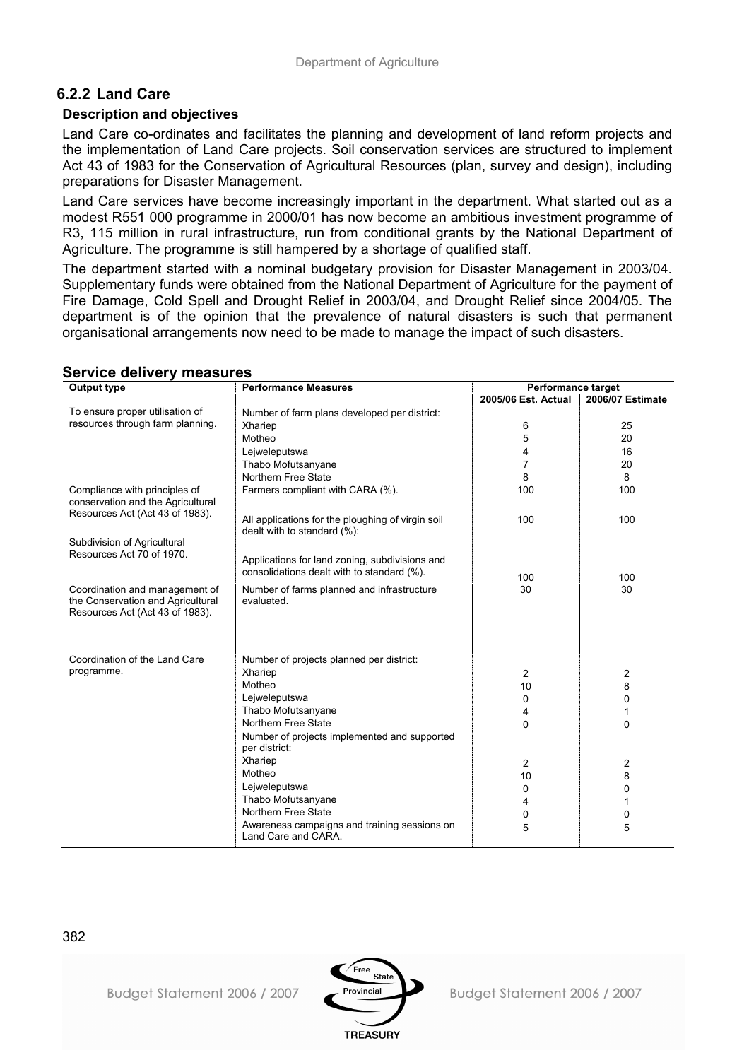## 6.2.2 Land Care

### Description and objectives

Land Care co-ordinates and facilitates the planning and development of land reform projects and the implementation of Land Care projects. Soil conservation services are structured to implement Act 43 of 1983 for the Conservation of Agricultural Resources (plan, survey and design), including preparations for Disaster Management.

Land Care services have become increasingly important in the department. What started out as a modest R551 000 programme in 2000/01 has now become an ambitious investment programme of R3, 115 million in rural infrastructure, run from conditional grants by the National Department of Agriculture. The programme is still hampered by a shortage of qualified staff.

The department started with a nominal budgetary provision for Disaster Management in 2003/04. Supplementary funds were obtained from the National Department of Agriculture for the payment of Fire Damage, Cold Spell and Drought Relief in 2003/04, and Drought Relief since 2004/05. The department is of the opinion that the prevalence of natural disasters is such that permanent organisational arrangements now need to be made to manage the impact of such disasters.

### Service delivery measures

| Output type | Performance Measures | Performance target | |
|---|---|---|---|
| | | 2005/06 Est. Actual | 2006/07 Estimate |
| To ensure proper utilisation of resources through farm planning. | Number of farm plans developed per district: | | |
| | Xhariep | 6 | 25 |
| | Motheo | 5 | 20 |
| | Lejweleputswa | 4 | 16 |
| | Thabo Mofutsanyane | 7 | 20 |
| | Northern Free State | 8 | 8 |
| Compliance with principles of conservation and the Agricultural Resources Act (Act 43 of 1983). | Farmers compliant with CARA (%). | 100 | 100 |
| | All applications for the ploughing of virgin soil dealt with to standard (%): | 100 | 100 |
| Subdivision of Agricultural Resources Act 70 of 1970. | Applications for land zoning, subdivisions and consolidations dealt with to standard (%). | 100 | 100 |
| Coordination and management of the Conservation and Agricultural Resources Act (Act 43 of 1983). | Number of farms planned and infrastructure evaluated. | 30 | 30 |
| Coordination of the Land Care programme. | Number of projects planned per district: | | |
| | Xhariep | 2 | 2 |
| | Motheo | 10 | 8 |
| | Lejweleputswa | 0 | 0 |
| | Thabo Mofutsanyane | 4 | 1 |
| | Northern Free State | 0 | 0 |
| | Number of projects implemented and supported per district: | | |
| | Xhariep | 2 | 2 |
| | Motheo | 10 | 8 |
| | Lejweleputswa | 0 | 0 |
| | Thabo Mofutsanyane | 4 | 1 |
| | Northern Free State | 0 | 0 |
| | Awareness campaigns and training sessions on Land Care and CARA. | 5 | 5 |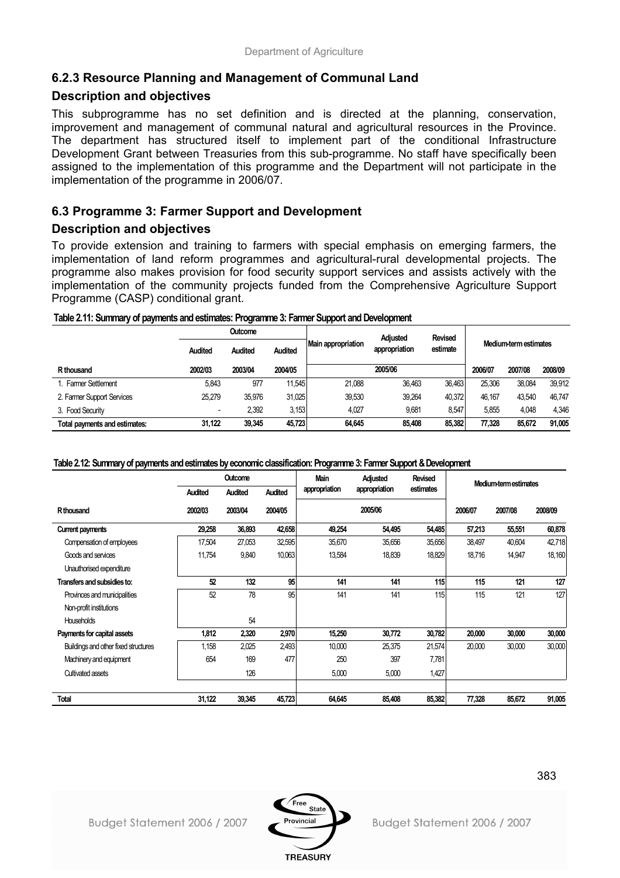### 6.2.3 Resource Planning and Management of Communal Land

#### Description and objectives

This subprogramme has no set definition and is directed at the planning, conservation, improvement and management of communal natural and agricultural resources in the Province. The department has structured itself to implement part of the conditional Infrastructure Development Grant between Treasuries from this sub-programme. No staff have specifically been assigned to the implementation of this programme and the Department will not participate in the implementation of the programme in 2006/07.

### 6.3 Programme 3: Farmer Support and Development

#### Description and objectives

To provide extension and training to farmers with special emphasis on emerging farmers, the implementation of land reform programmes and agricultural-rural developmental projects. The programme also makes provision for food security support services and assists actively with the implementation of the community projects funded from the Comprehensive Agriculture Support Programme (CASP) conditional grant.

**Table 2.11: Summary of payments and estimates: Programme 3: Farmer Support and Development**

| | Outcome | | | Main appropriation | Adjusted appropriation | Revised estimate | Medium-term estimates | | |
|---|---|---|---|---|---|---|---|---|---|
| | Audited | Audited | Audited | | | | | | |
| R thousand | 2002/03 | 2003/04 | 2004/05 | 2005/06 | | | 2006/07 | 2007/08 | 2008/09 |
| 1. Farmer Settlement | 5,843 | 977 | 11,545 | 21,088 | 36,463 | 36,463 | 25,306 | 38,084 | 39,912 |
| 2. Farmer Support Services | 25,279 | 35,976 | 31,025 | 39,530 | 39,264 | 40,372 | 46,167 | 43,540 | 46,747 |
| 3. Food Security | - | 2,392 | 3,153 | 4,027 | 9,681 | 8,547 | 5,855 | 4,048 | 4,346 |
| **Total payments and estimates:** | **31,122** | **39,345** | **45,723** | **64,645** | **85,408** | **85,382** | **77,328** | **85,672** | **91,005** |

**Table 2.12: Summary of payments and estimates by economic classification: Programme 3: Farmer Support & Development**

| | Outcome | | | Main appropriation | Adjusted appropriation | Revised estimates | Medium-term estimates | | |
|---|---|---|---|---|---|---|---|---|---|
| | Audited | Audited | Audited | | | | | | |
| R thousand | 2002/03 | 2003/04 | 2004/05 | 2005/06 | | | 2006/07 | 2007/08 | 2008/09 |
| **Current payments** | **29,258** | **36,893** | **42,658** | **49,254** | **54,495** | **54,485** | **57,213** | **55,551** | **60,878** |
| Compensation of employees | 17,504 | 27,053 | 32,595 | 35,670 | 35,656 | 35,656 | 38,497 | 40,604 | 42,718 |
| Goods and services | 11,754 | 9,840 | 10,063 | 13,584 | 18,839 | 18,829 | 18,716 | 14,947 | 18,160 |
| Unauthorised expenditure | | | | | | | | | |
| **Transfers and subsidies to:** | **52** | **132** | **95** | **141** | **141** | **115** | **115** | **121** | **127** |
| Provinces and municipalities | 52 | 78 | 95 | 141 | 141 | 115 | 115 | 121 | 127 |
| Non-profit institutions | | | | | | | | | |
| Households | | 54 | | | | | | | |
| **Payments for capital assets** | **1,812** | **2,320** | **2,970** | **15,250** | **30,772** | **30,782** | **20,000** | **30,000** | **30,000** |
| Buildings and other fixed structures | 1,158 | 2,025 | 2,493 | 10,000 | 25,375 | 21,574 | 20,000 | 30,000 | 30,000 |
| Machinery and equipment | 654 | 169 | 477 | 250 | 397 | 7,781 | | | |
| Cultivated assets | | 126 | | 5,000 | 5,000 | 1,427 | | | |
| **Total** | **31,122** | **39,345** | **45,723** | **64,645** | **85,408** | **85,382** | **77,328** | **85,672** | **91,005** |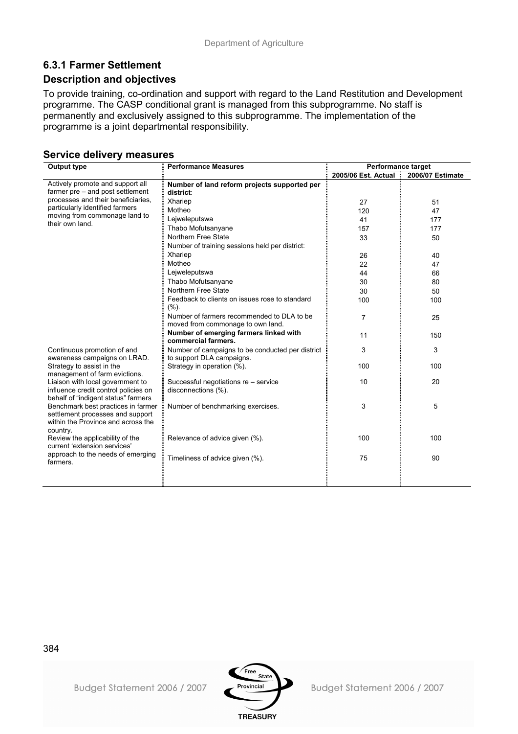### 6.3.1 Farmer Settlement

### Description and objectives

To provide training, co-ordination and support with regard to the Land Restitution and Development programme. The CASP conditional grant is managed from this subprogramme. No staff is permanently and exclusively assigned to this subprogramme. The implementation of the programme is a joint departmental responsibility.

### Service delivery measures

| Output type | Performance Measures | Performance target | |
|---|---|---|---|
| | | 2005/06 Est. Actual | 2006/07 Estimate |
| Actively promote and support all farmer pre – and post settlement processes and their beneficiaries, particularly identified farmers moving from commonage land to their own land. | **Number of land reform projects supported per district**: | | |
| | Xhariep | 27 | 51 |
| | Motheo | 120 | 47 |
| | Lejweleputswa | 41 | 177 |
| | Thabo Mofutsanyane | 157 | 177 |
| | Northern Free State | 33 | 50 |
| | Number of training sessions held per district: | | |
| | Xhariep | 26 | 40 |
| | Motheo | 22 | 47 |
| | Lejweleputswa | 44 | 66 |
| | Thabo Mofutsanyane | 30 | 80 |
| | Northern Free State | 30 | 50 |
| | Feedback to clients on issues rose to standard (%). | 100 | 100 |
| | Number of farmers recommended to DLA to be moved from commonage to own land. | 7 | 25 |
| | **Number of emerging farmers linked with commercial farmers.** | 11 | 150 |
| Continuous promotion of and awareness campaigns on LRAD. | Number of campaigns to be conducted per district to support DLA campaigns. | 3 | 3 |
| Strategy to assist in the management of farm evictions. | Strategy in operation (%). | 100 | 100 |
| Liaison with local government to influence credit control policies on behalf of "indigent status" farmers | Successful negotiations re – service disconnections (%). | 10 | 20 |
| Benchmark best practices in farmer settlement processes and support within the Province and across the country. | Number of benchmarking exercises. | 3 | 5 |
| Review the applicability of the current 'extension services' approach to the needs of emerging farmers. | Relevance of advice given (%). | 100 | 100 |
| | Timeliness of advice given (%). | 75 | 90 |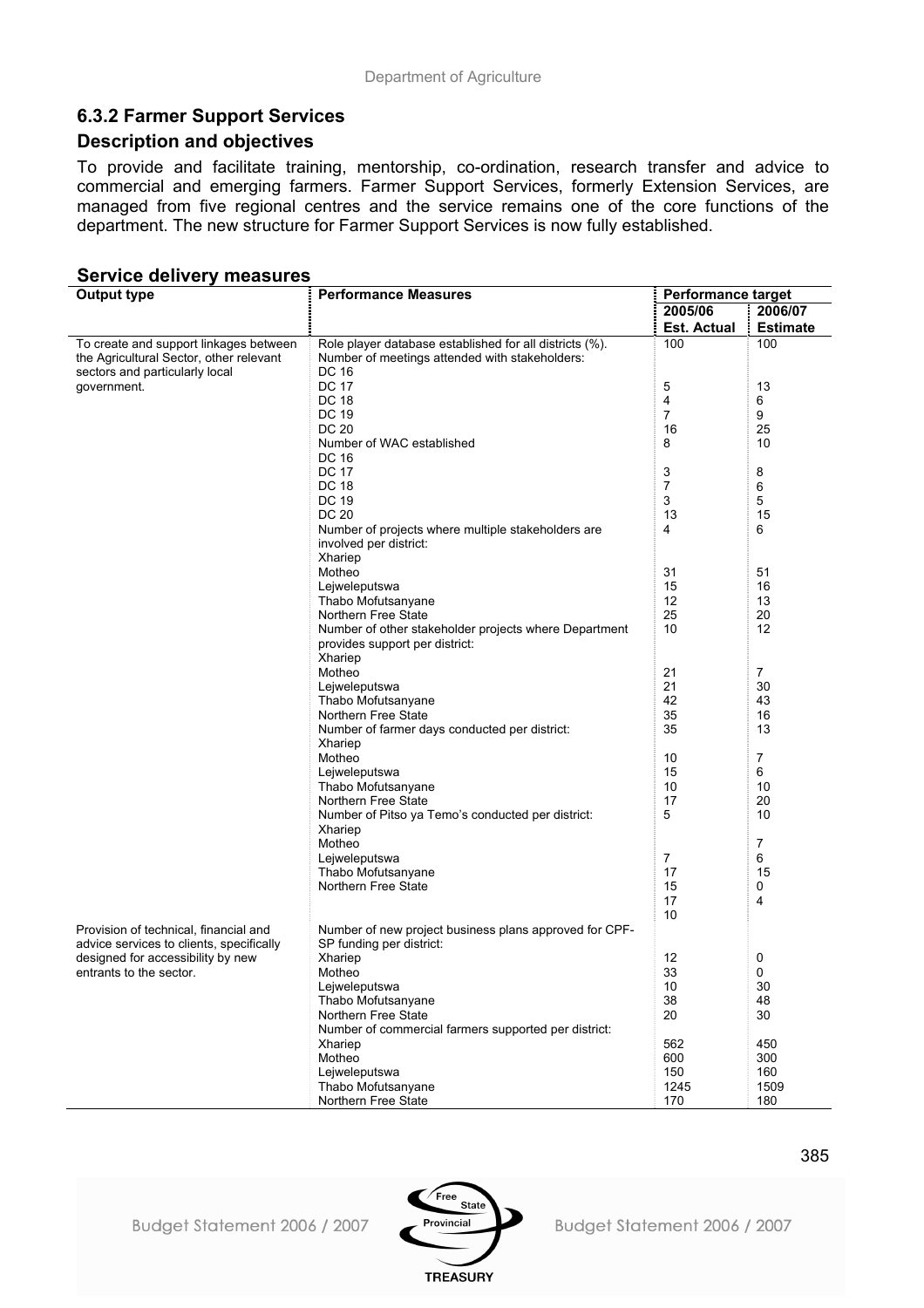### 6.3.2 Farmer Support Services

### Description and objectives

To provide and facilitate training, mentorship, co-ordination, research transfer and advice to commercial and emerging farmers. Farmer Support Services, formerly Extension Services, are managed from five regional centres and the service remains one of the core functions of the department. The new structure for Farmer Support Services is now fully established.

### Service delivery measures

| Output type | Performance Measures | Performance target | |
|---|---|---|---|
| | | 2005/06 Est. Actual | 2006/07 Estimate |
| To create and support linkages between the Agricultural Sector, other relevant sectors and particularly local government. | Role player database established for all districts (%). | 100 | 100 |
| | Number of meetings attended with stakeholders: | | |
| | DC 16 | | |
| | DC 17 | 5 | 13 |
| | DC 18 | 4 | 6 |
| | DC 19 | 7 | 9 |
| | DC 20 | 16 | 25 |
| | Number of WAC established | 8 | 10 |
| | DC 16 | | |
| | DC 17 | 3 | 8 |
| | DC 18 | 7 | 6 |
| | DC 19 | 3 | 5 |
| | DC 20 | 13 | 15 |
| | Number of projects where multiple stakeholders are involved per district: | 4 | 6 |
| | Xhariep | | |
| | Motheo | 31 | 51 |
| | Lejweleputswa | 15 | 16 |
| | Thabo Mofutsanyane | 12 | 13 |
| | Northern Free State | 25 | 20 |
| | Number of other stakeholder projects where Department provides support per district: | 10 | 12 |
| | Xhariep | | |
| | Motheo | 21 | 7 |
| | Lejweleputswa | 21 | 30 |
| | Thabo Mofutsanyane | 42 | 43 |
| | Northern Free State | 35 | 16 |
| | Number of farmer days conducted per district: | 35 | 13 |
| | Xhariep | | |
| | Motheo | 10 | 7 |
| | Lejweleputswa | 15 | 6 |
| | Thabo Mofutsanyane | 10 | 10 |
| | Northern Free State | 17 | 20 |
| | Number of Pitso ya Temo's conducted per district: | 5 | 10 |
| | Xhariep | | |
| | Motheo | | 7 |
| | Lejweleputswa | 7 | 6 |
| | Thabo Mofutsanyane | 17 | 15 |
| | Northern Free State | 15 | 0 |
| | | 17 | 4 |
| | | 10 | |
| Provision of technical, financial and advice services to clients, specifically designed for accessibility by new entrants to the sector. | Number of new project business plans approved for CPF-SP funding per district: | | |
| | Xhariep | 12 | 0 |
| | Motheo | 33 | 0 |
| | Lejweleputswa | 10 | 30 |
| | Thabo Mofutsanyane | 38 | 48 |
| | Northern Free State | 20 | 30 |
| | Number of commercial farmers supported per district: | | |
| | Xhariep | 562 | 450 |
| | Motheo | 600 | 300 |
| | Lejweleputswa | 150 | 160 |
| | Thabo Mofutsanyane | 1245 | 1509 |
| | Northern Free State | 170 | 180 |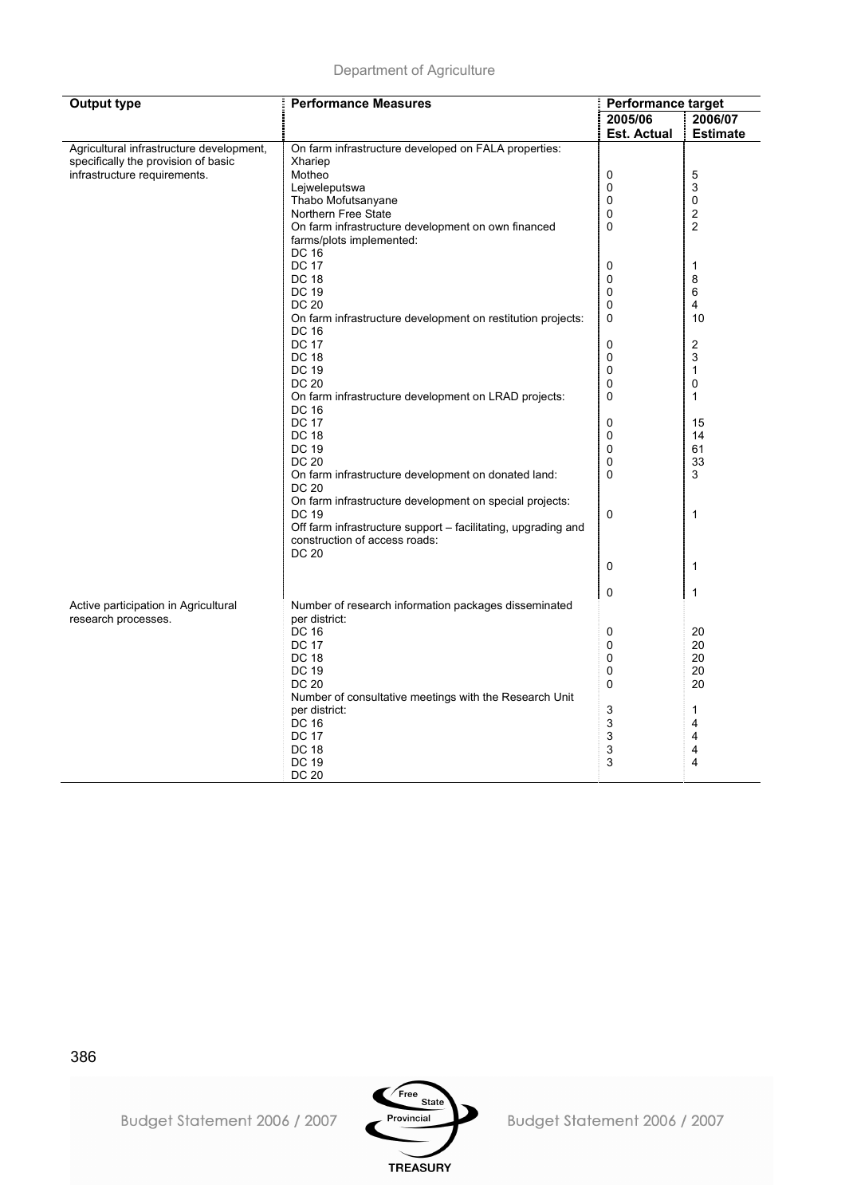| Output type | Performance Measures | Performance target | |
|---|---|---|---|
| | | 2005/06 Est. Actual | 2006/07 Estimate |
| Agricultural infrastructure development, specifically the provision of basic infrastructure requirements. | On farm infrastructure developed on FALA properties: | | |
| | Xhariep | | |
| | Motheo | 0 | 5 |
| | Lejweleputswa | 0 | 3 |
| | Thabo Mofutsanyane | 0 | 0 |
| | Northern Free State | 0 | 2 |
| | On farm infrastructure development on own financed farms/plots implemented: | 0 | 2 |
| | DC 16 | | |
| | DC 17 | 0 | 1 |
| | DC 18 | 0 | 8 |
| | DC 19 | 0 | 6 |
| | DC 20 | 0 | 4 |
| | On farm infrastructure development on restitution projects: | 0 | 10 |
| | DC 16 | | |
| | DC 17 | 0 | 2 |
| | DC 18 | 0 | 3 |
| | DC 19 | 0 | 1 |
| | DC 20 | 0 | 0 |
| | On farm infrastructure development on LRAD projects: | 0 | 1 |
| | DC 16 | | |
| | DC 17 | 0 | 15 |
| | DC 18 | 0 | 14 |
| | DC 19 | 0 | 61 |
| | DC 20 | 0 | 33 |
| | On farm infrastructure development on donated land: | 0 | 3 |
| | DC 20 | | |
| | On farm infrastructure development on special projects: | | |
| | DC 19 | 0 | 1 |
| | Off farm infrastructure support – facilitating, upgrading and construction of access roads: | | |
| | DC 20 | | |
| | | 0 | 1 |
| | | 0 | 1 |
| Active participation in Agricultural research processes. | Number of research information packages disseminated per district: | | |
| | DC 16 | 0 | 20 |
| | DC 17 | 0 | 20 |
| | DC 18 | 0 | 20 |
| | DC 19 | 0 | 20 |
| | DC 20 | 0 | 20 |
| | Number of consultative meetings with the Research Unit per district: | 3 | 1 |
| | DC 16 | 3 | 4 |
| | DC 17 | 3 | 4 |
| | DC 18 | 3 | 4 |
| | DC 19 | 3 | 4 |
| | DC 20 | | |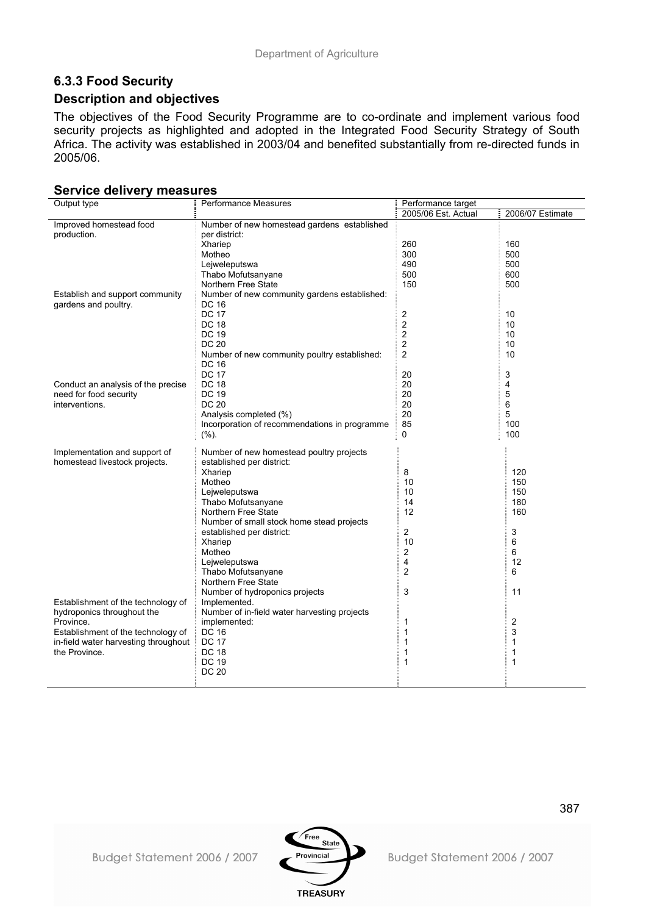## 6.3.3 Food Security

## Description and objectives

The objectives of the Food Security Programme are to co-ordinate and implement various food security projects as highlighted and adopted in the Integrated Food Security Strategy of South Africa. The activity was established in 2003/04 and benefited substantially from re-directed funds in 2005/06.

### Service delivery measures

| Output type | Performance Measures | Performance target | |
|---|---|---|---|
| | | 2005/06 Est. Actual | 2006/07 Estimate |
| Improved homestead food production. | Number of new homestead gardens established per district: | | |
| | Xhariep | 260 | 160 |
| | Motheo | 300 | 500 |
| | Lejweleputswa | 490 | 500 |
| | Thabo Mofutsanyane | 500 | 600 |
| | Northern Free State | 150 | 500 |
| Establish and support community gardens and poultry. | Number of new community gardens established: | | |
| | DC 16 | | |
| | DC 17 | 2 | 10 |
| | DC 18 | 2 | 10 |
| | DC 19 | 2 | 10 |
| | DC 20 | 2 | 10 |
| | Number of new community poultry established: | 2 | 10 |
| | DC 16 | | |
| | DC 17 | 20 | 3 |
| Conduct an analysis of the precise need for food security interventions. | DC 18 | 20 | 4 |
| | DC 19 | 20 | 5 |
| | DC 20 | 20 | 6 |
| | Analysis completed (%) | 20 | 5 |
| | Incorporation of recommendations in programme | 85 | 100 |
| | (%). | 0 | 100 |
| Implementation and support of homestead livestock projects. | Number of new homestead poultry projects established per district: | | |
| | Xhariep | 8 | 120 |
| | Motheo | 10 | 150 |
| | Lejweleputswa | 10 | 150 |
| | Thabo Mofutsanyane | 14 | 180 |
| | Northern Free State | 12 | 160 |
| | Number of small stock home stead projects established per district: | 2 | 3 |
| | Xhariep | 10 | 6 |
| | Motheo | 2 | 6 |
| | Lejweleputswa | 4 | 12 |
| | Thabo Mofutsanyane | 2 | 6 |
| | Northern Free State | | |
| | Number of hydroponics projects | 3 | 11 |
| Establishment of the technology of hydroponics throughout the Province. | Implemented. | | |
| | Number of in-field water harvesting projects implemented: | 1 | 2 |
| Establishment of the technology of in-field water harvesting throughout the Province. | DC 16 | 1 | 3 |
| | DC 17 | 1 | 1 |
| | DC 18 | 1 | 1 |
| | DC 19 | 1 | 1 |
| | DC 20 | | |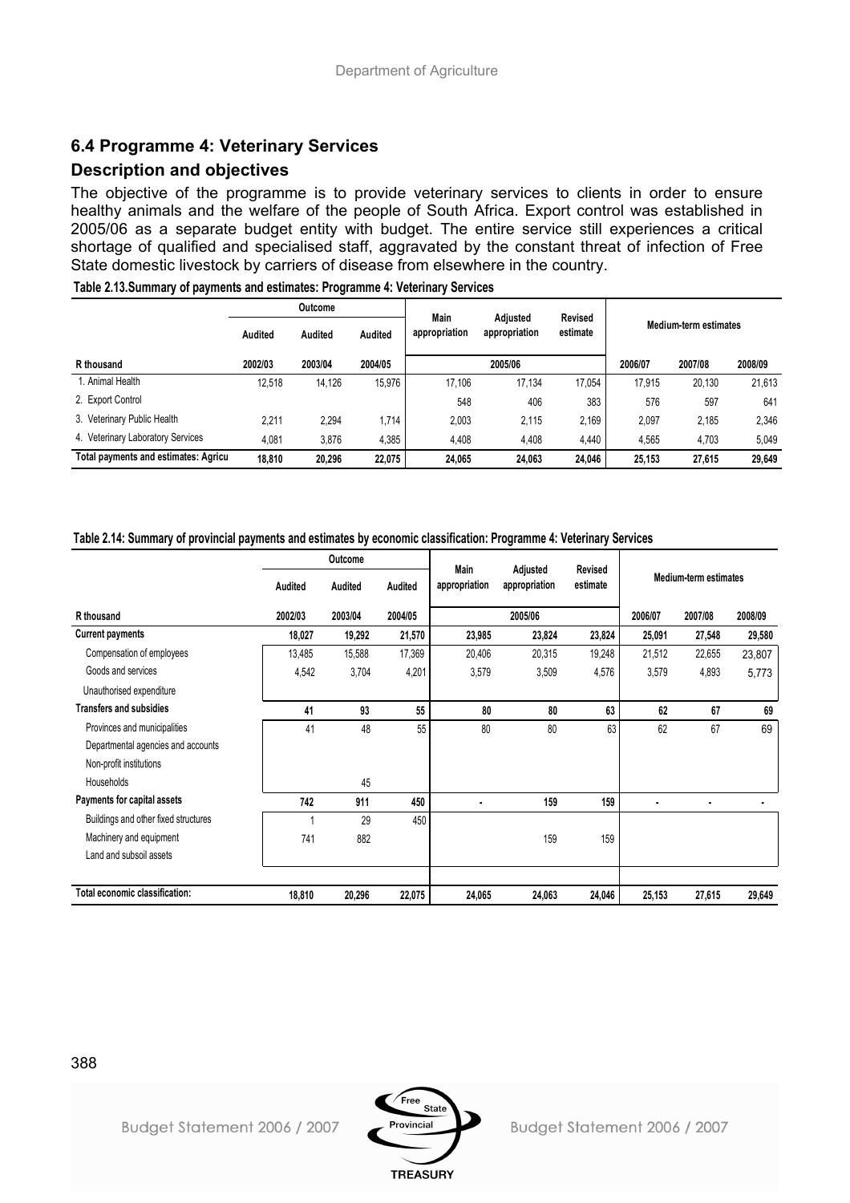## 6.4 Programme 4: Veterinary Services

### Description and objectives

The objective of the programme is to provide veterinary services to clients in order to ensure healthy animals and the welfare of the people of South Africa. Export control was established in 2005/06 as a separate budget entity with budget. The entire service still experiences a critical shortage of qualified and specialised staff, aggravated by the constant threat of infection of Free State domestic livestock by carriers of disease from elsewhere in the country.

**Table 2.13.Summary of payments and estimates: Programme 4: Veterinary Services**

| | Outcome | | | Main appropriation | Adjusted appropriation | Revised estimate | Medium-term estimates | | |
|---|---|---|---|---|---|---|---|---|---|
| | Audited | Audited | Audited | | | | | | |
| R thousand | 2002/03 | 2003/04 | 2004/05 | 2005/06 | | | 2006/07 | 2007/08 | 2008/09 |
| 1. Animal Health | 12,518 | 14,126 | 15,976 | 17,106 | 17,134 | 17,054 | 17,915 | 20,130 | 21,613 |
| 2. Export Control | | | | 548 | 406 | 383 | 576 | 597 | 641 |
| 3. Veterinary Public Health | 2,211 | 2,294 | 1,714 | 2,003 | 2,115 | 2,169 | 2,097 | 2,185 | 2,346 |
| 4. Veterinary Laboratory Services | 4,081 | 3,876 | 4,385 | 4,408 | 4,408 | 4,440 | 4,565 | 4,703 | 5,049 |
| **Total payments and estimates: Agricu** | **18,810** | **20,296** | **22,075** | **24,065** | **24,063** | **24,046** | **25,153** | **27,615** | **29,649** |

**Table 2.14: Summary of provincial payments and estimates by economic classification: Programme 4: Veterinary Services**

| | Outcome | | | Main appropriation | Adjusted appropriation | Revised estimate | Medium-term estimates | | |
|---|---|---|---|---|---|---|---|---|---|
| | Audited | Audited | Audited | | | | | | |
| R thousand | 2002/03 | 2003/04 | 2004/05 | 2005/06 | | | 2006/07 | 2007/08 | 2008/09 |
| **Current payments** | **18,027** | **19,292** | **21,570** | **23,985** | **23,824** | **23,824** | **25,091** | **27,548** | **29,580** |
| Compensation of employees | 13,485 | 15,588 | 17,369 | 20,406 | 20,315 | 19,248 | 21,512 | 22,655 | 23,807 |
| Goods and services | 4,542 | 3,704 | 4,201 | 3,579 | 3,509 | 4,576 | 3,579 | 4,893 | 5,773 |
| Unauthorised expenditure | | | | | | | | | |
| **Transfers and subsidies** | **41** | **93** | **55** | **80** | **80** | **63** | **62** | **67** | **69** |
| Provinces and municipalities | 41 | 48 | 55 | 80 | 80 | 63 | 62 | 67 | 69 |
| Departmental agencies and accounts | | | | | | | | | |
| Non-profit institutions | | | | | | | | | |
| Households | | 45 | | | | | | | |
| **Payments for capital assets** | **742** | **911** | **450** | **-** | **159** | **159** | **-** | **-** | **-** |
| Buildings and other fixed structures | 1 | 29 | 450 | | | | | | |
| Machinery and equipment | 741 | 882 | | | 159 | 159 | | | |
| Land and subsoil assets | | | | | | | | | |
| **Total economic classification:** | **18,810** | **20,296** | **22,075** | **24,065** | **24,063** | **24,046** | **25,153** | **27,615** | **29,649** |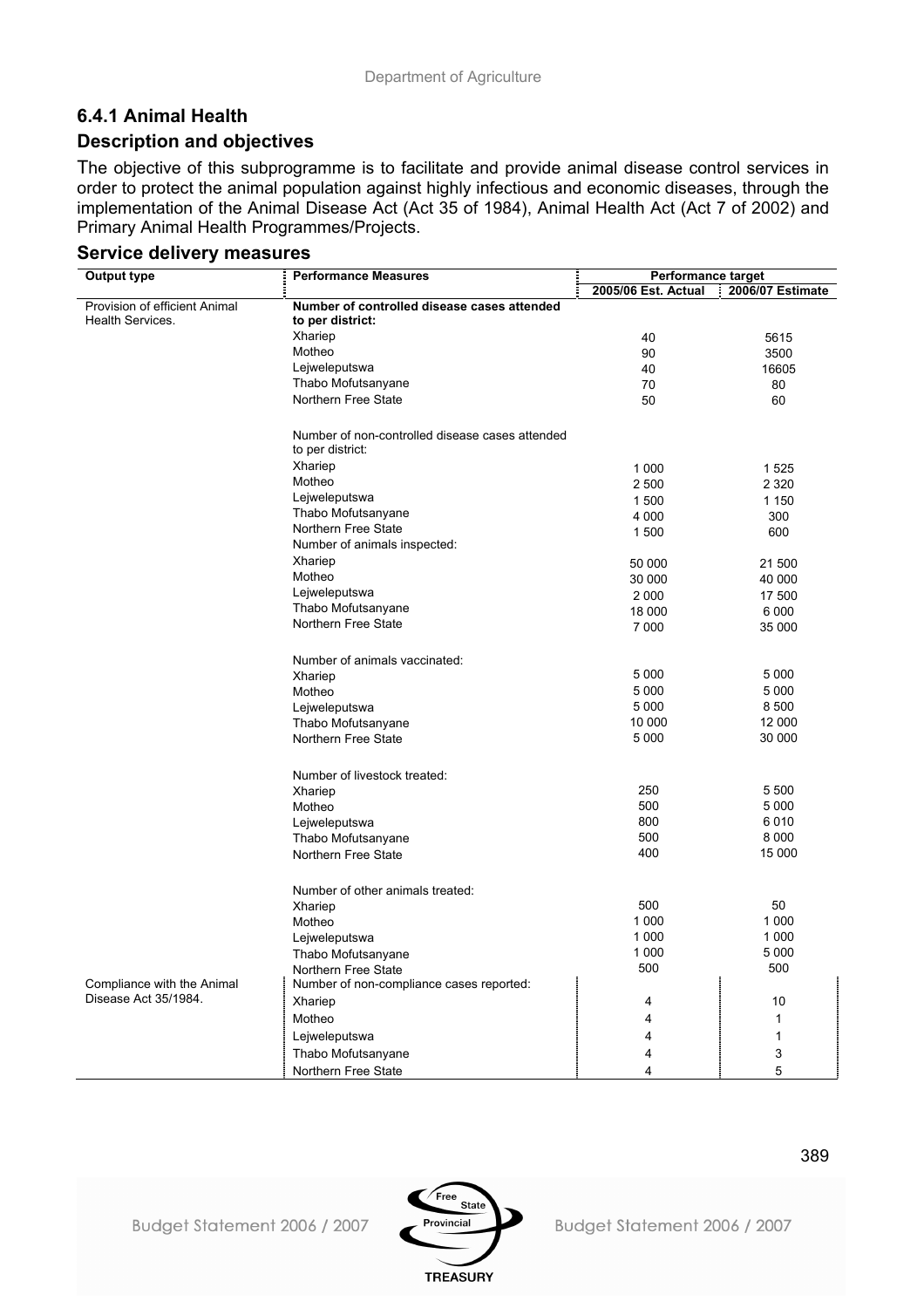### 6.4.1 Animal Health

### Description and objectives

The objective of this subprogramme is to facilitate and provide animal disease control services in order to protect the animal population against highly infectious and economic diseases, through the implementation of the Animal Disease Act (Act 35 of 1984), Animal Health Act (Act 7 of 2002) and Primary Animal Health Programmes/Projects.

### Service delivery measures

| Output type | Performance Measures | Performance target | |
|---|---|---|---|
| | | 2005/06 Est. Actual | 2006/07 Estimate |
| Provision of efficient Animal Health Services. | **Number of controlled disease cases attended to per district:** | | |
| | Xhariep | 40 | 5615 |
| | Motheo | 90 | 3500 |
| | Lejweleputswa | 40 | 16605 |
| | Thabo Mofutsanyane | 70 | 80 |
| | Northern Free State | 50 | 60 |
| | Number of non-controlled disease cases attended to per district: | | |
| | Xhariep | 1 000 | 1 525 |
| | Motheo | 2 500 | 2 320 |
| | Lejweleputswa | 1 500 | 1 150 |
| | Thabo Mofutsanyane | 4 000 | 300 |
| | Northern Free State | 1 500 | 600 |
| | Number of animals inspected: | | |
| | Xhariep | 50 000 | 21 500 |
| | Motheo | 30 000 | 40 000 |
| | Lejweleputswa | 2 000 | 17 500 |
| | Thabo Mofutsanyane | 18 000 | 6 000 |
| | Northern Free State | 7 000 | 35 000 |
| | Number of animals vaccinated: | | |
| | Xhariep | 5 000 | 5 000 |
| | Motheo | 5 000 | 5 000 |
| | Lejweleputswa | 5 000 | 8 500 |
| | Thabo Mofutsanyane | 10 000 | 12 000 |
| | Northern Free State | 5 000 | 30 000 |
| | Number of livestock treated: | | |
| | Xhariep | 250 | 5 500 |
| | Motheo | 500 | 5 000 |
| | Lejweleputswa | 800 | 6 010 |
| | Thabo Mofutsanyane | 500 | 8 000 |
| | Northern Free State | 400 | 15 000 |
| | Number of other animals treated: | | |
| | Xhariep | 500 | 50 |
| | Motheo | 1 000 | 1 000 |
| | Lejweleputswa | 1 000 | 1 000 |
| | Thabo Mofutsanyane | 1 000 | 5 000 |
| | Northern Free State | 500 | 500 |
| Compliance with the Animal Disease Act 35/1984. | Number of non-compliance cases reported: | | |
| | Xhariep | 4 | 10 |
| | Motheo | 4 | 1 |
| | Lejweleputswa | 4 | 1 |
| | Thabo Mofutsanyane | 4 | 3 |
| | Northern Free State | 4 | 5 |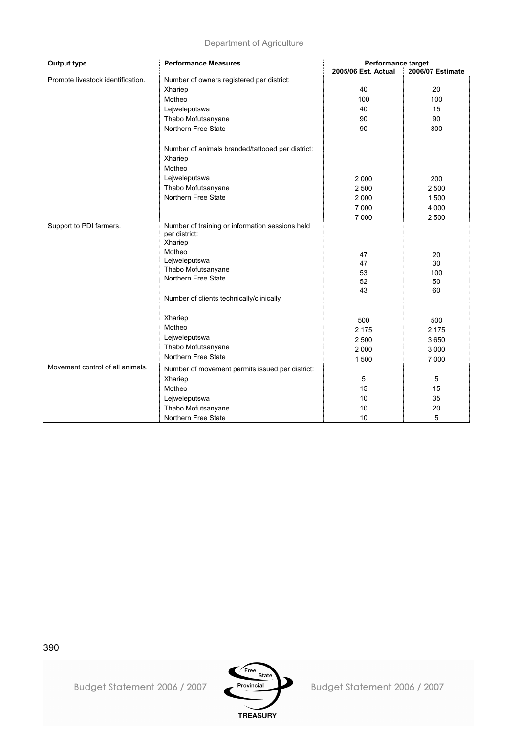| Output type | Performance Measures | Performance target | |
|---|---|---|---|
| | | 2005/06 Est. Actual | 2006/07 Estimate |
| Promote livestock identification. | Number of owners registered per district: | | |
| | Xhariep | 40 | 20 |
| | Motheo | 100 | 100 |
| | Lejweleputswa | 40 | 15 |
| | Thabo Mofutsanyane | 90 | 90 |
| | Northern Free State | 90 | 300 |
| | Number of animals branded/tattooed per district: | | |
| | Xhariep | | |
| | Motheo | | |
| | Lejweleputswa | 2 000 | 200 |
| | Thabo Mofutsanyane | 2 500 | 2 500 |
| | Northern Free State | 2 000 | 1 500 |
| | | 7 000 | 4 000 |
| | | 7 000 | 2 500 |
| Support to PDI farmers. | Number of training or information sessions held per district: | | |
| | Xhariep | | |
| | Motheo | 47 | 20 |
| | Lejweleputswa | 47 | 30 |
| | Thabo Mofutsanyane | 53 | 100 |
| | Northern Free State | 52 | 50 |
| | | 43 | 60 |
| | Number of clients technically/clinically | | |
| | Xhariep | 500 | 500 |
| | Motheo | 2 175 | 2 175 |
| | Lejweleputswa | 2 500 | 3 650 |
| | Thabo Mofutsanyane | 2 000 | 3 000 |
| | Northern Free State | 1 500 | 7 000 |
| Movement control of all animals. | Number of movement permits issued per district: | | |
| | Xhariep | 5 | 5 |
| | Motheo | 15 | 15 |
| | Lejweleputswa | 10 | 35 |
| | Thabo Mofutsanyane | 10 | 20 |
| | Northern Free State | 10 | 5 |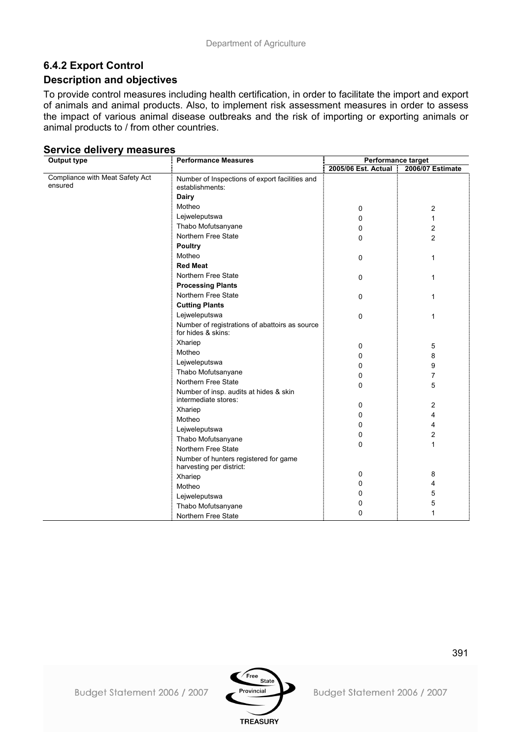## 6.4.2 Export Control

### Description and objectives

To provide control measures including health certification, in order to facilitate the import and export of animals and animal products. Also, to implement risk assessment measures in order to assess the impact of various animal disease outbreaks and the risk of importing or exporting animals or animal products to / from other countries.

### Service delivery measures

| Output type | Performance Measures | Performance target | |
|---|---|---|---|
| | | 2005/06 Est. Actual | 2006/07 Estimate |
| Compliance with Meat Safety Act ensured | Number of Inspections of export facilities and establishments: | | |
| | **Dairy** | | |
| | Motheo | 0 | 2 |
| | Lejweleputswa | 0 | 1 |
| | Thabo Mofutsanyane | 0 | 2 |
| | Northern Free State | 0 | 2 |
| | **Poultry** | | |
| | Motheo | 0 | 1 |
| | **Red Meat** | | |
| | Northern Free State | 0 | 1 |
| | **Processing Plants** | | |
| | Northern Free State | 0 | 1 |
| | **Cutting Plants** | | |
| | Lejweleputswa | 0 | 1 |
| | Number of registrations of abattoirs as source for hides & skins: | | |
| | Xhariep | 0 | 5 |
| | Motheo | 0 | 8 |
| | Lejweleputswa | 0 | 9 |
| | Thabo Mofutsanyane | 0 | 7 |
| | Northern Free State | 0 | 5 |
| | Number of insp. audits at hides & skin intermediate stores: | | |
| | Xhariep | 0 | 2 |
| | Motheo | 0 | 4 |
| | Lejweleputswa | 0 | 4 |
| | Thabo Mofutsanyane | 0 | 2 |
| | Northern Free State | 0 | 1 |
| | Number of hunters registered for game harvesting per district: | | |
| | Xhariep | 0 | 8 |
| | Motheo | 0 | 4 |
| | Lejweleputswa | 0 | 5 |
| | Thabo Mofutsanyane | 0 | 5 |
| | Northern Free State | 0 | 1 |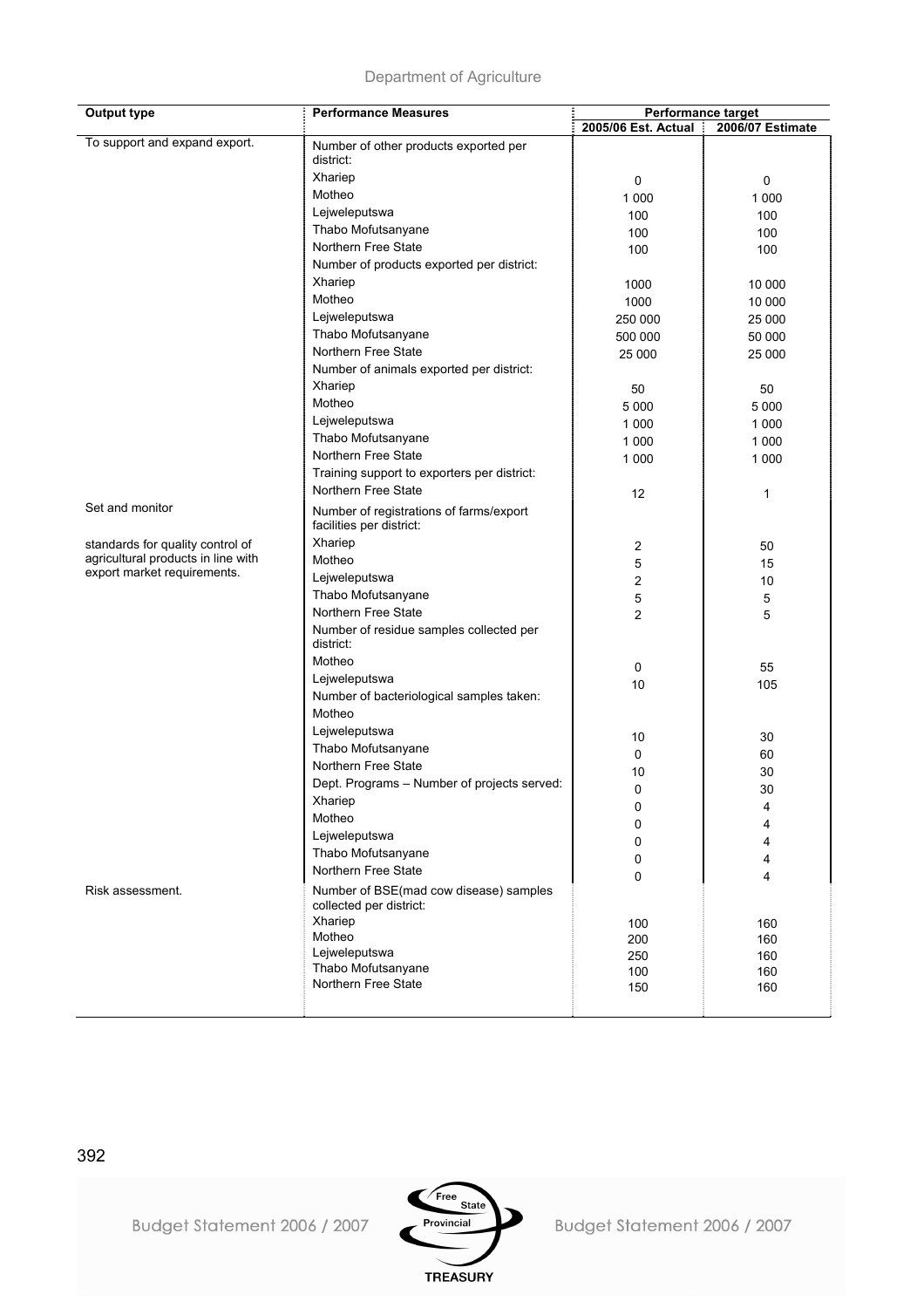| Output type | Performance Measures | Performance target | |
|---|---|---|---|
| | | 2005/06 Est. Actual | 2006/07 Estimate |
| To support and expand export. | Number of other products exported per district: | | |
| | Xhariep | 0 | 0 |
| | Motheo | 1 000 | 1 000 |
| | Lejweleputswa | 100 | 100 |
| | Thabo Mofutsanyane | 100 | 100 |
| | Northern Free State | 100 | 100 |
| | Number of products exported per district: | | |
| | Xhariep | 1000 | 10 000 |
| | Motheo | 1000 | 10 000 |
| | Lejweleputswa | 250 000 | 25 000 |
| | Thabo Mofutsanyane | 500 000 | 50 000 |
| | Northern Free State | 25 000 | 25 000 |
| | Number of animals exported per district: | | |
| | Xhariep | 50 | 50 |
| | Motheo | 5 000 | 5 000 |
| | Lejweleputswa | 1 000 | 1 000 |
| | Thabo Mofutsanyane | 1 000 | 1 000 |
| | Northern Free State | 1 000 | 1 000 |
| | Training support to exporters per district: | | |
| | Northern Free State | 12 | 1 |
| Set and monitor standards for quality control of agricultural products in line with export market requirements. | Number of registrations of farms/export facilities per district: | | |
| | Xhariep | 2 | 50 |
| | Motheo | 5 | 15 |
| | Lejweleputswa | 2 | 10 |
| | Thabo Mofutsanyane | 5 | 5 |
| | Northern Free State | 2 | 5 |
| | Number of residue samples collected per district: | | |
| | Motheo | 0 | 55 |
| | Lejweleputswa | 10 | 105 |
| | Number of bacteriological samples taken: | | |
| | Motheo | | |
| | Lejweleputswa | 10 | 30 |
| | Thabo Mofutsanyane | 0 | 60 |
| | Northern Free State | 10 | 30 |
| | Dept. Programs – Number of projects served: | 0 | 30 |
| | Xhariep | 0 | 4 |
| | Motheo | 0 | 4 |
| | Lejweleputswa | 0 | 4 |
| | Thabo Mofutsanyane | 0 | 4 |
| | Northern Free State | 0 | 4 |
| Risk assessment. | Number of BSE(mad cow disease) samples collected per district: | | |
| | Xhariep | 100 | 160 |
| | Motheo | 200 | 160 |
| | Lejweleputswa | 250 | 160 |
| | Thabo Mofutsanyane | 100 | 160 |
| | Northern Free State | 150 | 160 |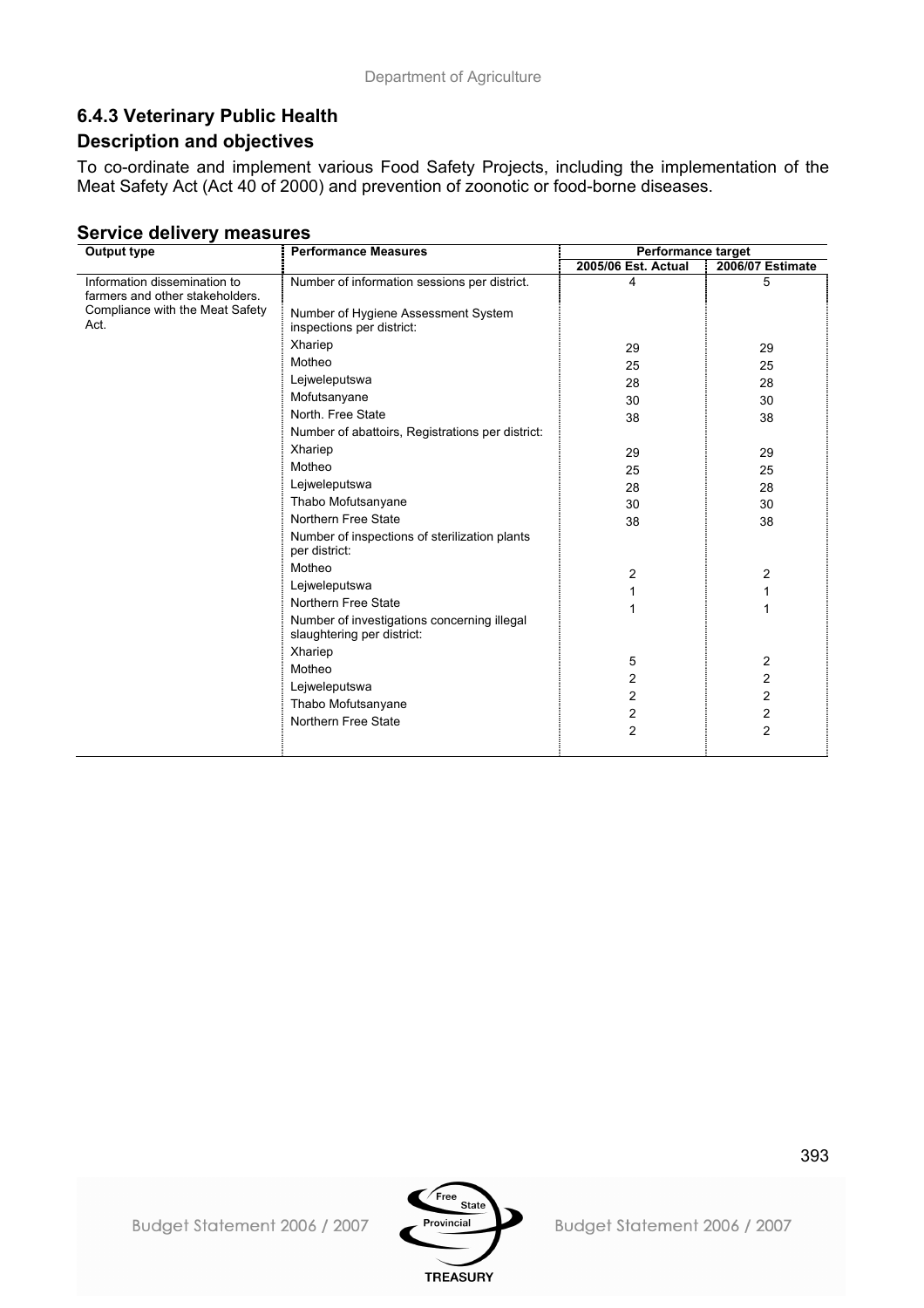## 6.4.3 Veterinary Public Health

### Description and objectives

To co-ordinate and implement various Food Safety Projects, including the implementation of the Meat Safety Act (Act 40 of 2000) and prevention of zoonotic or food-borne diseases.

### Service delivery measures

| Output type | Performance Measures | Performance target | |
|---|---|---|---|
| | | 2005/06 Est. Actual | 2006/07 Estimate |
| Information dissemination to farmers and other stakeholders. | Number of information sessions per district. | 4 | 5 |
| Compliance with the Meat Safety Act. | Number of Hygiene Assessment System inspections per district: | | |
| | Xhariep | 29 | 29 |
| | Motheo | 25 | 25 |
| | Lejweleputswa | 28 | 28 |
| | Mofutsanyane | 30 | 30 |
| | North. Free State | 38 | 38 |
| | Number of abattoirs, Registrations per district: | | |
| | Xhariep | 29 | 29 |
| | Motheo | 25 | 25 |
| | Lejweleputswa | 28 | 28 |
| | Thabo Mofutsanyane | 30 | 30 |
| | Northern Free State | 38 | 38 |
| | Number of inspections of sterilization plants per district: | | |
| | Motheo | 2 | 2 |
| | Lejweleputswa | 1 | 1 |
| | Northern Free State | 1 | 1 |
| | Number of investigations concerning illegal slaughtering per district: | | |
| | Xhariep | 5 | 2 |
| | Motheo | 2 | 2 |
| | Lejweleputswa | 2 | 2 |
| | Thabo Mofutsanyane | 2 | 2 |
| | Northern Free State | 2 | 2 |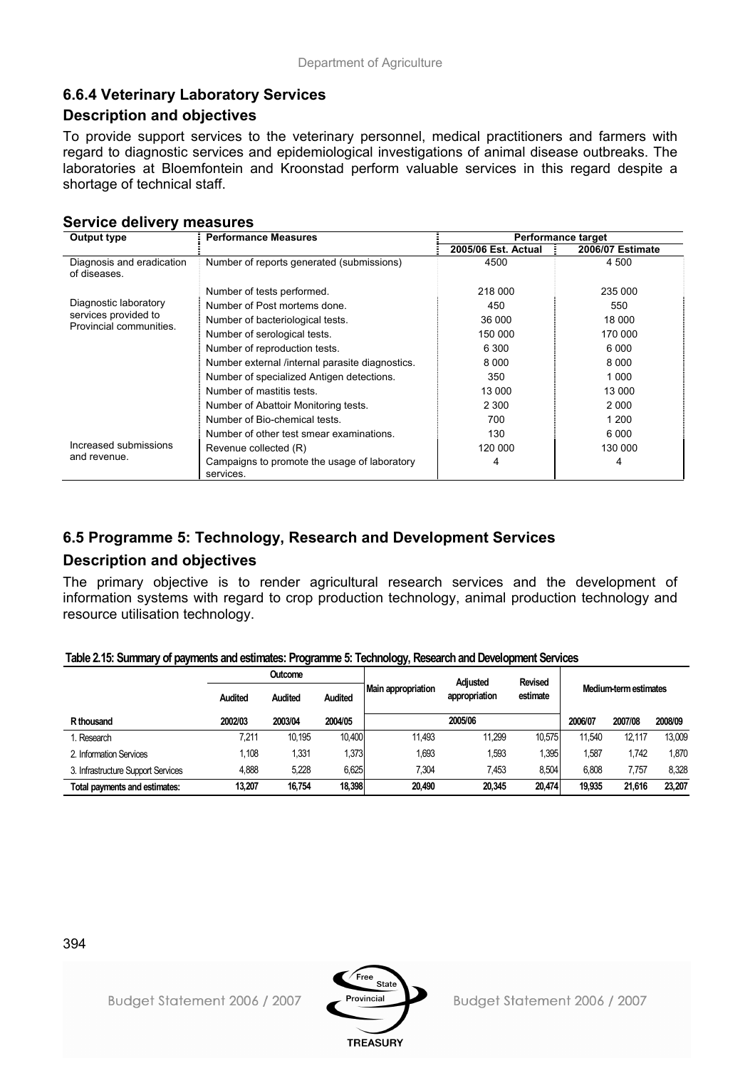### 6.6.4 Veterinary Laboratory Services

### Description and objectives

To provide support services to the veterinary personnel, medical practitioners and farmers with regard to diagnostic services and epidemiological investigations of animal disease outbreaks. The laboratories at Bloemfontein and Kroonstad perform valuable services in this regard despite a shortage of technical staff.

### Service delivery measures

| Output type | Performance Measures | Performance target | |
|---|---|---|---|
| | | 2005/06 Est. Actual | 2006/07 Estimate |
| Diagnosis and eradication of diseases. | Number of reports generated (submissions) | 4500 | 4 500 |
| Diagnostic laboratory services provided to Provincial communities. | Number of tests performed. | 218 000 | 235 000 |
| | Number of Post mortems done. | 450 | 550 |
| | Number of bacteriological tests. | 36 000 | 18 000 |
| | Number of serological tests. | 150 000 | 170 000 |
| | Number of reproduction tests. | 6 300 | 6 000 |
| | Number external /internal parasite diagnostics. | 8 000 | 8 000 |
| | Number of specialized Antigen detections. | 350 | 1 000 |
| | Number of mastitis tests. | 13 000 | 13 000 |
| | Number of Abattoir Monitoring tests. | 2 300 | 2 000 |
| | Number of Bio-chemical tests. | 700 | 1 200 |
| | Number of other test smear examinations. | 130 | 6 000 |
| Increased submissions and revenue. | Revenue collected (R) | 120 000 | 130 000 |
| | Campaigns to promote the usage of laboratory services. | 4 | 4 |

## 6.5 Programme 5: Technology, Research and Development Services

### Description and objectives

The primary objective is to render agricultural research services and the development of information systems with regard to crop production technology, animal production technology and resource utilisation technology.

**Table 2.15: Summary of payments and estimates: Programme 5: Technology, Research and Development Services**

| | Outcome | | | Main appropriation | Adjusted appropriation | Revised estimate | Medium-term estimates | | |
|---|---|---|---|---|---|---|---|---|---|
| | Audited | Audited | Audited | | | | | | |
| R thousand | 2002/03 | 2003/04 | 2004/05 | 2005/06 | | | 2006/07 | 2007/08 | 2008/09 |
| 1. Research | 7,211 | 10,195 | 10,400 | 11,493 | 11,299 | 10,575 | 11,540 | 12,117 | 13,009 |
| 2. Information Services | 1,108 | 1,331 | 1,373 | 1,693 | 1,593 | 1,395 | 1,587 | 1,742 | 1,870 |
| 3. Infrastructure Support Services | 4,888 | 5,228 | 6,625 | 7,304 | 7,453 | 8,504 | 6,808 | 7,757 | 8,328 |
| **Total payments and estimates:** | **13,207** | **16,754** | **18,398** | **20,490** | **20,345** | **20,474** | **19,935** | **21,616** | **23,207** |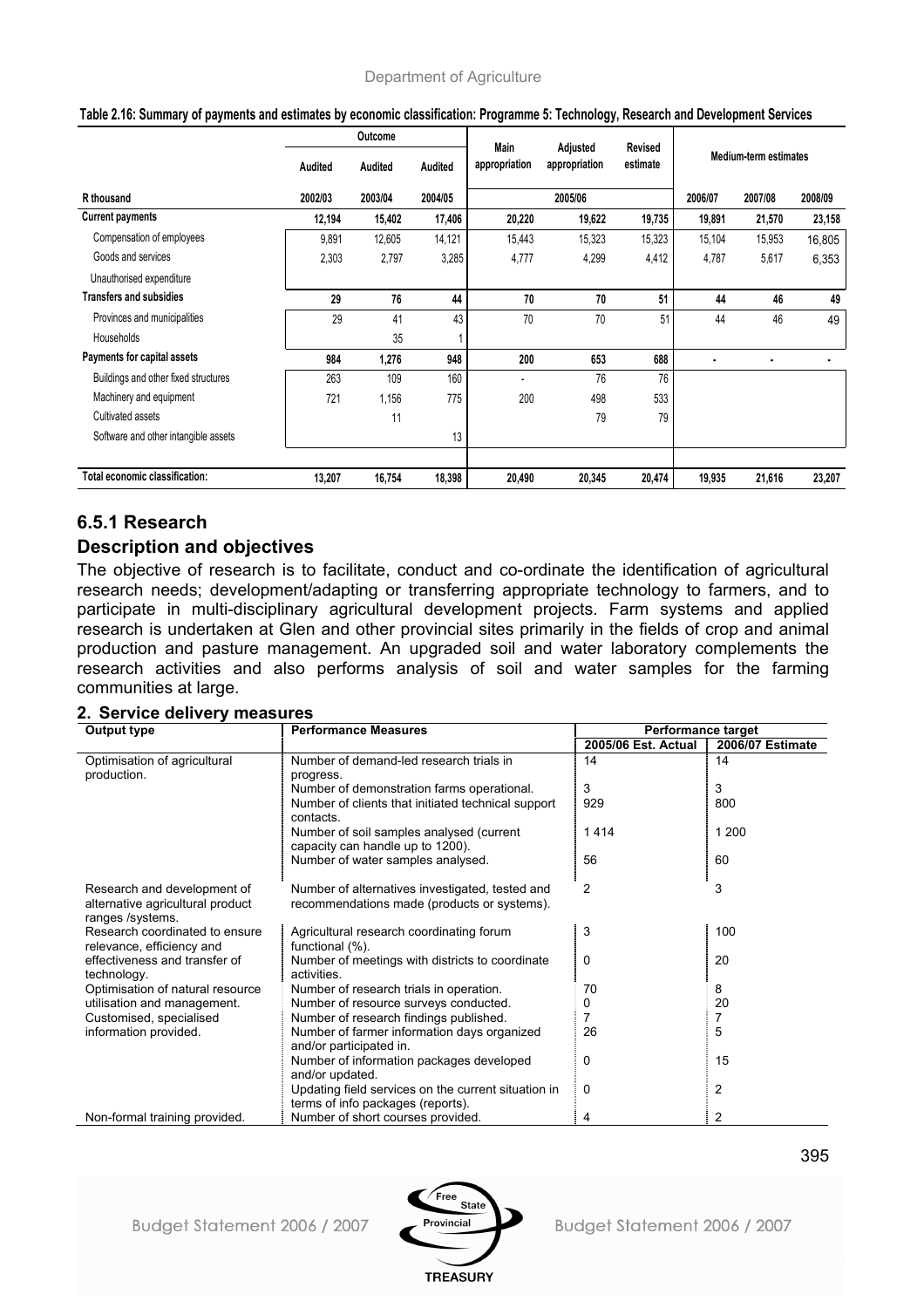**Table 2.16: Summary of payments and estimates by economic classification: Programme 5: Technology, Research and Development Services**

| | Outcome | | | Main appropriation | Adjusted appropriation | Revised estimate | Medium-term estimates | | |
|---|---|---|---|---|---|---|---|---|---|
| | Audited | Audited | Audited | | | | | | |
| R thousand | 2002/03 | 2003/04 | 2004/05 | | 2005/06 | | 2006/07 | 2007/08 | 2008/09 |
| **Current payments** | **12,194** | **15,402** | **17,406** | **20,220** | **19,622** | **19,735** | **19,891** | **21,570** | **23,158** |
| Compensation of employees | 9,891 | 12,605 | 14,121 | 15,443 | 15,323 | 15,323 | 15,104 | 15,953 | 16,805 |
| Goods and services | 2,303 | 2,797 | 3,285 | 4,777 | 4,299 | 4,412 | 4,787 | 5,617 | 6,353 |
| Unauthorised expenditure | | | | | | | | | |
| **Transfers and subsidies** | **29** | **76** | **44** | **70** | **70** | **51** | **44** | **46** | **49** |
| Provinces and municipalities | 29 | 41 | 43 | 70 | 70 | 51 | 44 | 46 | 49 |
| Households | | 35 | 1 | | | | | | |
| **Payments for capital assets** | **984** | **1,276** | **948** | **200** | **653** | **688** | **-** | **-** | **-** |
| Buildings and other fixed structures | 263 | 109 | 160 | - | 76 | 76 | | | |
| Machinery and equipment | 721 | 1,156 | 775 | 200 | 498 | 533 | | | |
| Cultivated assets | | 11 | | | 79 | 79 | | | |
| Software and other intangible assets | | | 13 | | | | | | |
| **Total economic classification:** | **13,207** | **16,754** | **18,398** | **20,490** | **20,345** | **20,474** | **19,935** | **21,616** | **23,207** |

## 6.5.1 Research

## Description and objectives

The objective of research is to facilitate, conduct and co-ordinate the identification of agricultural research needs; development/adapting or transferring appropriate technology to farmers, and to participate in multi-disciplinary agricultural development projects. Farm systems and applied research is undertaken at Glen and other provincial sites primarily in the fields of crop and animal production and pasture management. An upgraded soil and water laboratory complements the research activities and also performs analysis of soil and water samples for the farming communities at large.

#### 2. Service delivery measures

| Output type | Performance Measures | Performance target | |
|---|---|---|---|
| | | 2005/06 Est. Actual | 2006/07 Estimate |
| Optimisation of agricultural production. | Number of demand-led research trials in progress. | 14 | 14 |
| | Number of demonstration farms operational. | 3 | 3 |
| | Number of clients that initiated technical support contacts. | 929 | 800 |
| | Number of soil samples analysed (current capacity can handle up to 1200). | 1 414 | 1 200 |
| | Number of water samples analysed. | 56 | 60 |
| Research and development of alternative agricultural product ranges /systems. | Number of alternatives investigated, tested and recommendations made (products or systems). | 2 | 3 |
| Research coordinated to ensure relevance, efficiency and effectiveness and transfer of technology. | Agricultural research coordinating forum functional (%). | 3 | 100 |
| | Number of meetings with districts to coordinate activities. | 0 | 20 |
| Optimisation of natural resource utilisation and management. | Number of research trials in operation. | 70 | 8 |
| | Number of resource surveys conducted. | 0 | 20 |
| Customised, specialised information provided. | Number of research findings published. | 7 | 7 |
| | Number of farmer information days organized and/or participated in. | 26 | 5 |
| | Number of information packages developed and/or updated. | 0 | 15 |
| | Updating field services on the current situation in terms of info packages (reports). | 0 | 2 |
| Non-formal training provided. | Number of short courses provided. | 4 | 2 |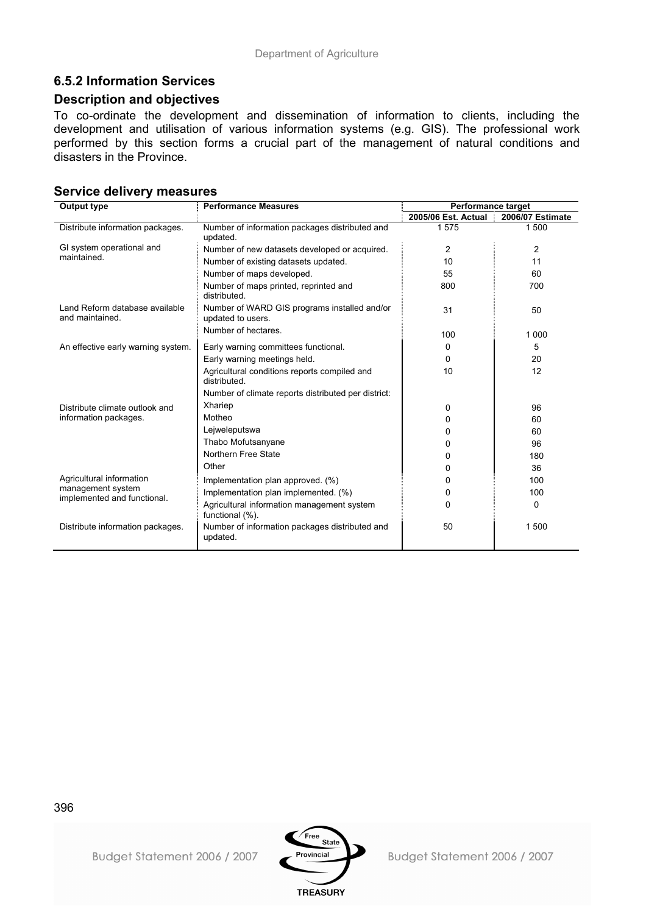## 6.5.2 Information Services

### Description and objectives

To co-ordinate the development and dissemination of information to clients, including the development and utilisation of various information systems (e.g. GIS). The professional work performed by this section forms a crucial part of the management of natural conditions and disasters in the Province.

### Service delivery measures

| Output type | Performance Measures | Performance target | |
|---|---|---|---|
| | | 2005/06 Est. Actual | 2006/07 Estimate |
| Distribute information packages. | Number of information packages distributed and updated. | 1 575 | 1 500 |
| GI system operational and maintained. | Number of new datasets developed or acquired. | 2 | 2 |
| | Number of existing datasets updated. | 10 | 11 |
| | Number of maps developed. | 55 | 60 |
| | Number of maps printed, reprinted and distributed. | 800 | 700 |
| Land Reform database available and maintained. | Number of WARD GIS programs installed and/or updated to users. | 31 | 50 |
| | Number of hectares. | 100 | 1 000 |
| An effective early warning system. | Early warning committees functional. | 0 | 5 |
| | Early warning meetings held. | 0 | 20 |
| | Agricultural conditions reports compiled and distributed. | 10 | 12 |
| | Number of climate reports distributed per district: | | |
| Distribute climate outlook and information packages. | Xhariep | 0 | 96 |
| | Motheo | 0 | 60 |
| | Lejweleputswa | 0 | 60 |
| | Thabo Mofutsanyane | 0 | 96 |
| | Northern Free State | 0 | 180 |
| | Other | 0 | 36 |
| Agricultural information management system implemented and functional. | Implementation plan approved. (%) | 0 | 100 |
| | Implementation plan implemented. (%) | 0 | 100 |
| | Agricultural information management system functional (%). | 0 | 0 |
| Distribute information packages. | Number of information packages distributed and updated. | 50 | 1 500 |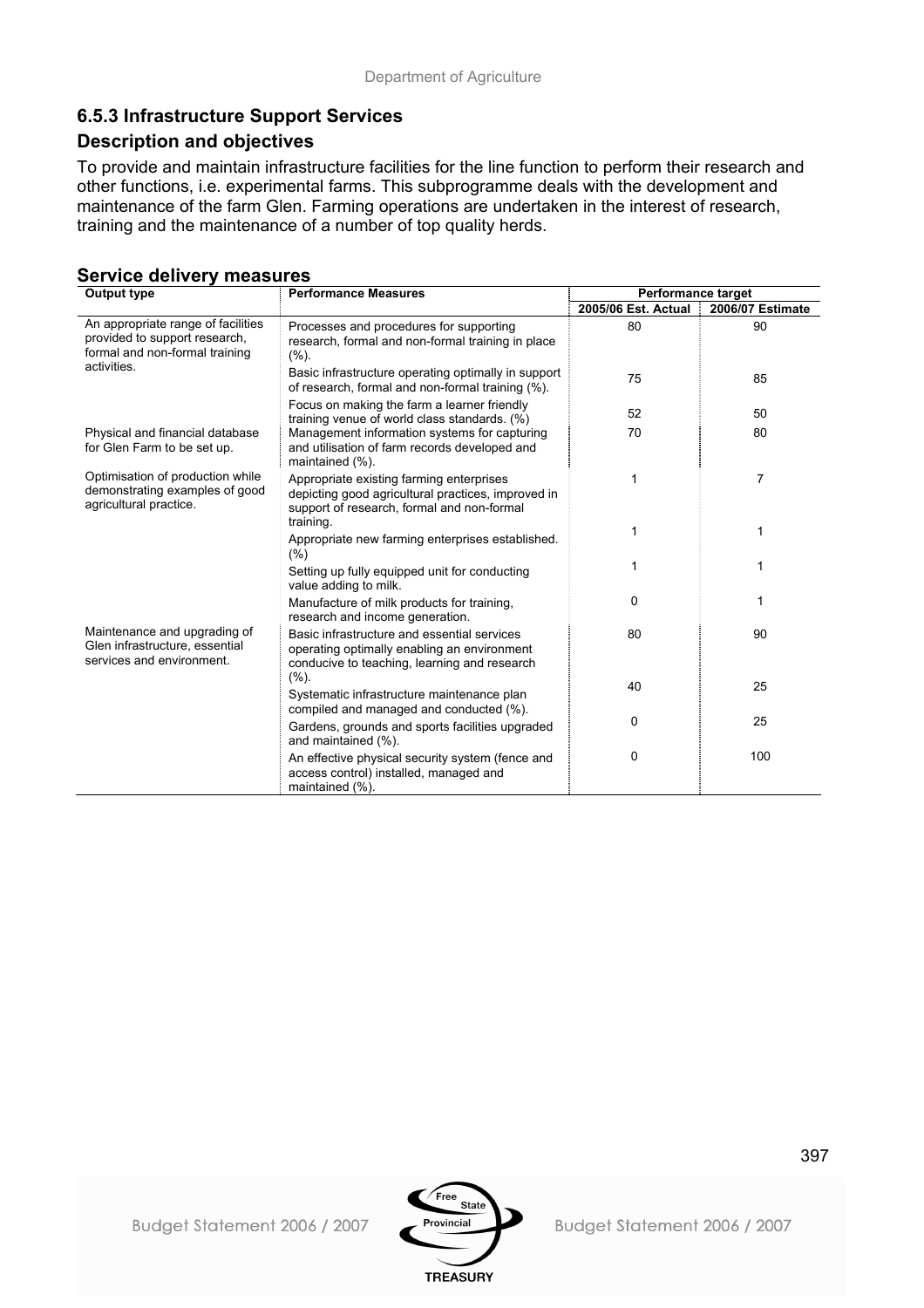### 6.5.3 Infrastructure Support Services

### Description and objectives

To provide and maintain infrastructure facilities for the line function to perform their research and other functions, i.e. experimental farms. This subprogramme deals with the development and maintenance of the farm Glen. Farming operations are undertaken in the interest of research, training and the maintenance of a number of top quality herds.

### Service delivery measures

| Output type | Performance Measures | Performance target | |
|---|---|---|---|
| | | 2005/06 Est. Actual | 2006/07 Estimate |
| An appropriate range of facilities provided to support research, formal and non-formal training activities. | Processes and procedures for supporting research, formal and non-formal training in place (%). | 80 | 90 |
| | Basic infrastructure operating optimally in support of research, formal and non-formal training (%). | 75 | 85 |
| | Focus on making the farm a learner friendly training venue of world class standards. (%) | 52 | 50 |
| Physical and financial database for Glen Farm to be set up. | Management information systems for capturing and utilisation of farm records developed and maintained (%). | 70 | 80 |
| Optimisation of production while demonstrating examples of good agricultural practice. | Appropriate existing farming enterprises depicting good agricultural practices, improved in support of research, formal and non-formal training. | 1 | 7 |
| | Appropriate new farming enterprises established. (%) | 1 | 1 |
| | Setting up fully equipped unit for conducting value adding to milk. | 1 | 1 |
| | Manufacture of milk products for training, research and income generation. | 0 | 1 |
| Maintenance and upgrading of Glen infrastructure, essential services and environment. | Basic infrastructure and essential services operating optimally enabling an environment conducive to teaching, learning and research (%). | 80 | 90 |
| | Systematic infrastructure maintenance plan compiled and managed and conducted (%). | 40 | 25 |
| | Gardens, grounds and sports facilities upgraded and maintained (%). | 0 | 25 |
| | An effective physical security system (fence and access control) installed, managed and maintained (%). | 0 | 100 |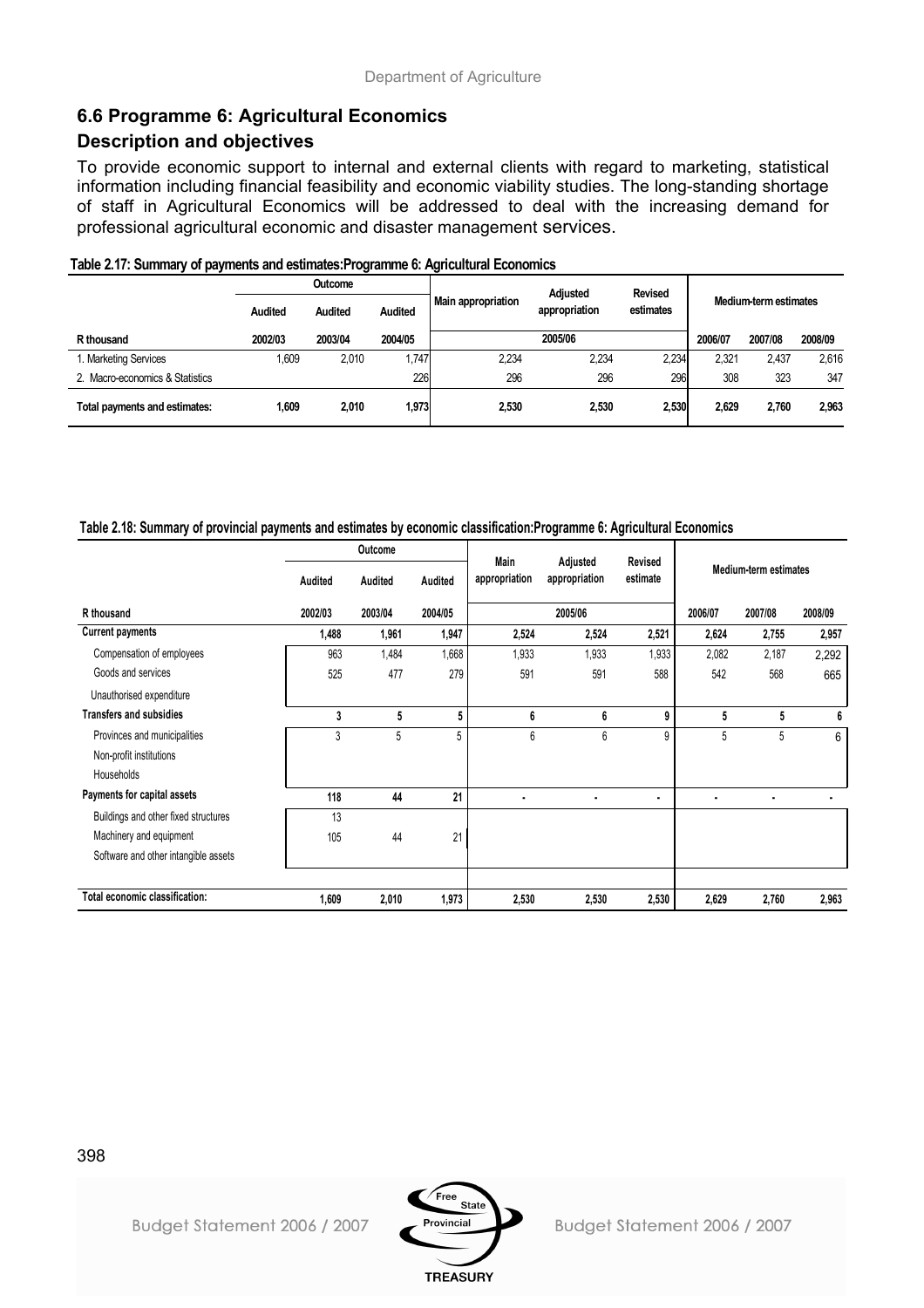## 6.6 Programme 6: Agricultural Economics

## Description and objectives

To provide economic support to internal and external clients with regard to marketing, statistical information including financial feasibility and economic viability studies. The long-standing shortage of staff in Agricultural Economics will be addressed to deal with the increasing demand for professional agricultural economic and disaster management services.

**Table 2.17: Summary of payments and estimates:Programme 6: Agricultural Economics**

| | Outcome | | | Main appropriation | Adjusted appropriation | Revised estimates | Medium-term estimates | | |
|---|---|---|---|---|---|---|---|---|---|
| | Audited | Audited | Audited | | | | | | |
| R thousand | 2002/03 | 2003/04 | 2004/05 | 2005/06 | | | 2006/07 | 2007/08 | 2008/09 |
| 1. Marketing Services | 1,609 | 2,010 | 1,747 | 2,234 | 2,234 | 2,234 | 2,321 | 2,437 | 2,616 |
| 2. Macro-economics & Statistics | | | 226 | 296 | 296 | 296 | 308 | 323 | 347 |
| **Total payments and estimates:** | **1,609** | **2,010** | **1,973** | **2,530** | **2,530** | **2,530** | **2,629** | **2,760** | **2,963** |

**Table 2.18: Summary of provincial payments and estimates by economic classification:Programme 6: Agricultural Economics**

| | Outcome | | | Main appropriation | Adjusted appropriation | Revised estimate | Medium-term estimates | | |
|---|---|---|---|---|---|---|---|---|---|
| | Audited | Audited | Audited | | | | | | |
| R thousand | 2002/03 | 2003/04 | 2004/05 | 2005/06 | | | 2006/07 | 2007/08 | 2008/09 |
| **Current payments** | **1,488** | **1,961** | **1,947** | **2,524** | **2,524** | **2,521** | **2,624** | **2,755** | **2,957** |
| Compensation of employees | 963 | 1,484 | 1,668 | 1,933 | 1,933 | 1,933 | 2,082 | 2,187 | 2,292 |
| Goods and services | 525 | 477 | 279 | 591 | 591 | 588 | 542 | 568 | 665 |
| Unauthorised expenditure | | | | | | | | | |
| **Transfers and subsidies** | **3** | **5** | **5** | **6** | **6** | **9** | **5** | **5** | **6** |
| Provinces and municipalities | 3 | 5 | 5 | 6 | 6 | 9 | 5 | 5 | 6 |
| Non-profit institutions | | | | | | | | | |
| Households | | | | | | | | | |
| **Payments for capital assets** | **118** | **44** | **21** | **-** | **-** | **-** | **-** | **-** | **-** |
| Buildings and other fixed structures | 13 | | | | | | | | |
| Machinery and equipment | 105 | 44 | 21 | | | | | | |
| Software and other intangible assets | | | | | | | | | |
| **Total economic classification:** | **1,609** | **2,010** | **1,973** | **2,530** | **2,530** | **2,530** | **2,629** | **2,760** | **2,963** |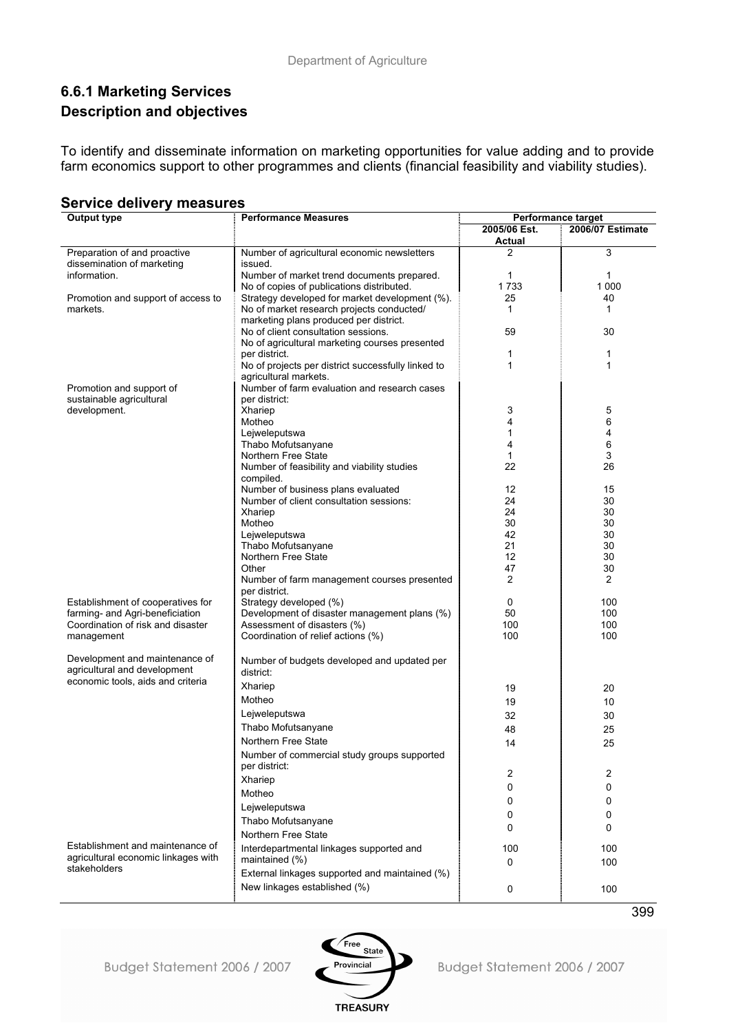## 6.6.1 Marketing Services

## Description and objectives

To identify and disseminate information on marketing opportunities for value adding and to provide farm economics support to other programmes and clients (financial feasibility and viability studies).

## Service delivery measures

| Output type | Performance Measures | Performance target | |
|---|---|---|---|
| | | 2005/06 Est. Actual | 2006/07 Estimate |
| Preparation of and proactive dissemination of marketing information. | Number of agricultural economic newsletters issued. | 2 | 3 |
| | Number of market trend documents prepared. | 1 | 1 |
| | No of copies of publications distributed. | 1 733 | 1 000 |
| Promotion and support of access to markets. | Strategy developed for market development (%). | 25 | 40 |
| | No of market research projects conducted/ marketing plans produced per district. | 1 | 1 |
| | No of client consultation sessions. | 59 | 30 |
| | No of agricultural marketing courses presented per district. | 1 | 1 |
| | No of projects per district successfully linked to agricultural markets. | 1 | 1 |
| Promotion and support of sustainable agricultural development. | Number of farm evaluation and research cases per district: | | |
| | Xhariep | 3 | 5 |
| | Motheo | 4 | 6 |
| | Lejweleputswa | 1 | 4 |
| | Thabo Mofutsanyane | 4 | 6 |
| | Northern Free State | 1 | 3 |
| | Number of feasibility and viability studies compiled. | 22 | 26 |
| | Number of business plans evaluated | 12 | 15 |
| | Number of client consultation sessions: | 24 | 30 |
| | Xhariep | 24 | 30 |
| | Motheo | 30 | 30 |
| | Lejweleputswa | 42 | 30 |
| | Thabo Mofutsanyane | 21 | 30 |
| | Northern Free State | 12 | 30 |
| | Other | 47 | 30 |
| | Number of farm management courses presented per district. | 2 | 2 |
| Establishment of cooperatives for farming- and Agri-beneficiation | Strategy developed (%) | 0 | 100 |
| Coordination of risk and disaster management | Development of disaster management plans (%) | 50 | 100 |
| | Assessment of disasters (%) | 100 | 100 |
| | Coordination of relief actions (%) | 100 | 100 |
| Development and maintenance of agricultural and development economic tools, aids and criteria | Number of budgets developed and updated per district: | | |
| | Xhariep | 19 | 20 |
| | Motheo | 19 | 10 |
| | Lejweleputswa | 32 | 30 |
| | Thabo Mofutsanyane | 48 | 25 |
| | Northern Free State | 14 | 25 |
| | Number of commercial study groups supported per district: | | |
| | Xhariep | 2 | 2 |
| | Motheo | 0 | 0 |
| | Lejweleputswa | 0 | 0 |
| | Thabo Mofutsanyane | 0 | 0 |
| | Northern Free State | 0 | 0 |
| Establishment and maintenance of agricultural economic linkages with stakeholders | Interdepartmental linkages supported and maintained (%) | 100 | 100 |
| | External linkages supported and maintained (%) | 0 | 100 |
| | New linkages established (%) | 0 | 100 |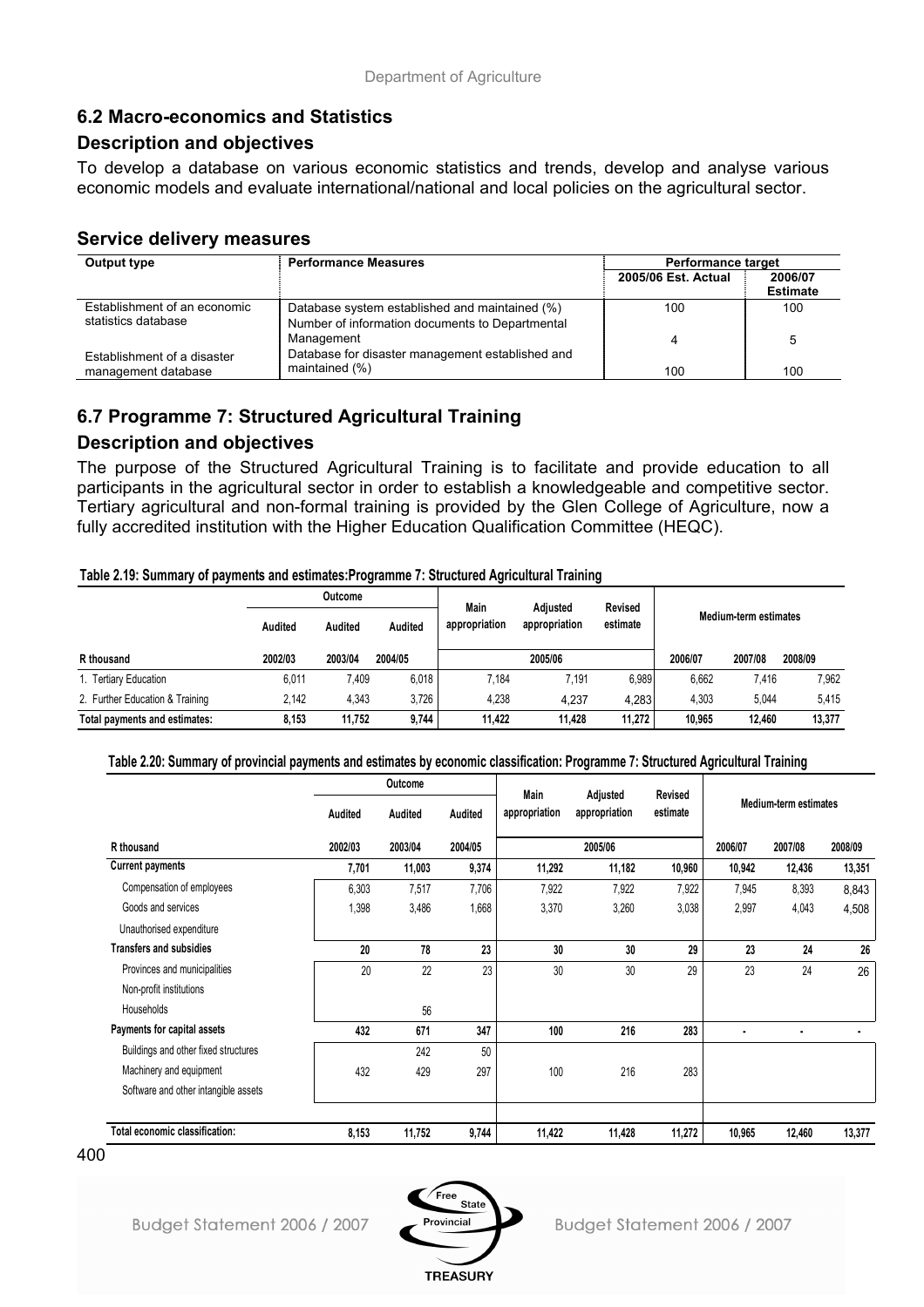## 6.2 Macro-economics and Statistics

### Description and objectives

To develop a database on various economic statistics and trends, develop and analyse various economic models and evaluate international/national and local policies on the agricultural sector.

### Service delivery measures

| Output type | Performance Measures | Performance target | |
|---|---|---|---|
| | | 2005/06 Est. Actual | 2006/07 Estimate |
| Establishment of an economic statistics database | Database system established and maintained (%) | 100 | 100 |
| | Number of information documents to Departmental Management | 4 | 5 |
| Establishment of a disaster management database | Database for disaster management established and maintained (%) | 100 | 100 |

## 6.7 Programme 7: Structured Agricultural Training

### Description and objectives

The purpose of the Structured Agricultural Training is to facilitate and provide education to all participants in the agricultural sector in order to establish a knowledgeable and competitive sector. Tertiary agricultural and non-formal training is provided by the Glen College of Agriculture, now a fully accredited institution with the Higher Education Qualification Committee (HEQC).

**Table 2.19: Summary of payments and estimates:Programme 7: Structured Agricultural Training**

| | Outcome | | | Main appropriation | Adjusted appropriation | Revised estimate | Medium-term estimates | | |
|---|---|---|---|---|---|---|---|---|---|
| | Audited | Audited | Audited | | | | | | |
| R thousand | 2002/03 | 2003/04 | 2004/05 | 2005/06 | | | 2006/07 | 2007/08 | 2008/09 |
| 1. Tertiary Education | 6,011 | 7,409 | 6,018 | 7,184 | 7,191 | 6,989 | 6,662 | 7,416 | 7,962 |
| 2. Further Education & Training | 2,142 | 4,343 | 3,726 | 4,238 | 4,237 | 4,283 | 4,303 | 5,044 | 5,415 |
| Total payments and estimates: | 8,153 | 11,752 | 9,744 | 11,422 | 11,428 | 11,272 | 10,965 | 12,460 | 13,377 |

**Table 2.20: Summary of provincial payments and estimates by economic classification: Programme 7: Structured Agricultural Training**

| | Outcome | | | Main appropriation | Adjusted appropriation | Revised estimate | Medium-term estimates | | |
|---|---|---|---|---|---|---|---|---|---|
| | Audited | Audited | Audited | | | | | | |
| R thousand | 2002/03 | 2003/04 | 2004/05 | 2005/06 | | | 2006/07 | 2007/08 | 2008/09 |
| **Current payments** | 7,701 | 11,003 | 9,374 | 11,292 | 11,182 | 10,960 | 10,942 | 12,436 | 13,351 |
| Compensation of employees | 6,303 | 7,517 | 7,706 | 7,922 | 7,922 | 7,922 | 7,945 | 8,393 | 8,843 |
| Goods and services | 1,398 | 3,486 | 1,668 | 3,370 | 3,260 | 3,038 | 2,997 | 4,043 | 4,508 |
| Unauthorised expenditure | | | | | | | | | |
| **Transfers and subsidies** | 20 | 78 | 23 | 30 | 30 | 29 | 23 | 24 | 26 |
| Provinces and municipalities | 20 | 22 | 23 | 30 | 30 | 29 | 23 | 24 | 26 |
| Non-profit institutions | | | | | | | | | |
| Households | | 56 | | | | | | | |
| **Payments for capital assets** | 432 | 671 | 347 | 100 | 216 | 283 | - | - | - |
| Buildings and other fixed structures | | 242 | 50 | | | | | | |
| Machinery and equipment | 432 | 429 | 297 | 100 | 216 | 283 | | | |
| Software and other intangible assets | | | | | | | | | |
| **Total economic classification:** | 8,153 | 11,752 | 9,744 | 11,422 | 11,428 | 11,272 | 10,965 | 12,460 | 13,377 |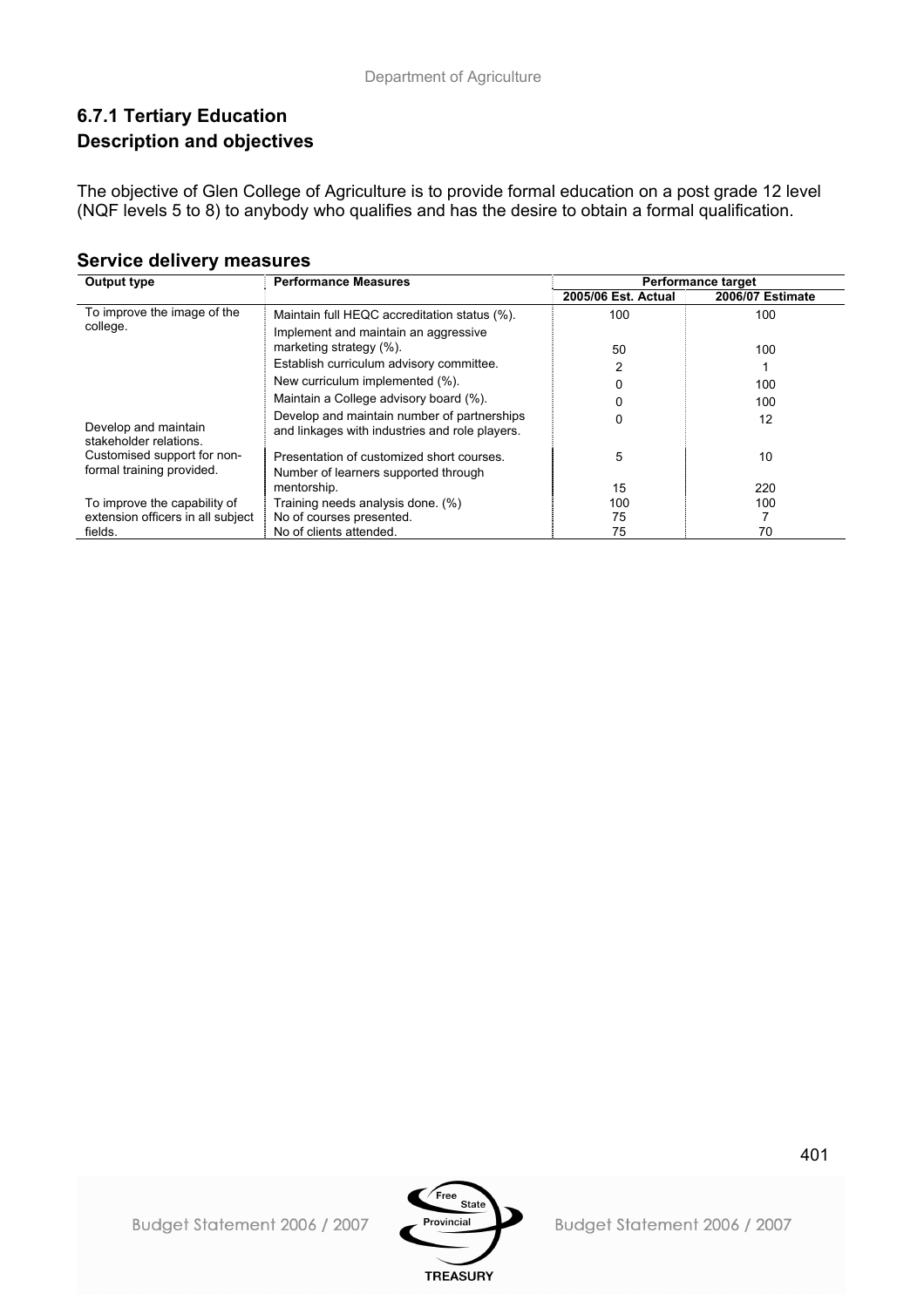## 6.7.1 Tertiary Education

### Description and objectives

The objective of Glen College of Agriculture is to provide formal education on a post grade 12 level (NQF levels 5 to 8) to anybody who qualifies and has the desire to obtain a formal qualification.

### Service delivery measures

| Output type | Performance Measures | Performance target | |
|---|---|---|---|
| | | 2005/06 Est. Actual | 2006/07 Estimate |
| To improve the image of the college. | Maintain full HEQC accreditation status (%). | 100 | 100 |
| | Implement and maintain an aggressive marketing strategy (%). | 50 | 100 |
| | Establish curriculum advisory committee. | 2 | 1 |
| | New curriculum implemented (%). | 0 | 100 |
| | Maintain a College advisory board (%). | 0 | 100 |
| Develop and maintain stakeholder relations. | Develop and maintain number of partnerships and linkages with industries and role players. | 0 | 12 |
| Customised support for non-formal training provided. | Presentation of customized short courses. | 5 | 10 |
| | Number of learners supported through mentorship. | 15 | 220 |
| To improve the capability of extension officers in all subject fields. | Training needs analysis done. (%) | 100 | 100 |
| | No of courses presented. | 75 | 7 |
| | No of clients attended. | 75 | 70 |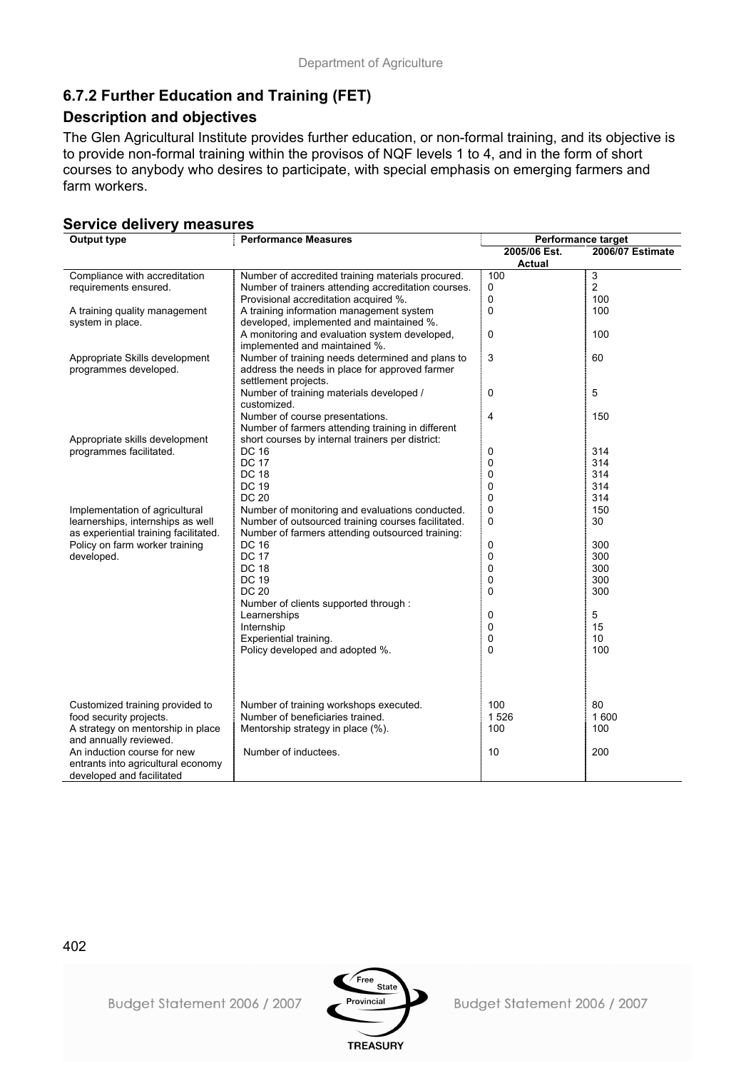### 6.7.2 Further Education and Training (FET)

### Description and objectives

The Glen Agricultural Institute provides further education, or non-formal training, and its objective is to provide non-formal training within the provisos of NQF levels 1 to 4, and in the form of short courses to anybody who desires to participate, with special emphasis on emerging farmers and farm workers.

### Service delivery measures

| Output type | Performance Measures | Performance target | |
|---|---|---|---|
| | | 2005/06 Est. Actual | 2006/07 Estimate |
| Compliance with accreditation requirements ensured. | Number of accredited training materials procured. | 100 | 3 |
| | Number of trainers attending accreditation courses. | 0 | 2 |
| | Provisional accreditation acquired %. | 0 | 100 |
| A training quality management system in place. | A training information management system developed, implemented and maintained %. | 0 | 100 |
| | A monitoring and evaluation system developed, implemented and maintained %. | 0 | 100 |
| Appropriate Skills development programmes developed. | Number of training needs determined and plans to address the needs in place for approved farmer settlement projects. | 3 | 60 |
| | Number of training materials developed / customized. | 0 | 5 |
| | Number of course presentations. | 4 | 150 |
| Appropriate skills development programmes facilitated. | Number of farmers attending training in different short courses by internal trainers per district: | | |
| | DC 16 | 0 | 314 |
| | DC 17 | 0 | 314 |
| | DC 18 | 0 | 314 |
| | DC 19 | 0 | 314 |
| | DC 20 | 0 | 314 |
| Implementation of agricultural learnerships, internships as well as experiential training facilitated. | Number of monitoring and evaluations conducted. | 0 | 150 |
| | Number of outsourced training courses facilitated. | 0 | 30 |
| Policy on farm worker training developed. | Number of farmers attending outsourced training: | | |
| | DC 16 | 0 | 300 |
| | DC 17 | 0 | 300 |
| | DC 18 | 0 | 300 |
| | DC 19 | 0 | 300 |
| | DC 20 | 0 | 300 |
| | Number of clients supported through : | | |
| | Learnerships | 0 | 5 |
| | Internship | 0 | 15 |
| | Experiential training. | 0 | 10 |
| | Policy developed and adopted %. | 0 | 100 |
| Customized training provided to food security projects. | Number of training workshops executed. | 100 | 80 |
| | Number of beneficiaries trained. | 1 526 | 1 600 |
| A strategy on mentorship in place and annually reviewed. | Mentorship strategy in place (%). | 100 | 100 |
| An induction course for new entrants into agricultural economy developed and facilitated | Number of inductees. | 10 | 200 |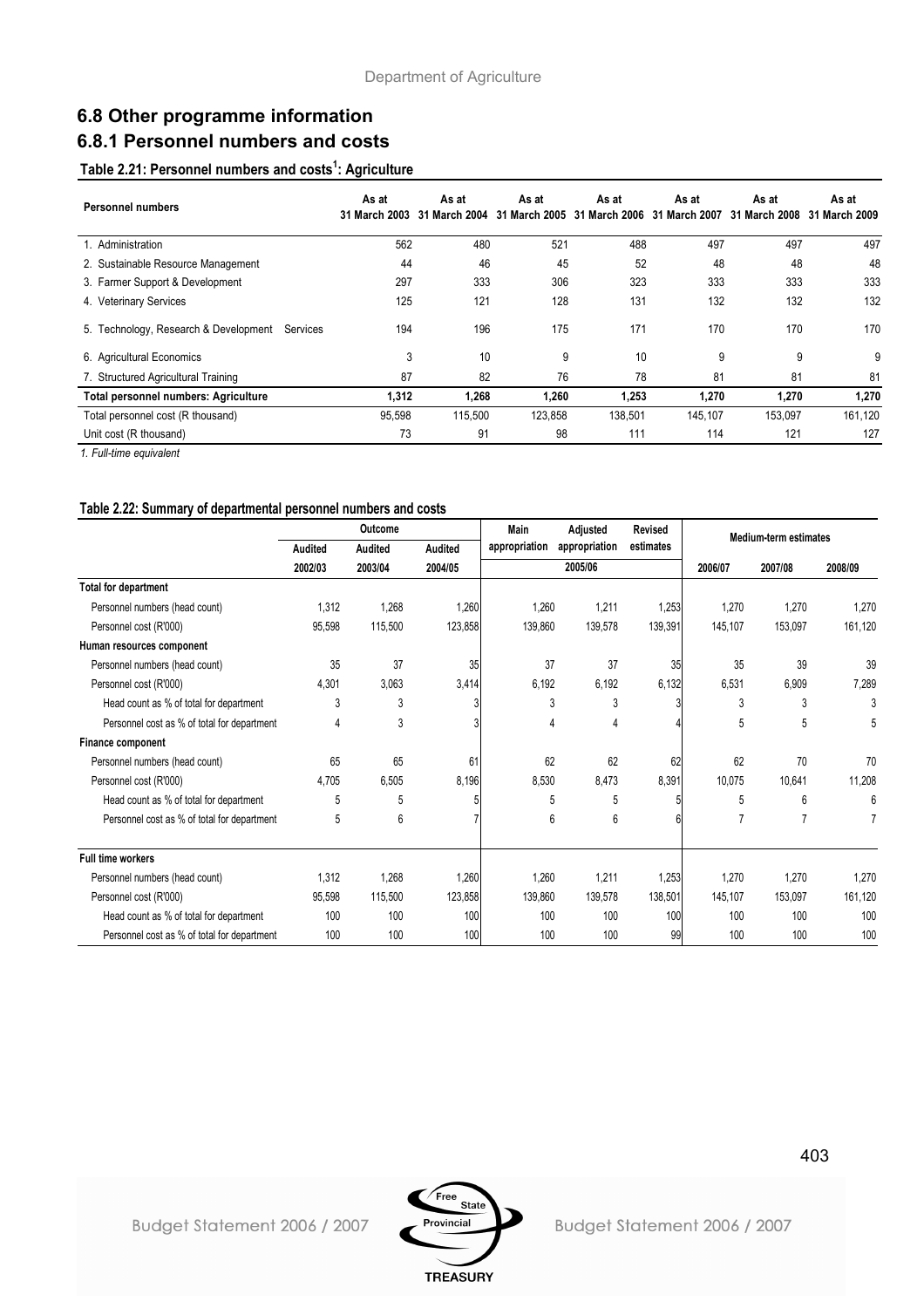## 6.8 Other programme information

### 6.8.1 Personnel numbers and costs

**Table 2.21: Personnel numbers and costs[1]: Agriculture**

| Personnel numbers | As at 31 March 2003 | As at 31 March 2004 | As at 31 March 2005 | As at 31 March 2006 | As at 31 March 2007 | As at 31 March 2008 | As at 31 March 2009 |
|---|---|---|---|---|---|---|---|
| 1. Administration | 562 | 480 | 521 | 488 | 497 | 497 | 497 |
| 2. Sustainable Resource Management | 44 | 46 | 45 | 52 | 48 | 48 | 48 |
| 3. Farmer Support & Development | 297 | 333 | 306 | 323 | 333 | 333 | 333 |
| 4. Veterinary Services | 125 | 121 | 128 | 131 | 132 | 132 | 132 |
| 5. Technology, Research & Development Services | 194 | 196 | 175 | 171 | 170 | 170 | 170 |
| 6. Agricultural Economics | 3 | 10 | 9 | 10 | 9 | 9 | 9 |
| 7. Structured Agricultural Training | 87 | 82 | 76 | 78 | 81 | 81 | 81 |
| **Total personnel numbers: Agriculture** | **1,312** | **1,268** | **1,260** | **1,253** | **1,270** | **1,270** | **1,270** |
| Total personnel cost (R thousand) | 95,598 | 115,500 | 123,858 | 138,501 | 145,107 | 153,097 | 161,120 |
| Unit cost (R thousand) | 73 | 91 | 98 | 111 | 114 | 121 | 127 |

*1. Full-time equivalent*

**Table 2.22: Summary of departmental personnel numbers and costs**

| | Outcome | | | Main appropriation | Adjusted appropriation | Revised estimates | Medium-term estimates | | |
|---|---|---|---|---|---|---|---|---|---|
| | Audited 2002/03 | Audited 2003/04 | Audited 2004/05 | 2005/06 | | | 2006/07 | 2007/08 | 2008/09 |
| **Total for department** | | | | | | | | | |
| Personnel numbers (head count) | 1,312 | 1,268 | 1,260 | 1,260 | 1,211 | 1,253 | 1,270 | 1,270 | 1,270 |
| Personnel cost (R'000) | 95,598 | 115,500 | 123,858 | 139,860 | 139,578 | 139,391 | 145,107 | 153,097 | 161,120 |
| **Human resources component** | | | | | | | | | |
| Personnel numbers (head count) | 35 | 37 | 35 | 37 | 37 | 35 | 35 | 39 | 39 |
| Personnel cost (R'000) | 4,301 | 3,063 | 3,414 | 6,192 | 6,192 | 6,132 | 6,531 | 6,909 | 7,289 |
| Head count as % of total for department | 3 | 3 | 3 | 3 | 3 | 3 | 3 | 3 | 3 |
| Personnel cost as % of total for department | 4 | 3 | 3 | 4 | 4 | 4 | 5 | 5 | 5 |
| **Finance component** | | | | | | | | | |
| Personnel numbers (head count) | 65 | 65 | 61 | 62 | 62 | 62 | 62 | 70 | 70 |
| Personnel cost (R'000) | 4,705 | 6,505 | 8,196 | 8,530 | 8,473 | 8,391 | 10,075 | 10,641 | 11,208 |
| Head count as % of total for department | 5 | 5 | 5 | 5 | 5 | 5 | 5 | 6 | 6 |
| Personnel cost as % of total for department | 5 | 6 | 7 | 6 | 6 | 6 | 7 | 7 | 7 |
| **Full time workers** | | | | | | | | | |
| Personnel numbers (head count) | 1,312 | 1,268 | 1,260 | 1,260 | 1,211 | 1,253 | 1,270 | 1,270 | 1,270 |
| Personnel cost (R'000) | 95,598 | 115,500 | 123,858 | 139,860 | 139,578 | 138,501 | 145,107 | 153,097 | 161,120 |
| Head count as % of total for department | 100 | 100 | 100 | 100 | 100 | 100 | 100 | 100 | 100 |
| Personnel cost as % of total for department | 100 | 100 | 100 | 100 | 100 | 99 | 100 | 100 | 100 |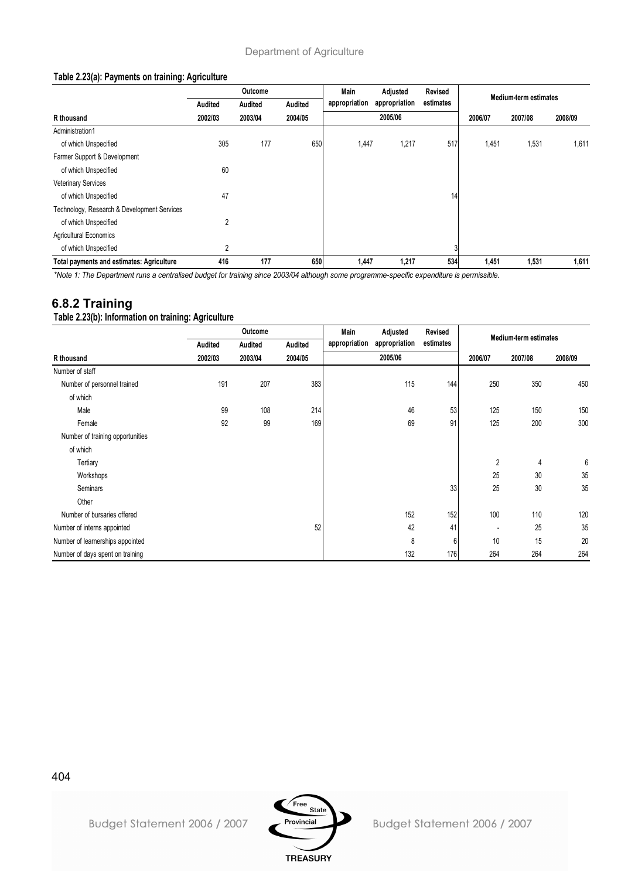**Table 2.23(a): Payments on training: Agriculture**

| | Outcome | | | Main appropriation | Adjusted appropriation | Revised estimates | Medium-term estimates | | |
|---|---|---|---|---|---|---|---|---|---|
| | Audited | Audited | Audited | | | | | | |
| R thousand | 2002/03 | 2003/04 | 2004/05 | | 2005/06 | | 2006/07 | 2007/08 | 2008/09 |
| Administration1 | | | | | | | | | |
| of which Unspecified | 305 | 177 | 650 | 1,447 | 1,217 | 517 | 1,451 | 1,531 | 1,611 |
| Farmer Support & Development | | | | | | | | | |
| of which Unspecified | 60 | | | | | | | | |
| Veterinary Services | | | | | | | | | |
| of which Unspecified | 47 | | | | | 14 | | | |
| Technology, Research & Development Services | | | | | | | | | |
| of which Unspecified | 2 | | | | | | | | |
| Agricultural Economics | | | | | | | | | |
| of which Unspecified | 2 | | | | | 3 | | | |
| **Total payments and estimates: Agriculture** | **416** | **177** | **650** | **1,447** | **1,217** | **534** | **1,451** | **1,531** | **1,611** |

*\*Note 1: The Department runs a centralised budget for training since 2003/04 although some programme-specific expenditure is permissible.*

## 6.8.2 Training

**Table 2.23(b): Information on training: Agriculture**

| | Outcome | | | Main appropriation | Adjusted appropriation | Revised estimates | Medium-term estimates | | |
|---|---|---|---|---|---|---|---|---|---|
| | Audited | Audited | Audited | | | | | | |
| R thousand | 2002/03 | 2003/04 | 2004/05 | | 2005/06 | | 2006/07 | 2007/08 | 2008/09 |
| Number of staff | | | | | | | | | |
| Number of personnel trained | 191 | 207 | 383 | | 115 | 144 | 250 | 350 | 450 |
| of which | | | | | | | | | |
| Male | 99 | 108 | 214 | | 46 | 53 | 125 | 150 | 150 |
| Female | 92 | 99 | 169 | | 69 | 91 | 125 | 200 | 300 |
| Number of training opportunities | | | | | | | | | |
| of which | | | | | | | | | |
| Tertiary | | | | | | | 2 | 4 | 6 |
| Workshops | | | | | | | 25 | 30 | 35 |
| Seminars | | | | | | 33 | 25 | 30 | 35 |
| Other | | | | | | | | | |
| Number of bursaries offered | | | | | 152 | 152 | 100 | 110 | 120 |
| Number of interns appointed | | | 52 | | 42 | 41 | - | 25 | 35 |
| Number of learnerships appointed | | | | | 8 | 6 | 10 | 15 | 20 |
| Number of days spent on training | | | | | 132 | 176 | 264 | 264 | 264 |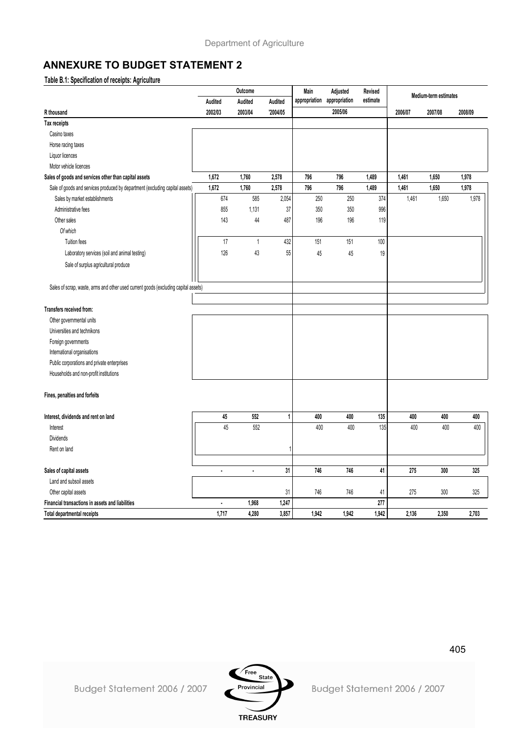## ANNEXURE TO BUDGET STATEMENT 2

**Table B.1: Specification of receipts: Agriculture**

| | Outcome | | | Main appropriation | Adjusted appropriation | Revised estimate | Medium-term estimates | | |
|---|---|---|---|---|---|---|---|---|---|
| | Audited | Audited | Audited | | | | | | |
| R thousand | 2002/03 | 2003/04 | '2004/05 | | 2005/06 | | 2006/07 | 2007/08 | 2008/09 |
| **Tax receipts** | | | | | | | | | |
| Casino taxes | | | | | | | | | |
| Horse racing taxes | | | | | | | | | |
| Liquor licences | | | | | | | | | |
| Motor vehicle licences | | | | | | | | | |
| **Sales of goods and services other than capital assets** | **1,672** | **1,760** | **2,578** | **796** | **796** | **1,489** | **1,461** | **1,650** | **1,978** |
| Sale of goods and services produced by department (excluding capital assets) | 1,672 | 1,760 | 2,578 | 796 | 796 | 1,489 | 1,461 | 1,650 | 1,978 |
| Sales by market establishments | 674 | 585 | 2,054 | 250 | 250 | 374 | 1,461 | 1,650 | 1,978 |
| Administrative fees | 855 | 1,131 | 37 | 350 | 350 | 996 | | | |
| Other sales | 143 | 44 | 487 | 196 | 196 | 119 | | | |
| *Of which* | | | | | | | | | |
| Tuition fees | 17 | 1 | 432 | 151 | 151 | 100 | | | |
| Laboratory services (soil and animal testing) | 126 | 43 | 55 | 45 | 45 | 19 | | | |
| Sale of surplus agricultural produce | | | | | | | | | |
| Sales of scrap, waste, arms and other used current goods (excluding capital assets) | | | | | | | | | |
| **Transfers received from:** | | | | | | | | | |
| Other governmental units | | | | | | | | | |
| Universities and technikons | | | | | | | | | |
| Foreign governments | | | | | | | | | |
| International organisations | | | | | | | | | |
| Public corporations and private enterprises | | | | | | | | | |
| Households and non-profit institutions | | | | | | | | | |
| **Fines, penalties and forfeits** | | | | | | | | | |
| **Interest, dividends and rent on land** | **45** | **552** | **1** | **400** | **400** | **135** | **400** | **400** | **400** |
| Interest | 45 | 552 | | 400 | 400 | 135 | 400 | 400 | 400 |
| Dividends | | | | | | | | | |
| Rent on land | | | 1 | | | | | | |
| **Sales of capital assets** | **-** | **-** | **31** | **746** | **746** | **41** | **275** | **300** | **325** |
| Land and subsoil assets | | | | | | | | | |
| Other capital assets | | | 31 | 746 | 746 | 41 | 275 | 300 | 325 |
| **Financial transactions in assets and liabilities** | **-** | **1,968** | **1,247** | | | **277** | | | |
| **Total departmental receipts** | **1,717** | **4,280** | **3,857** | **1,942** | **1,942** | **1,942** | **2,136** | **2,350** | **2,703** |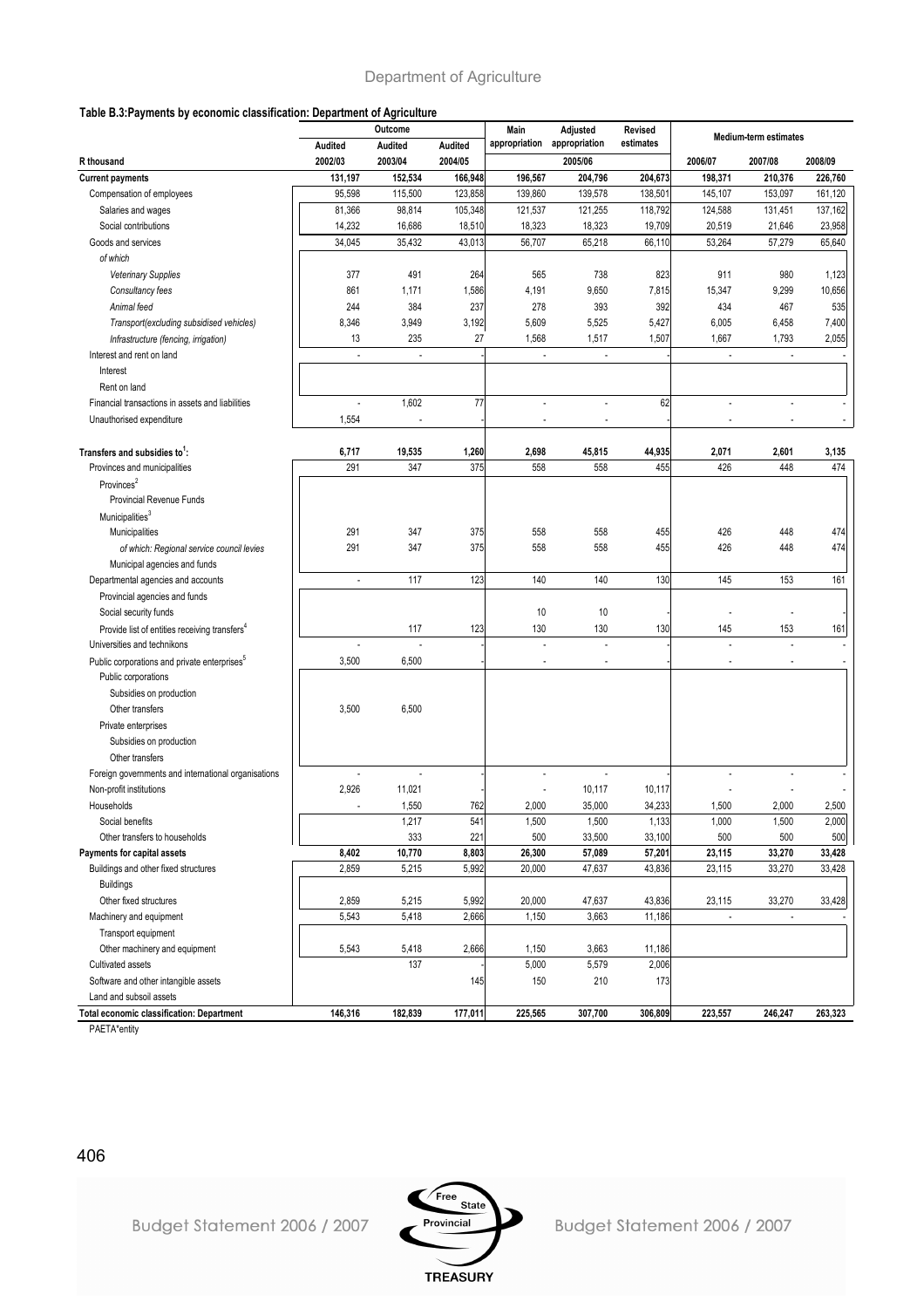**Table B.3:Payments by economic classification: Department of Agriculture**

| R thousand | Outcome | | | Main appropriation | Adjusted appropriation | Revised estimates | Medium-term estimates | | |
|---|---|---|---|---|---|---|---|---|---|
| | Audited | Audited | Audited | | 2005/06 | | | | |
| | 2002/03 | 2003/04 | 2004/05 | | | | 2006/07 | 2007/08 | 2008/09 |
| **Current payments** | **131,197** | **152,534** | **166,948** | **196,567** | **204,796** | **204,673** | **198,371** | **210,376** | **226,760** |
| Compensation of employees | 95,598 | 115,500 | 123,858 | 139,860 | 139,578 | 138,501 | 145,107 | 153,097 | 161,120 |
| Salaries and wages | 81,366 | 98,814 | 105,348 | 121,537 | 121,255 | 118,792 | 124,588 | 131,451 | 137,162 |
| Social contributions | 14,232 | 16,686 | 18,510 | 18,323 | 18,323 | 19,709 | 20,519 | 21,646 | 23,958 |
| Goods and services | 34,045 | 35,432 | 43,013 | 56,707 | 65,218 | 66,110 | 53,264 | 57,279 | 65,640 |
| *of which* | | | | | | | | | |
| *Veterinary Supplies* | 377 | 491 | 264 | 565 | 738 | 823 | 911 | 980 | 1,123 |
| *Consultancy fees* | 861 | 1,171 | 1,586 | 4,191 | 9,650 | 7,815 | 15,347 | 9,299 | 10,656 |
| *Animal feed* | 244 | 384 | 237 | 278 | 393 | 392 | 434 | 467 | 535 |
| *Transport(excluding subsidised vehicles)* | 8,346 | 3,949 | 3,192 | 5,609 | 5,525 | 5,427 | 6,005 | 6,458 | 7,400 |
| *Infrastructure (fencing, irrigation)* | 13 | 235 | 27 | 1,568 | 1,517 | 1,507 | 1,667 | 1,793 | 2,055 |
| Interest and rent on land | - | - | - | - | - | - | - | - | - |
| Interest | | | | | | | | | |
| Rent on land | | | | | | | | | |
| Financial transactions in assets and liabilities | - | 1,602 | 77 | - | - | 62 | - | - | - |
| Unauthorised expenditure | 1,554 | - | - | - | - | - | - | - | - |
| **Transfers and subsidies to[1]:** | **6,717** | **19,535** | **1,260** | **2,698** | **45,815** | **44,935** | **2,071** | **2,601** | **3,135** |
| Provinces and municipalities | 291 | 347 | 375 | 558 | 558 | 455 | 426 | 448 | 474 |
| Provinces[2] | | | | | | | | | |
| Provincial Revenue Funds | | | | | | | | | |
| Municipalities[3] | | | | | | | | | |
| Municipalities | 291 | 347 | 375 | 558 | 558 | 455 | 426 | 448 | 474 |
| *of which: Regional service council levies* | 291 | 347 | 375 | 558 | 558 | 455 | 426 | 448 | 474 |
| Municipal agencies and funds | | | | | | | | | |
| Departmental agencies and accounts | - | 117 | 123 | 140 | 140 | 130 | 145 | 153 | 161 |
| Provincial agencies and funds | | | | | | | | | |
| Social security funds | | | | 10 | 10 | - | - | - | - |
| Provide list of entities receiving transfers[4] | | 117 | 123 | 130 | 130 | 130 | 145 | 153 | 161 |
| Universities and technikons | - | - | - | - | - | - | - | - | - |
| Public corporations and private enterprises[5] | 3,500 | 6,500 | - | - | - | - | - | - | - |
| Public corporations | | | | | | | | | |
| Subsidies on production | | | | | | | | | |
| Other transfers | 3,500 | 6,500 | | | | | | | |
| Private enterprises | | | | | | | | | |
| Subsidies on production | | | | | | | | | |
| Other transfers | | | | | | | | | |
| Foreign governments and international organisations | - | - | - | - | - | - | - | - | - |
| Non-profit institutions | 2,926 | 11,021 | - | - | 10,117 | 10,117 | - | - | - |
| Households | - | 1,550 | 762 | 2,000 | 35,000 | 34,233 | 1,500 | 2,000 | 2,500 |
| Social benefits | | 1,217 | 541 | 1,500 | 1,500 | 1,133 | 1,000 | 1,500 | 2,000 |
| Other transfers to households | | 333 | 221 | 500 | 33,500 | 33,100 | 500 | 500 | 500 |
| **Payments for capital assets** | **8,402** | **10,770** | **8,803** | **26,300** | **57,089** | **57,201** | **23,115** | **33,270** | **33,428** |
| Buildings and other fixed structures | 2,859 | 5,215 | 5,992 | 20,000 | 47,637 | 43,836 | 23,115 | 33,270 | 33,428 |
| Buildings | | | | | | | | | |
| Other fixed structures | 2,859 | 5,215 | 5,992 | 20,000 | 47,637 | 43,836 | 23,115 | 33,270 | 33,428 |
| Machinery and equipment | 5,543 | 5,418 | 2,666 | 1,150 | 3,663 | 11,186 | - | - | - |
| Transport equipment | | | | | | | | | |
| Other machinery and equipment | 5,543 | 5,418 | 2,666 | 1,150 | 3,663 | 11,186 | | | |
| Cultivated assets | | 137 | - | 5,000 | 5,579 | 2,006 | | | |
| Software and other intangible assets | | | 145 | 150 | 210 | 173 | | | |
| Land and subsoil assets | | | | | | | | | |
| **Total economic classification: Department** | **146,316** | **182,839** | **177,011** | **225,565** | **307,700** | **306,809** | **223,557** | **246,247** | **263,323** |

PAETA*entity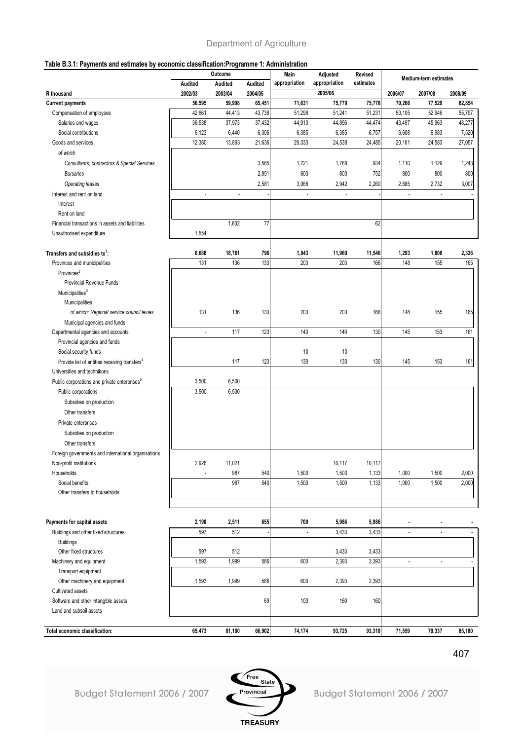Department of Agriculture

**Table B.3.1: Payments and estimates by economic classification:Programme 1: Administration**

| R thousand | Outcome | | | Main appropriation | Adjusted appropriation | Revised estimates | Medium-term estimates | | |
|---|---|---|---|---|---|---|---|---|---|
| | Audited | Audited | Audited | | 2005/06 | | | | |
| | 2002/03 | 2003/04 | 2004/05 | | | | 2006/07 | 2007/08 | 2008/09 |
| **Current payments** | **56,595** | **59,908** | **65,451** | **71,631** | **75,779** | **75,778** | **70,266** | **77,529** | **82,854** |
| Compensation of employees | 42,661 | 44,413 | 43,738 | 51,298 | 51,241 | 51,231 | 50,105 | 52,946 | 55,797 |
| Salaries and wages | 36,538 | 37,973 | 37,432 | 44,913 | 44,856 | 44,474 | 43,497 | 45,963 | 48,277 |
| Social contributions | 6,123 | 6,440 | 6,306 | 6,385 | 6,385 | 6,757 | 6,608 | 6,983 | 7,520 |
| Goods and services | 12,380 | 13,893 | 21,636 | 20,333 | 24,538 | 24,485 | 20,161 | 24,583 | 27,057 |
| *of which* | | | | | | | | | |
| *Consultants, contractors & Special Services* | | | 3,565 | 1,221 | 1,768 | 934 | 1,110 | 1,129 | 1,243 |
| *Bursaries* | | | 2,851 | 600 | 800 | 752 | 800 | 800 | 800 |
| *Operating leases* | | | 2,581 | 3,068 | 2,942 | 2,260 | 2,685 | 2,732 | 3,007 |
| Interest and rent on land | - | - | - | - | - | - | - | - | - |
| Interest | | | | | | | | | |
| Rent on land | | | | | | | | | |
| Financial transactions in assets and liabilities | | 1,602 | 77 | | | 62 | | | |
| Unauthorised expenditure | 1,554 | | | | | | | | |
| **Transfers and subsidies to[1]:** | **6,688** | **18,761** | **796** | **1,843** | **11,960** | **11,546** | **1,293** | **1,808** | **2,326** |
| Provinces and municipalities | 131 | 136 | 133 | 203 | 203 | 166 | 148 | 155 | 165 |
| Provinces[2] | | | | | | | | | |
| Provincial Revenue Funds | | | | | | | | | |
| Municipalities[3] | | | | | | | | | |
| Municipalities | | | | | | | | | |
| *of which: Regional service council levies* | 131 | 136 | 133 | 203 | 203 | 166 | 148 | 155 | 165 |
| Municipal agencies and funds | | | | | | | | | |
| Departmental agencies and accounts | - | 117 | 123 | 140 | 140 | 130 | 145 | 153 | 161 |
| Provincial agencies and funds | | | | | | | | | |
| Social security funds | | | | 10 | 10 | | | | |
| Provide list of entities receiving transfers[4] | | 117 | 123 | 130 | 130 | 130 | 145 | 153 | 161 |
| Universities and technikons | | | | | | | | | |
| Public corporations and private enterprises[5] | 3,500 | 6,500 | | | | | | | |
| Public corporations | 3,500 | 6,500 | | | | | | | |
| Subsidies on production | | | | | | | | | |
| Other transfers | | | | | | | | | |
| Private enterprises | | | | | | | | | |
| Subsidies on production | | | | | | | | | |
| Other transfers | | | | | | | | | |
| Foreign governments and international organisations | | | | | | | | | |
| Non-profit institutions | 2,926 | 11,021 | | | 10,117 | 10,117 | | | |
| Households | - | 987 | 540 | 1,500 | 1,500 | 1,133 | 1,000 | 1,500 | 2,000 |
| Social benefits | | 987 | 540 | 1,500 | 1,500 | 1,133 | 1,000 | 1,500 | 2,000 |
| Other transfers to households | | | | | | | | | |
| **Payments for capital assets** | **2,190** | **2,511** | **655** | **700** | **5,986** | **5,986** | **-** | **-** | **-** |
| Buildings and other fixed structures | 597 | 512 | - | - | 3,433 | 3,433 | - | - | - |
| Buildings | | | | | | | | | |
| Other fixed structures | 597 | 512 | | | 3,433 | 3,433 | | | |
| Machinery and equipment | 1,593 | 1,999 | 586 | 600 | 2,393 | 2,393 | - | - | - |
| Transport equipment | | | | | | | | | |
| Other machinery and equipment | 1,593 | 1,999 | 586 | 600 | 2,393 | 2,393 | | | |
| Cultivated assets | | | | | | | | | |
| Software and other intangible assets | | | 69 | 100 | 160 | 160 | | | |
| Land and subsoil assets | | | | | | | | | |
| **Total economic classification:** | **65,473** | **81,180** | **66,902** | **74,174** | **93,725** | **93,310** | **71,559** | **79,337** | **85,180** |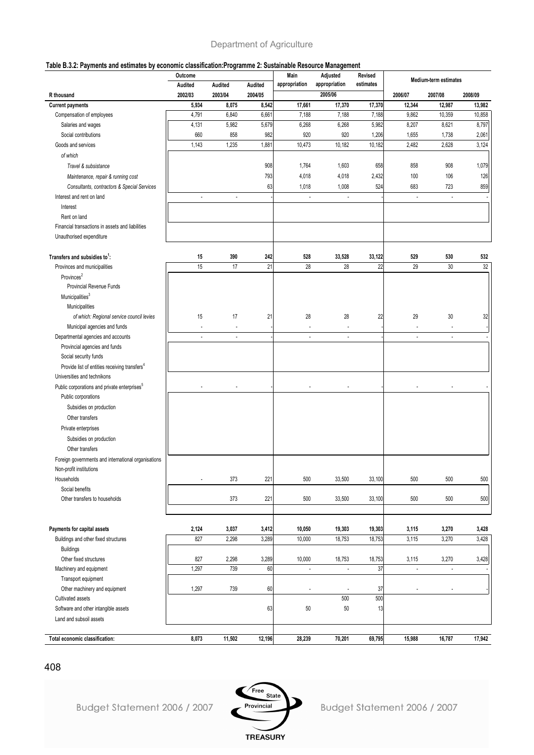Department of Agriculture

**Table B.3.2: Payments and estimates by economic classification:Programme 2: Sustainable Resource Management**

| | Outcome | | | Main appropriation | Adjusted appropriation | Revised estimates | Medium-term estimates | | |
|---|---|---|---|---|---|---|---|---|---|
| | Audited | Audited | Audited | | | | | | |
| R thousand | 2002/03 | 2003/04 | 2004/05 | | 2005/06 | | 2006/07 | 2007/08 | 2008/09 |
| **Current payments** | **5,934** | **8,075** | **8,542** | **17,661** | **17,370** | **17,370** | **12,344** | **12,987** | **13,982** |
| Compensation of employees | 4,791 | 6,840 | 6,661 | 7,188 | 7,188 | 7,188 | 9,862 | 10,359 | 10,858 |
| Salaries and wages | 4,131 | 5,982 | 5,679 | 6,268 | 6,268 | 5,982 | 8,207 | 8,621 | 8,797 |
| Social contributions | 660 | 858 | 982 | 920 | 920 | 1,206 | 1,655 | 1,738 | 2,061 |
| Goods and services | 1,143 | 1,235 | 1,881 | 10,473 | 10,182 | 10,182 | 2,482 | 2,628 | 3,124 |
| *of which* | | | | | | | | | |
| *Travel & subsistance* | | | 908 | 1,764 | 1,603 | 658 | 858 | 908 | 1,079 |
| *Maintenance, repair & running cost* | | | 793 | 4,018 | 4,018 | 2,432 | 100 | 106 | 126 |
| *Consultants, contractors & Special Services* | | | 63 | 1,018 | 1,008 | 524 | 683 | 723 | 859 |
| Interest and rent on land | - | - | - | - | - | - | - | - | - |
| Interest | | | | | | | | | |
| Rent on land | | | | | | | | | |
| Financial transactions in assets and liabilities | | | | | | | | | |
| Unauthorised expenditure | | | | | | | | | |
| **Transfers and subsidies to[1]:** | **15** | **390** | **242** | **528** | **33,528** | **33,122** | **529** | **530** | **532** |
| Provinces and municipalities | 15 | 17 | 21 | 28 | 28 | 22 | 29 | 30 | 32 |
| Provinces[2] | | | | | | | | | |
| Provincial Revenue Funds | | | | | | | | | |
| Municipalities[3] | | | | | | | | | |
| Municipalities | | | | | | | | | |
| *of which: Regional service council levies* | 15 | 17 | 21 | 28 | 28 | 22 | 29 | 30 | 32 |
| Municipal agencies and funds | - | - | - | - | - | - | - | - | - |
| Departmental agencies and accounts | - | - | - | - | - | - | - | - | - |
| Provincial agencies and funds | | | | | | | | | |
| Social security funds | | | | | | | | | |
| Provide list of entities receiving transfers[4] | | | | | | | | | |
| Universities and technikons | | | | | | | | | |
| Public corporations and private enterprises[5] | - | - | - | - | - | - | - | - | - |
| Public corporations | | | | | | | | | |
| Subsidies on production | | | | | | | | | |
| Other transfers | | | | | | | | | |
| Private enterprises | | | | | | | | | |
| Subsidies on production | | | | | | | | | |
| Other transfers | | | | | | | | | |
| Foreign governments and international organisations | | | | | | | | | |
| Non-profit institutions | | | | | | | | | |
| Households | - | 373 | 221 | 500 | 33,500 | 33,100 | 500 | 500 | 500 |
| Social benefits | | | | | | | | | |
| Other transfers to households | | 373 | 221 | 500 | 33,500 | 33,100 | 500 | 500 | 500 |
| **Payments for capital assets** | **2,124** | **3,037** | **3,412** | **10,050** | **19,303** | **19,303** | **3,115** | **3,270** | **3,428** |
| Buildings and other fixed structures | 827 | 2,298 | 3,289 | 10,000 | 18,753 | 18,753 | 3,115 | 3,270 | 3,428 |
| Buildings | | | | | | | | | |
| Other fixed structures | 827 | 2,298 | 3,289 | 10,000 | 18,753 | 18,753 | 3,115 | 3,270 | 3,428 |
| Machinery and equipment | 1,297 | 739 | 60 | - | - | 37 | - | - | - |
| Transport equipment | | | | | | | | | |
| Other machinery and equipment | 1,297 | 739 | 60 | - | - | 37 | - | - | - |
| Cultivated assets | | | | | 500 | 500 | | | |
| Software and other intangible assets | | | 63 | 50 | 50 | 13 | | | |
| Land and subsoil assets | | | | | | | | | |
| **Total economic classification:** | **8,073** | **11,502** | **12,196** | **28,239** | **70,201** | **69,795** | **15,988** | **16,787** | **17,942** |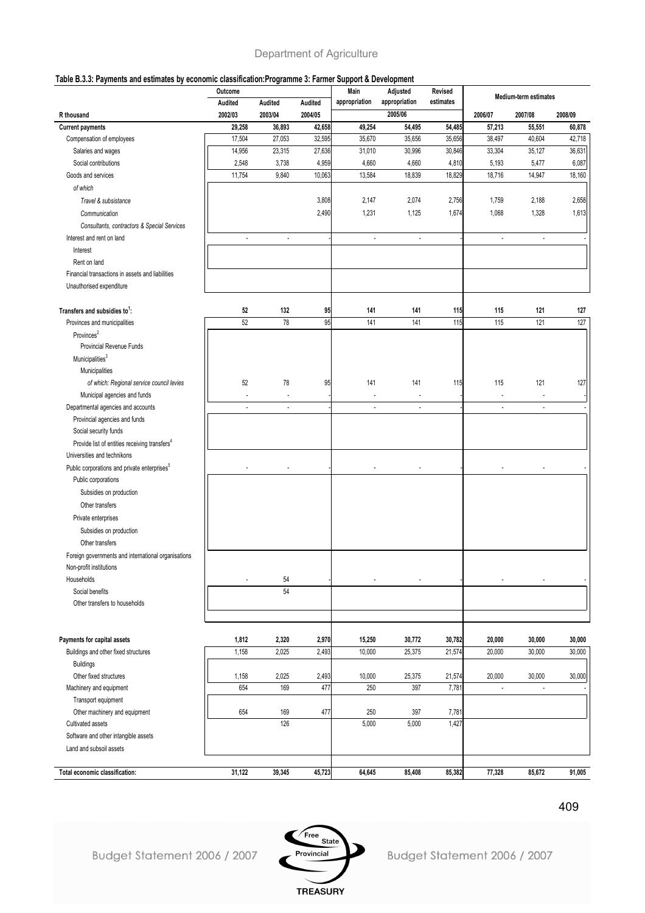**Table B.3.3: Payments and estimates by economic classification:Programme 3: Farmer Support & Development**

| | Outcome | | | Main appropriation | Adjusted appropriation | Revised estimates | Medium-term estimates | | |
|---|---|---|---|---|---|---|---|---|---|
| | Audited | Audited | Audited | | | | | | |
| R thousand | 2002/03 | 2003/04 | 2004/05 | | 2005/06 | | 2006/07 | 2007/08 | 2008/09 |
| **Current payments** | **29,258** | **36,893** | **42,658** | **49,254** | **54,495** | **54,485** | **57,213** | **55,551** | **60,878** |
| Compensation of employees | 17,504 | 27,053 | 32,595 | 35,670 | 35,656 | 35,656 | 38,497 | 40,604 | 42,718 |
| Salaries and wages | 14,956 | 23,315 | 27,636 | 31,010 | 30,996 | 30,846 | 33,304 | 35,127 | 36,631 |
| Social contributions | 2,548 | 3,738 | 4,959 | 4,660 | 4,660 | 4,810 | 5,193 | 5,477 | 6,087 |
| Goods and services | 11,754 | 9,840 | 10,063 | 13,584 | 18,839 | 18,829 | 18,716 | 14,947 | 18,160 |
| *of which* | | | | | | | | | |
| *Travel & subsistance* | | | 3,808 | 2,147 | 2,074 | 2,756 | 1,759 | 2,188 | 2,658 |
| *Communication* | | | 2,490 | 1,231 | 1,125 | 1,674 | 1,068 | 1,328 | 1,613 |
| *Consultants, contractors & Special Services* | | | | | | | | | |
| Interest and rent on land | - | - | - | - | - | - | - | - | - |
| Interest | | | | | | | | | |
| Rent on land | | | | | | | | | |
| Financial transactions in assets and liabilities | | | | | | | | | |
| Unauthorised expenditure | | | | | | | | | |
| **Transfers and subsidies to[1]:** | **52** | **132** | **95** | **141** | **141** | **115** | **115** | **121** | **127** |
| Provinces and municipalities | 52 | 78 | 95 | 141 | 141 | 115 | 115 | 121 | 127 |
| Provinces[2] | | | | | | | | | |
| Provincial Revenue Funds | | | | | | | | | |
| Municipalities[3] | | | | | | | | | |
| Municipalities | | | | | | | | | |
| *of which: Regional service council levies* | 52 | 78 | 95 | 141 | 141 | 115 | 115 | 121 | 127 |
| Municipal agencies and funds | - | - | - | - | - | - | - | - | - |
| Departmental agencies and accounts | - | - | - | - | - | - | - | - | - |
| Provincial agencies and funds | | | | | | | | | |
| Social security funds | | | | | | | | | |
| Provide list of entities receiving transfers[4] | | | | | | | | | |
| Universities and technikons | | | | | | | | | |
| Public corporations and private enterprises[5] | - | - | - | - | - | - | - | - | - |
| Public corporations | | | | | | | | | |
| Subsidies on production | | | | | | | | | |
| Other transfers | | | | | | | | | |
| Private enterprises | | | | | | | | | |
| Subsidies on production | | | | | | | | | |
| Other transfers | | | | | | | | | |
| Foreign governments and international organisations | | | | | | | | | |
| Non-profit institutions | | | | | | | | | |
| Households | - | 54 | - | - | - | - | - | - | - |
| Social benefits | | 54 | | | | | | | |
| Other transfers to households | | | | | | | | | |
| **Payments for capital assets** | **1,812** | **2,320** | **2,970** | **15,250** | **30,772** | **30,782** | **20,000** | **30,000** | **30,000** |
| Buildings and other fixed structures | 1,158 | 2,025 | 2,493 | 10,000 | 25,375 | 21,574 | 20,000 | 30,000 | 30,000 |
| Buildings | | | | | | | | | |
| Other fixed structures | 1,158 | 2,025 | 2,493 | 10,000 | 25,375 | 21,574 | 20,000 | 30,000 | 30,000 |
| Machinery and equipment | 654 | 169 | 477 | 250 | 397 | 7,781 | - | - | - |
| Transport equipment | | | | | | | | | |
| Other machinery and equipment | 654 | 169 | 477 | 250 | 397 | 7,781 | | | |
| Cultivated assets | | 126 | | 5,000 | 5,000 | 1,427 | | | |
| Software and other intangible assets | | | | | | | | | |
| Land and subsoil assets | | | | | | | | | |
| **Total economic classification:** | **31,122** | **39,345** | **45,723** | **64,645** | **85,408** | **85,382** | **77,328** | **85,672** | **91,005** |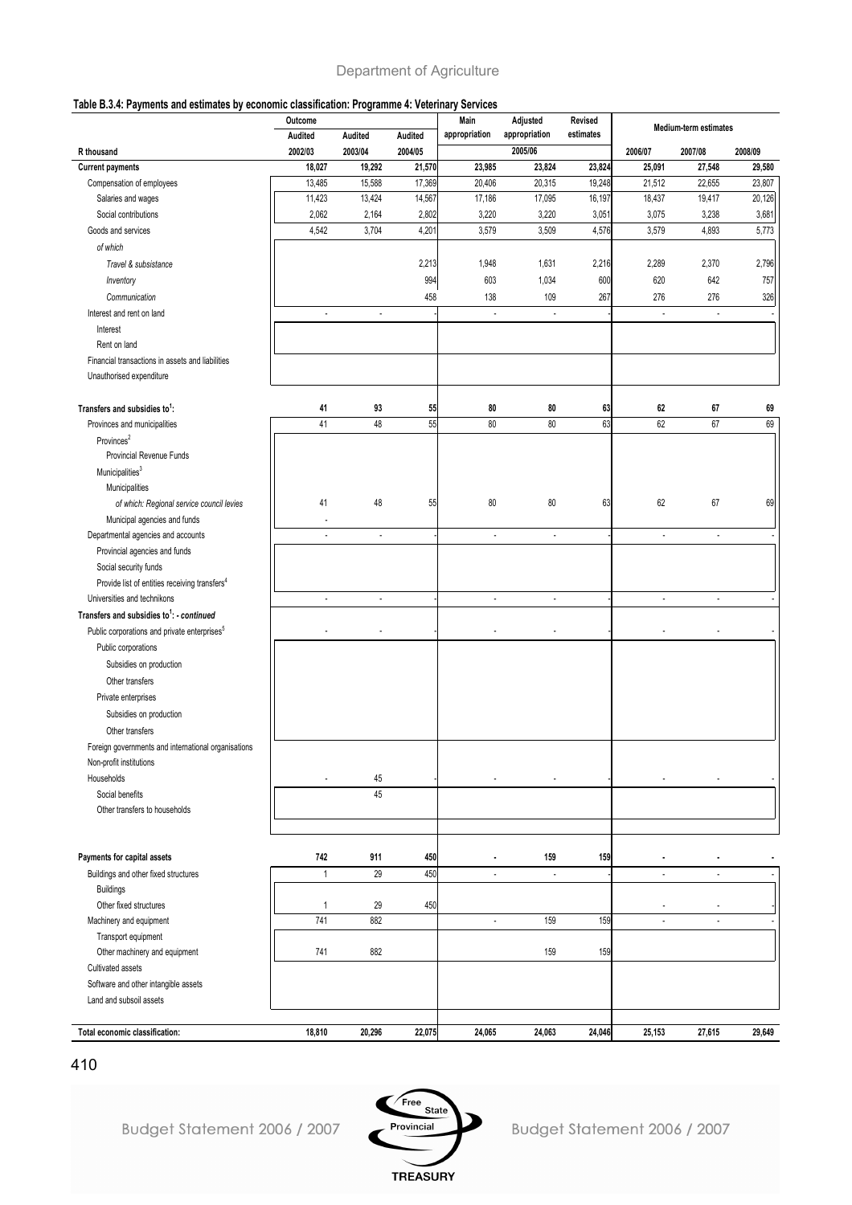**Table B.3.4: Payments and estimates by economic classification: Programme 4: Veterinary Services**

| R thousand | Outcome Audited 2002/03 | Audited 2003/04 | Audited 2004/05 | Main appropriation 2005/06 | Adjusted appropriation 2005/06 | Revised estimates 2005/06 | Medium-term estimates 2006/07 | 2007/08 | 2008/09 |
|---|---|---|---|---|---|---|---|---|---|
| **Current payments** | **18,027** | **19,292** | **21,570** | **23,985** | **23,824** | **23,824** | **25,091** | **27,548** | **29,580** |
| Compensation of employees | 13,485 | 15,588 | 17,369 | 20,406 | 20,315 | 19,248 | 21,512 | 22,655 | 23,807 |
| Salaries and wages | 11,423 | 13,424 | 14,567 | 17,186 | 17,095 | 16,197 | 18,437 | 19,417 | 20,126 |
| Social contributions | 2,062 | 2,164 | 2,802 | 3,220 | 3,220 | 3,051 | 3,075 | 3,238 | 3,681 |
| Goods and services | 4,542 | 3,704 | 4,201 | 3,579 | 3,509 | 4,576 | 3,579 | 4,893 | 5,773 |
| *of which* | | | | | | | | | |
| *Travel & subsistance* | | | 2,213 | 1,948 | 1,631 | 2,216 | 2,289 | 2,370 | 2,796 |
| *Inventory* | | | 994 | 603 | 1,034 | 600 | 620 | 642 | 757 |
| *Communication* | | | 458 | 138 | 109 | 267 | 276 | 276 | 326 |
| Interest and rent on land | - | - | - | - | - | - | - | - | - |
| Interest | | | | | | | | | |
| Rent on land | | | | | | | | | |
| Financial transactions in assets and liabilities | | | | | | | | | |
| Unauthorised expenditure | | | | | | | | | |
| **Transfers and subsidies to[1]:** | **41** | **93** | **55** | **80** | **80** | **63** | **62** | **67** | **69** |
| Provinces and municipalities | 41 | 48 | 55 | 80 | 80 | 63 | 62 | 67 | 69 |
| Provinces[2] | | | | | | | | | |
| Provincial Revenue Funds | | | | | | | | | |
| Municipalities[3] | | | | | | | | | |
| Municipalities | | | | | | | | | |
| *of which: Regional service council levies* | 41 | 48 | 55 | 80 | 80 | 63 | 62 | 67 | 69 |
| Municipal agencies and funds | - | | | | | | | | |
| Departmental agencies and accounts | - | - | - | - | - | - | - | - | - |
| Provincial agencies and funds | | | | | | | | | |
| Social security funds | | | | | | | | | |
| Provide list of entities receiving transfers[4] | | | | | | | | | |
| Universities and technikons | - | - | - | - | - | - | - | - | - |
| ***Transfers and subsidies to[1]: - continued*** | | | | | | | | | |
| Public corporations and private enterprises[5] | - | - | - | - | - | - | - | - | - |
| Public corporations | | | | | | | | | |
| Subsidies on production | | | | | | | | | |
| Other transfers | | | | | | | | | |
| Private enterprises | | | | | | | | | |
| Subsidies on production | | | | | | | | | |
| Other transfers | | | | | | | | | |
| Foreign governments and international organisations | | | | | | | | | |
| Non-profit institutions | | | | | | | | | |
| Households | - | 45 | - | - | - | - | - | - | - |
| Social benefits | | 45 | | | | | | | |
| Other transfers to households | | | | | | | | | |
| **Payments for capital assets** | **742** | **911** | **450** | **-** | **159** | **159** | **-** | **-** | **-** |
| Buildings and other fixed structures | 1 | 29 | 450 | - | - | - | - | - | - |
| Buildings | | | | | | | | | |
| Other fixed structures | 1 | 29 | 450 | | | | - | - | - |
| Machinery and equipment | 741 | 882 | | - | 159 | 159 | - | - | - |
| Transport equipment | | | | | | | | | |
| Other machinery and equipment | 741 | 882 | | | 159 | 159 | | | |
| Cultivated assets | | | | | | | | | |
| Software and other intangible assets | | | | | | | | | |
| Land and subsoil assets | | | | | | | | | |
| **Total economic classification:** | **18,810** | **20,296** | **22,075** | **24,065** | **24,063** | **24,046** | **25,153** | **27,615** | **29,649** |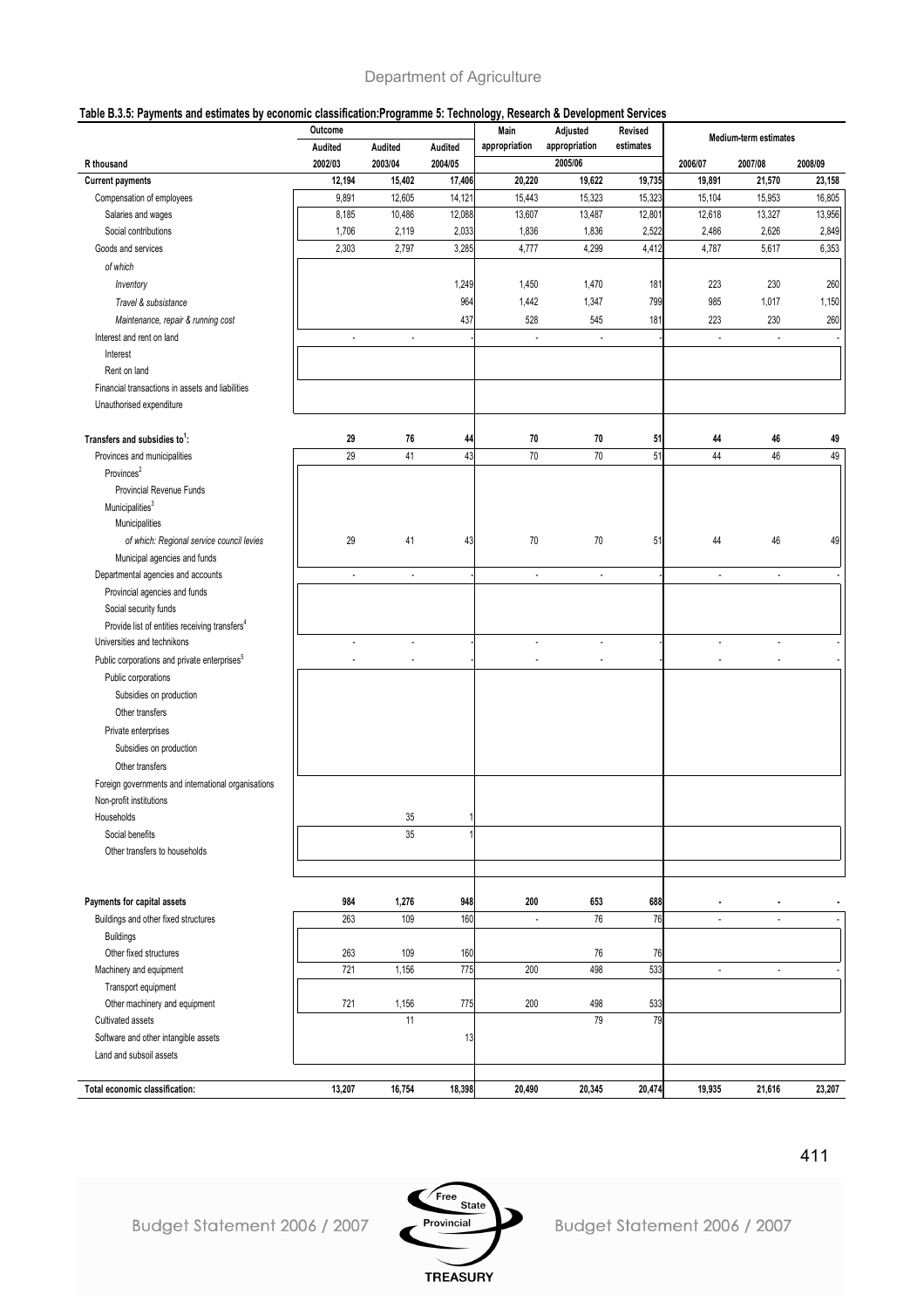**Table B.3.5: Payments and estimates by economic classification:Programme 5: Technology, Research & Development Services**

| | Outcome | | | Main appropriation | Adjusted appropriation | Revised estimates | Medium-term estimates | | |
|---|---|---|---|---|---|---|---|---|---|
| | Audited | Audited | Audited | | | | | | |
| R thousand | 2002/03 | 2003/04 | 2004/05 | | 2005/06 | | 2006/07 | 2007/08 | 2008/09 |
| **Current payments** | 12,194 | 15,402 | 17,406 | 20,220 | 19,622 | 19,735 | 19,891 | 21,570 | 23,158 |
| Compensation of employees | 9,891 | 12,605 | 14,121 | 15,443 | 15,323 | 15,323 | 15,104 | 15,953 | 16,805 |
| Salaries and wages | 8,185 | 10,486 | 12,088 | 13,607 | 13,487 | 12,801 | 12,618 | 13,327 | 13,956 |
| Social contributions | 1,706 | 2,119 | 2,033 | 1,836 | 1,836 | 2,522 | 2,486 | 2,626 | 2,849 |
| Goods and services | 2,303 | 2,797 | 3,285 | 4,777 | 4,299 | 4,412 | 4,787 | 5,617 | 6,353 |
| *of which* | | | | | | | | | |
| *Inventory* | | | 1,249 | 1,450 | 1,470 | 181 | 223 | 230 | 260 |
| *Travel & subsistance* | | | 964 | 1,442 | 1,347 | 799 | 985 | 1,017 | 1,150 |
| *Maintenance, repair & running cost* | | | 437 | 528 | 545 | 181 | 223 | 230 | 260 |
| Interest and rent on land | - | - | - | - | - | - | - | - | - |
| Interest | | | | | | | | | |
| Rent on land | | | | | | | | | |
| Financial transactions in assets and liabilities | | | | | | | | | |
| Unauthorised expenditure | | | | | | | | | |
| **Transfers and subsidies to[1]:** | 29 | 76 | 44 | 70 | 70 | 51 | 44 | 46 | 49 |
| Provinces and municipalities | 29 | 41 | 43 | 70 | 70 | 51 | 44 | 46 | 49 |
| Provinces[2] | | | | | | | | | |
| Provincial Revenue Funds | | | | | | | | | |
| Municipalities[3] | | | | | | | | | |
| Municipalities | | | | | | | | | |
| *of which: Regional service council levies* | 29 | 41 | 43 | 70 | 70 | 51 | 44 | 46 | 49 |
| Municipal agencies and funds | | | | | | | | | |
| Departmental agencies and accounts | - | - | - | - | - | - | - | - | - |
| Provincial agencies and funds | | | | | | | | | |
| Social security funds | | | | | | | | | |
| Provide list of entities receiving transfers[4] | | | | | | | | | |
| Universities and technikons | - | - | - | - | - | - | - | - | - |
| Public corporations and private enterprises[5] | - | - | - | - | - | - | - | - | - |
| Public corporations | | | | | | | | | |
| Subsidies on production | | | | | | | | | |
| Other transfers | | | | | | | | | |
| Private enterprises | | | | | | | | | |
| Subsidies on production | | | | | | | | | |
| Other transfers | | | | | | | | | |
| Foreign governments and international organisations | | | | | | | | | |
| Non-profit institutions | | | | | | | | | |
| Households | | 35 | 1 | | | | | | |
| Social benefits | | 35 | 1 | | | | | | |
| Other transfers to households | | | | | | | | | |
| **Payments for capital assets** | 984 | 1,276 | 948 | 200 | 653 | 688 | - | - | - |
| Buildings and other fixed structures | 263 | 109 | 160 | - | 76 | 76 | - | - | - |
| Buildings | | | | | | | | | |
| Other fixed structures | 263 | 109 | 160 | | 76 | 76 | | | |
| Machinery and equipment | 721 | 1,156 | 775 | 200 | 498 | 533 | - | - | - |
| Transport equipment | | | | | | | | | |
| Other machinery and equipment | 721 | 1,156 | 775 | 200 | 498 | 533 | | | |
| Cultivated assets | | 11 | | | 79 | 79 | | | |
| Software and other intangible assets | | | 13 | | | | | | |
| Land and subsoil assets | | | | | | | | | |
| **Total economic classification:** | 13,207 | 16,754 | 18,398 | 20,490 | 20,345 | 20,474 | 19,935 | 21,616 | 23,207 |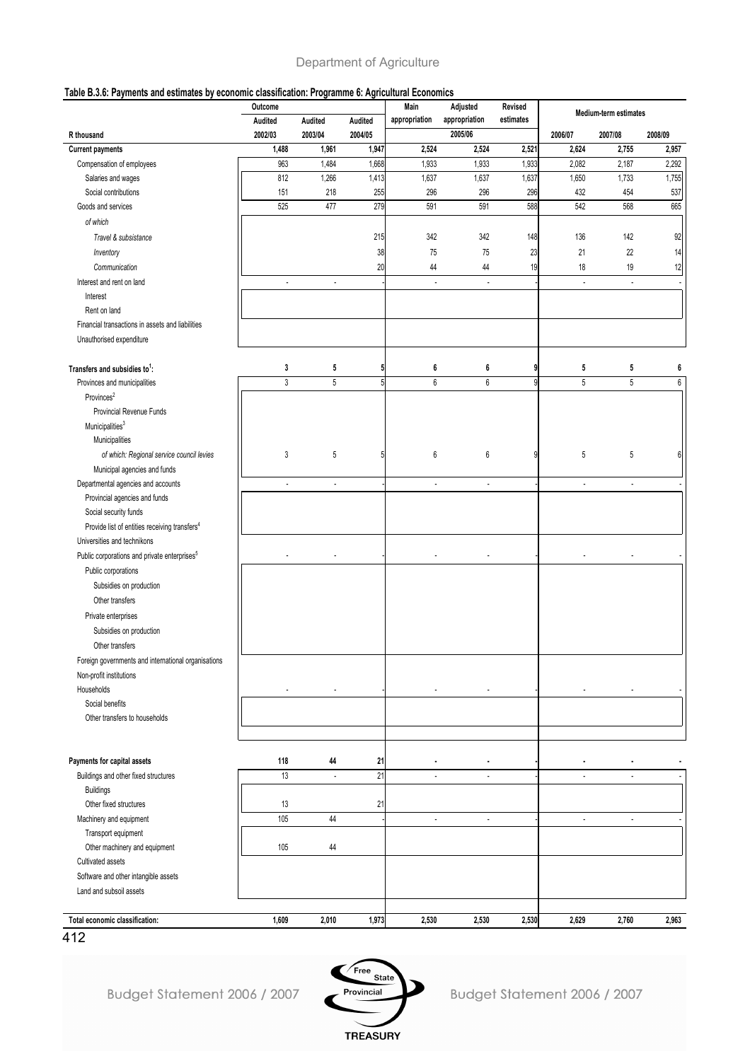**Table B.3.6: Payments and estimates by economic classification: Programme 6: Agricultural Economics**

| R thousand | Outcome | | | Main appropriation | Adjusted appropriation | Revised estimates | Medium-term estimates | | |
|---|---|---|---|---|---|---|---|---|---|
| | Audited 2002/03 | Audited 2003/04 | Audited 2004/05 | 2005/06 | | | 2006/07 | 2007/08 | 2008/09 |
| **Current payments** | **1,488** | **1,961** | **1,947** | **2,524** | **2,524** | **2,521** | **2,624** | **2,755** | **2,957** |
| Compensation of employees | 963 | 1,484 | 1,668 | 1,933 | 1,933 | 1,933 | 2,082 | 2,187 | 2,292 |
| Salaries and wages | 812 | 1,266 | 1,413 | 1,637 | 1,637 | 1,637 | 1,650 | 1,733 | 1,755 |
| Social contributions | 151 | 218 | 255 | 296 | 296 | 296 | 432 | 454 | 537 |
| Goods and services | 525 | 477 | 279 | 591 | 591 | 588 | 542 | 568 | 665 |
| *of which* | | | | | | | | | |
| *Travel & subsistance* | | | 215 | 342 | 342 | 148 | 136 | 142 | 92 |
| *Inventory* | | | 38 | 75 | 75 | 23 | 21 | 22 | 14 |
| *Communication* | | | 20 | 44 | 44 | 19 | 18 | 19 | 12 |
| Interest and rent on land | - | - | - | - | - | - | - | - | - |
| Interest | | | | | | | | | |
| Rent on land | | | | | | | | | |
| Financial transactions in assets and liabilities | | | | | | | | | |
| Unauthorised expenditure | | | | | | | | | |
| **Transfers and subsidies to[1]:** | **3** | **5** | **5** | **6** | **6** | **9** | **5** | **5** | **6** |
| Provinces and municipalities | 3 | 5 | 5 | 6 | 6 | 9 | 5 | 5 | 6 |
| Provinces[2] | | | | | | | | | |
| Provincial Revenue Funds | | | | | | | | | |
| Municipalities[3] | | | | | | | | | |
| Municipalities | | | | | | | | | |
| *of which: Regional service council levies* | 3 | 5 | 5 | 6 | 6 | 9 | 5 | 5 | 6 |
| Municipal agencies and funds | | | | | | | | | |
| Departmental agencies and accounts | - | - | - | - | - | - | - | - | - |
| Provincial agencies and funds | | | | | | | | | |
| Social security funds | | | | | | | | | |
| Provide list of entities receiving transfers[4] | | | | | | | | | |
| Universities and technikons | | | | | | | | | |
| Public corporations and private enterprises[5] | - | - | - | - | - | - | - | - | - |
| Public corporations | | | | | | | | | |
| Subsidies on production | | | | | | | | | |
| Other transfers | | | | | | | | | |
| Private enterprises | | | | | | | | | |
| Subsidies on production | | | | | | | | | |
| Other transfers | | | | | | | | | |
| Foreign governments and international organisations | | | | | | | | | |
| Non-profit institutions | | | | | | | | | |
| Households | - | - | - | - | - | - | - | - | - |
| Social benefits | | | | | | | | | |
| Other transfers to households | | | | | | | | | |
| **Payments for capital assets** | **118** | **44** | **21** | **-** | **-** | **-** | **-** | **-** | **-** |
| Buildings and other fixed structures | 13 | - | 21 | - | - | - | - | - | - |
| Buildings | | | | | | | | | |
| Other fixed structures | 13 | | 21 | | | | | | |
| Machinery and equipment | 105 | 44 | - | - | - | - | - | - | - |
| Transport equipment | | | | | | | | | |
| Other machinery and equipment | 105 | 44 | | | | | | | |
| Cultivated assets | | | | | | | | | |
| Software and other intangible assets | | | | | | | | | |
| Land and subsoil assets | | | | | | | | | |
| **Total economic classification:** | **1,609** | **2,010** | **1,973** | **2,530** | **2,530** | **2,530** | **2,629** | **2,760** | **2,963** |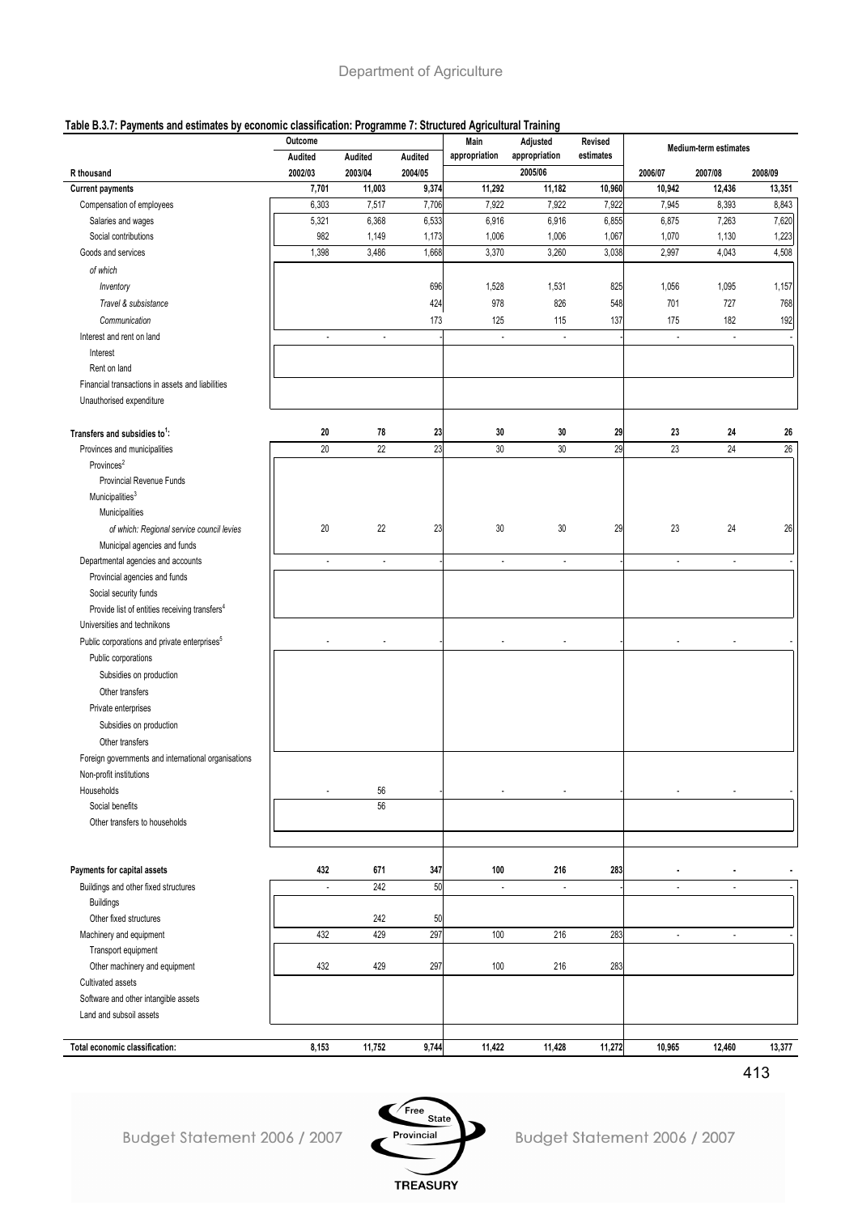### Table B.3.7: Payments and estimates by economic classification: Programme 7: Structured Agricultural Training

| | Outcome | | | Main appropriation | Adjusted appropriation | Revised estimates | Medium-term estimates | | |
|---|---|---|---|---|---|---|---|---|---|
| | Audited | Audited | Audited | | | | | | |
| R thousand | 2002/03 | 2003/04 | 2004/05 | | 2005/06 | | 2006/07 | 2007/08 | 2008/09 |
| **Current payments** | **7,701** | **11,003** | **9,374** | **11,292** | **11,182** | **10,960** | **10,942** | **12,436** | **13,351** |
| Compensation of employees | 6,303 | 7,517 | 7,706 | 7,922 | 7,922 | 7,922 | 7,945 | 8,393 | 8,843 |
| Salaries and wages | 5,321 | 6,368 | 6,533 | 6,916 | 6,916 | 6,855 | 6,875 | 7,263 | 7,620 |
| Social contributions | 982 | 1,149 | 1,173 | 1,006 | 1,006 | 1,067 | 1,070 | 1,130 | 1,223 |
| Goods and services | 1,398 | 3,486 | 1,668 | 3,370 | 3,260 | 3,038 | 2,997 | 4,043 | 4,508 |
| *of which* | | | | | | | | | |
| *Inventory* | | | 696 | 1,528 | 1,531 | 825 | 1,056 | 1,095 | 1,157 |
| *Travel & subsistance* | | | 424 | 978 | 826 | 548 | 701 | 727 | 768 |
| *Communication* | | | 173 | 125 | 115 | 137 | 175 | 182 | 192 |
| Interest and rent on land | - | - | - | - | - | - | - | - | - |
| Interest | | | | | | | | | |
| Rent on land | | | | | | | | | |
| Financial transactions in assets and liabilities | | | | | | | | | |
| Unauthorised expenditure | | | | | | | | | |
| **Transfers and subsidies to[1]:** | **20** | **78** | **23** | **30** | **30** | **29** | **23** | **24** | **26** |
| Provinces and municipalities | 20 | 22 | 23 | 30 | 30 | 29 | 23 | 24 | 26 |
| Provinces[2] | | | | | | | | | |
| Provincial Revenue Funds | | | | | | | | | |
| Municipalities[3] | | | | | | | | | |
| Municipalities | | | | | | | | | |
| *of which: Regional service council levies* | 20 | 22 | 23 | 30 | 30 | 29 | 23 | 24 | 26 |
| Municipal agencies and funds | | | | | | | | | |
| Departmental agencies and accounts | - | - | - | - | - | - | - | - | - |
| Provincial agencies and funds | | | | | | | | | |
| Social security funds | | | | | | | | | |
| Provide list of entities receiving transfers[4] | | | | | | | | | |
| Universities and technikons | | | | | | | | | |
| Public corporations and private enterprises[5] | - | - | - | - | - | - | - | - | - |
| Public corporations | | | | | | | | | |
| Subsidies on production | | | | | | | | | |
| Other transfers | | | | | | | | | |
| Private enterprises | | | | | | | | | |
| Subsidies on production | | | | | | | | | |
| Other transfers | | | | | | | | | |
| Foreign governments and international organisations | | | | | | | | | |
| Non-profit institutions | | | | | | | | | |
| Households | - | 56 | - | - | - | - | - | - | - |
| Social benefits | | 56 | | | | | | | |
| Other transfers to households | | | | | | | | | |
| **Payments for capital assets** | **432** | **671** | **347** | **100** | **216** | **283** | **-** | **-** | **-** |
| Buildings and other fixed structures | - | 242 | 50 | - | - | - | - | - | - |
| Buildings | | | | | | | | | |
| Other fixed structures | | 242 | 50 | | | | | | |
| Machinery and equipment | 432 | 429 | 297 | 100 | 216 | 283 | - | - | - |
| Transport equipment | | | | | | | | | |
| Other machinery and equipment | 432 | 429 | 297 | 100 | 216 | 283 | | | |
| Cultivated assets | | | | | | | | | |
| Software and other intangible assets | | | | | | | | | |
| Land and subsoil assets | | | | | | | | | |
| **Total economic classification:** | **8,153** | **11,752** | **9,744** | **11,422** | **11,428** | **11,272** | **10,965** | **12,460** | **13,377** |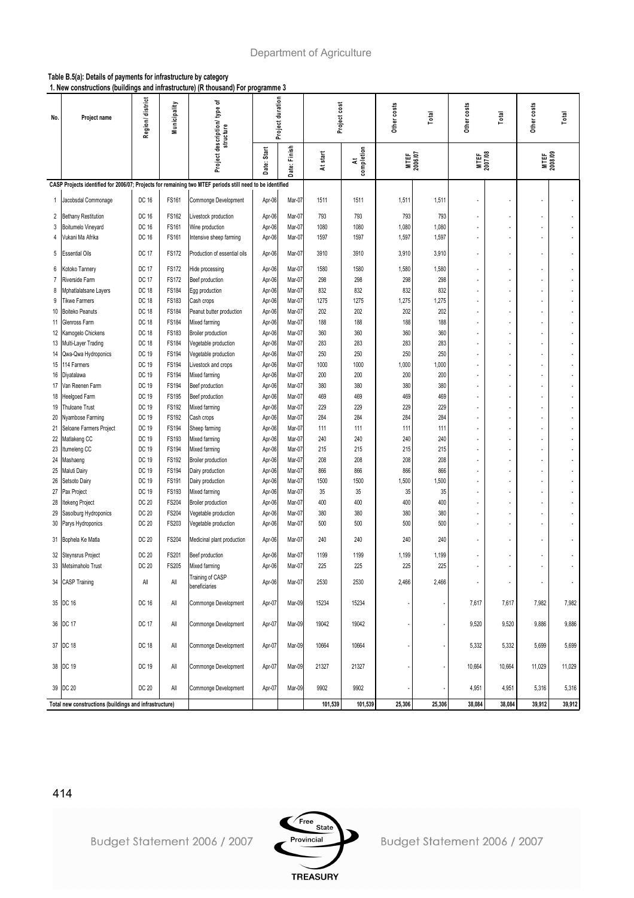**Table B.5(a): Details of payments for infrastructure by category**

**1. New constructions (buildings and infrastructure) (R thousand) For programme 3**

| No. | Project name | Region/ district | Municipality | Project description/ type of structure | Project duration | | Project cost | | MTEF 2006/07 | | MTEF 2007/08 | | MTEF 2008/09 | |
|---|---|---|---|---|---|---|---|---|---|---|---|---|---|---|
| | | | | | Date: Start | Date: Finish | At start | At completion | Other costs | Total | Other costs | Total | Other costs | Total |
| CASP Projects identified for 2006/07; Projects for remaining two MTEF periods still need to be identified | | | | | | | | | | | | | | |
| 1 | Jacobsdal Commonage | DC 16 | FS161 | Commonge Development | Apr-06 | Mar-07 | 1511 | 1511 | 1,511 | 1,511 | - | - | - | - |
| 2 | Bethany Restitution | DC 16 | FS162 | Livestock production | Apr-06 | Mar-07 | 793 | 793 | 793 | 793 | - | - | - | - |
| 3 | Boitumelo Vineyard | DC 16 | FS161 | Wine production | Apr-06 | Mar-07 | 1080 | 1080 | 1,080 | 1,080 | - | - | - | - |
| 4 | Vukani Ma Afrika | DC 16 | FS161 | Intensive sheep farming | Apr-06 | Mar-07 | 1597 | 1597 | 1,597 | 1,597 | - | - | - | - |
| 5 | Essential Oils | DC 17 | FS172 | Production of essential oils | Apr-06 | Mar-07 | 3910 | 3910 | 3,910 | 3,910 | - | - | - | - |
| 6 | Kotoko Tannery | DC 17 | FS172 | Hide processing | Apr-06 | Mar-07 | 1580 | 1580 | 1,580 | 1,580 | - | - | - | - |
| 7 | Riverside Farm | DC 17 | FS172 | Beef production | Apr-06 | Mar-07 | 298 | 298 | 298 | 298 | - | - | - | - |
| 8 | Mphatlalatsane Layers | DC 18 | FS184 | Egg production | Apr-06 | Mar-07 | 832 | 832 | 832 | 832 | - | - | - | - |
| 9 | Tikwe Farmers | DC 18 | FS183 | Cash crops | Apr-06 | Mar-07 | 1275 | 1275 | 1,275 | 1,275 | - | - | - | - |
| 10 | Boiteko Peanuts | DC 18 | FS184 | Peanut butter production | Apr-06 | Mar-07 | 202 | 202 | 202 | 202 | - | - | - | - |
| 11 | Glenross Farm | DC 18 | FS184 | Mixed farming | Apr-06 | Mar-07 | 188 | 188 | 188 | 188 | - | - | - | - |
| 12 | Kamogelo Chickens | DC 18 | FS183 | Broiler production | Apr-06 | Mar-07 | 360 | 360 | 360 | 360 | - | - | - | - |
| 13 | Multi-Layer Trading | DC 18 | FS184 | Vegetable production | Apr-06 | Mar-07 | 283 | 283 | 283 | 283 | - | - | - | - |
| 14 | Qwa-Qwa Hydroponics | DC 19 | FS194 | Vegetable production | Apr-06 | Mar-07 | 250 | 250 | 250 | 250 | - | - | - | - |
| 15 | 114 Farmers | DC 19 | FS194 | Livestock and crops | Apr-06 | Mar-07 | 1000 | 1000 | 1,000 | 1,000 | - | - | - | - |
| 16 | Diyatalawa | DC 19 | FS194 | Mixed farming | Apr-06 | Mar-07 | 200 | 200 | 200 | 200 | - | - | - | - |
| 17 | Van Reenen Farm | DC 19 | FS194 | Beef production | Apr-06 | Mar-07 | 380 | 380 | 380 | 380 | - | - | - | - |
| 18 | Heelgoed Farm | DC 19 | FS195 | Beef production | Apr-06 | Mar-07 | 469 | 469 | 469 | 469 | - | - | - | - |
| 19 | Thulcane Trust | DC 19 | FS192 | Mixed farming | Apr-06 | Mar-07 | 229 | 229 | 229 | 229 | - | - | - | - |
| 20 | Nyambose Farming | DC 19 | FS192 | Cash crops | Apr-06 | Mar-07 | 284 | 284 | 284 | 284 | - | - | - | - |
| 21 | Seloane Farmers Project | DC 19 | FS194 | Sheep farming | Apr-06 | Mar-07 | 111 | 111 | 111 | 111 | - | - | - | - |
| 22 | Matlakeng CC | DC 19 | FS193 | Mixed farming | Apr-06 | Mar-07 | 240 | 240 | 240 | 240 | - | - | - | - |
| 23 | Itumeleng CC | DC 19 | FS194 | Mixed farming | Apr-06 | Mar-07 | 215 | 215 | 215 | 215 | - | - | - | - |
| 24 | Mashaeng | DC 19 | FS192 | Broiler production | Apr-06 | Mar-07 | 208 | 208 | 208 | 208 | - | - | - | - |
| 25 | Maluti Dairy | DC 19 | FS194 | Dairy production | Apr-06 | Mar-07 | 866 | 866 | 866 | 866 | - | - | - | - |
| 26 | Setsoto Dairy | DC 19 | FS191 | Dairy production | Apr-06 | Mar-07 | 1500 | 1500 | 1,500 | 1,500 | - | - | - | - |
| 27 | Pax Project | DC 19 | FS193 | Mixed farming | Apr-06 | Mar-07 | 35 | 35 | 35 | 35 | - | - | - | - |
| 28 | Itekeng Project | DC 20 | FS204 | Broiler production | Apr-06 | Mar-07 | 400 | 400 | 400 | 400 | - | - | - | - |
| 29 | Sasolburg Hydroponics | DC 20 | FS204 | Vegetable production | Apr-06 | Mar-07 | 380 | 380 | 380 | 380 | - | - | - | - |
| 30 | Parys Hydroponics | DC 20 | FS203 | Vegetable production | Apr-06 | Mar-07 | 500 | 500 | 500 | 500 | - | - | - | - |
| 31 | Bophela Ke Matla | DC 20 | FS204 | Medicinal plant production | Apr-06 | Mar-07 | 240 | 240 | 240 | 240 | - | - | - | - |
| 32 | Steynsrus Project | DC 20 | FS201 | Beef production | Apr-06 | Mar-07 | 1199 | 1199 | 1,199 | 1,199 | - | - | - | - |
| 33 | Metsimaholo Trust | DC 20 | FS205 | Mixed farming | Apr-06 | Mar-07 | 225 | 225 | 225 | 225 | - | - | - | - |
| 34 | CASP Training | All | All | Training of CASP beneficiaries | Apr-06 | Mar-07 | 2530 | 2530 | 2,466 | 2,466 | - | - | - | - |
| 35 | DC 16 | DC 16 | All | Commonge Development | Apr-07 | Mar-09 | 15234 | 15234 | - | - | 7,617 | 7,617 | 7,982 | 7,982 |
| 36 | DC 17 | DC 17 | All | Commonge Development | Apr-07 | Mar-09 | 19042 | 19042 | - | - | 9,520 | 9,520 | 9,886 | 9,886 |
| 37 | DC 18 | DC 18 | All | Commonge Development | Apr-07 | Mar-09 | 10664 | 10664 | - | - | 5,332 | 5,332 | 5,699 | 5,699 |
| 38 | DC 19 | DC 19 | All | Commonge Development | Apr-07 | Mar-09 | 21327 | 21327 | - | - | 10,664 | 10,664 | 11,029 | 11,029 |
| 39 | DC 20 | DC 20 | All | Commonge Development | Apr-07 | Mar-09 | 9902 | 9902 | - | - | 4,951 | 4,951 | 5,316 | 5,316 |
| Total new constructions (buildings and infrastructure) | | | | | | | 101,539 | 101,539 | 25,306 | 25,306 | 38,084 | 38,084 | 39,912 | 39,912 |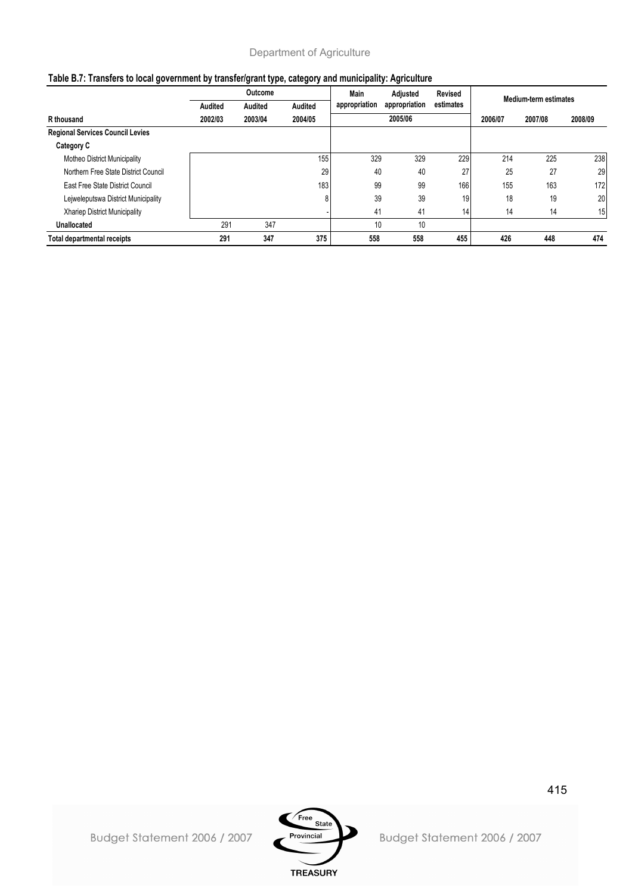### Table B.7: Transfers to local government by transfer/grant type, category and municipality: Agriculture

| | Outcome | | | Main appropriation | Adjusted appropriation | Revised estimates | Medium-term estimates | | |
|---|---|---|---|---|---|---|---|---|---|
| | Audited | Audited | Audited | | | | | | |
| R thousand | 2002/03 | 2003/04 | 2004/05 | 2005/06 | | | 2006/07 | 2007/08 | 2008/09 |
| **Regional Services Council Levies** | | | | | | | | | |
| **Category C** | | | | | | | | | |
| Motheo District Municipality | | | 155 | 329 | 329 | 229 | 214 | 225 | 238 |
| Northern Free State District Council | | | 29 | 40 | 40 | 27 | 25 | 27 | 29 |
| East Free State District Council | | | 183 | 99 | 99 | 166 | 155 | 163 | 172 |
| Lejweleputswa District Municipality | | | 8 | 39 | 39 | 19 | 18 | 19 | 20 |
| Xhariep District Municipality | | | - | 41 | 41 | 14 | 14 | 14 | 15 |
| **Unallocated** | 291 | 347 | | 10 | 10 | | | | |
| **Total departmental receipts** | 291 | 347 | 375 | 558 | 558 | 455 | 426 | 448 | 474 |